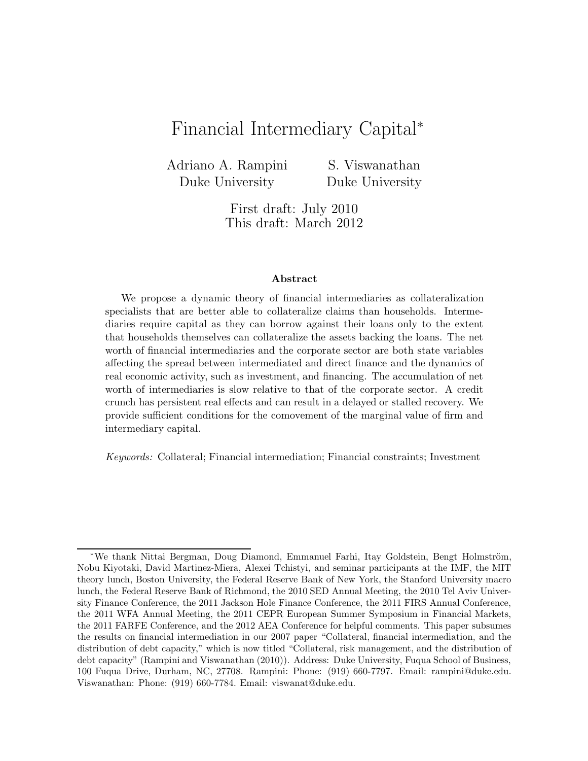# Financial Intermediary Capital[*]

Adriano A. Rampini
Duke University

S. Viswanathan
Duke University

First draft: July 2010
This draft: March 2012

## Abstract

We propose a dynamic theory of financial intermediaries as collateralization specialists that are better able to collateralize claims than households. Intermediaries require capital as they can borrow against their loans only to the extent that households themselves can collateralize the assets backing the loans. The net worth of financial intermediaries and the corporate sector are both state variables affecting the spread between intermediated and direct finance and the dynamics of real economic activity, such as investment, and financing. The accumulation of net worth of intermediaries is slow relative to that of the corporate sector. A credit crunch has persistent real effects and can result in a delayed or stalled recovery. We provide sufficient conditions for the comovement of the marginal value of firm and intermediary capital.

*Keywords:* Collateral; Financial intermediation; Financial constraints; Investment

---

[*] We thank Nittai Bergman, Doug Diamond, Emmanuel Farhi, Itay Goldstein, Bengt Holmström, Nobu Kiyotaki, David Martinez-Miera, Alexei Tchistyi, and seminar participants at the IMF, the MIT theory lunch, Boston University, the Federal Reserve Bank of New York, the Stanford University macro lunch, the Federal Reserve Bank of Richmond, the 2010 SED Annual Meeting, the 2010 Tel Aviv University Finance Conference, the 2011 Jackson Hole Finance Conference, the 2011 FIRS Annual Conference, the 2011 WFA Annual Meeting, the 2011 CEPR European Summer Symposium in Financial Markets, the 2011 FARFE Conference, and the 2012 AEA Conference for helpful comments. This paper subsumes the results on financial intermediation in our 2007 paper "Collateral, financial intermediation, and the distribution of debt capacity," which is now titled "Collateral, risk management, and the distribution of debt capacity" (Rampini and Viswanathan (2010)). Address: Duke University, Fuqua School of Business, 100 Fuqua Drive, Durham, NC, 27708. Rampini: Phone: (919) 660-7797. Email: rampini@duke.edu. Viswanathan: Phone: (919) 660-7784. Email: viswanat@duke.edu.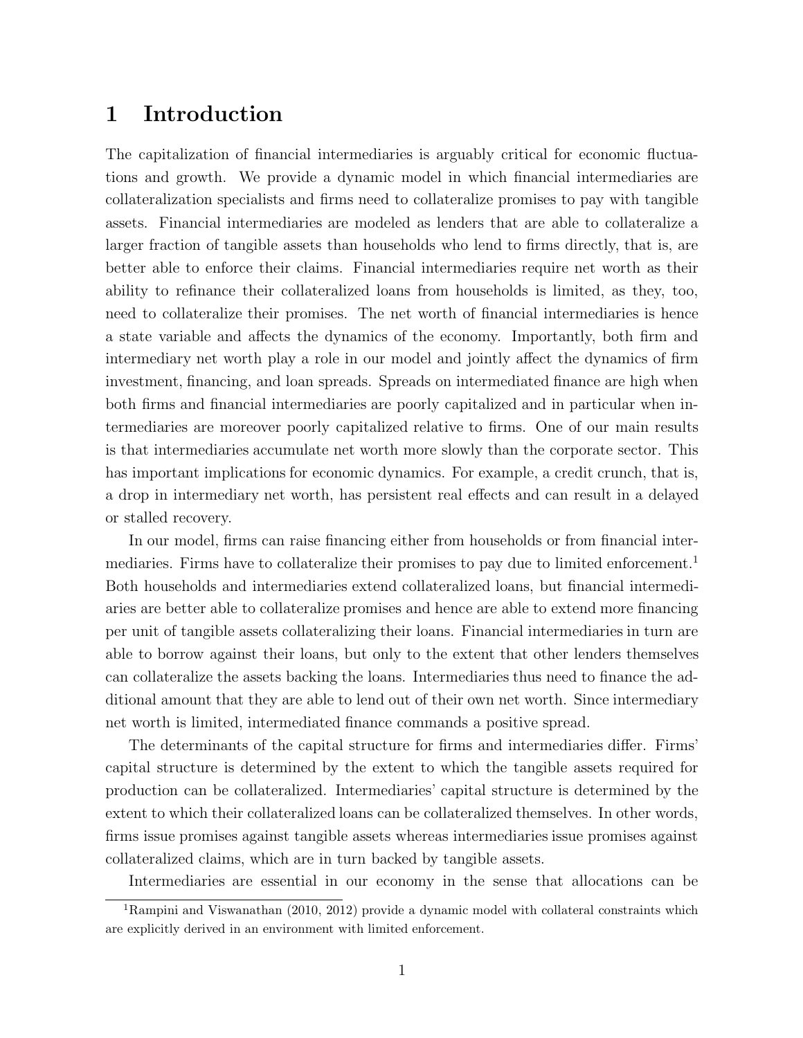# 1 Introduction

The capitalization of financial intermediaries is arguably critical for economic fluctuations and growth. We provide a dynamic model in which financial intermediaries are collateralization specialists and firms need to collateralize promises to pay with tangible assets. Financial intermediaries are modeled as lenders that are able to collateralize a larger fraction of tangible assets than households who lend to firms directly, that is, are better able to enforce their claims. Financial intermediaries require net worth as their ability to refinance their collateralized loans from households is limited, as they, too, need to collateralize their promises. The net worth of financial intermediaries is hence a state variable and affects the dynamics of the economy. Importantly, both firm and intermediary net worth play a role in our model and jointly affect the dynamics of firm investment, financing, and loan spreads. Spreads on intermediated finance are high when both firms and financial intermediaries are poorly capitalized and in particular when intermediaries are moreover poorly capitalized relative to firms. One of our main results is that intermediaries accumulate net worth more slowly than the corporate sector. This has important implications for economic dynamics. For example, a credit crunch, that is, a drop in intermediary net worth, has persistent real effects and can result in a delayed or stalled recovery.

In our model, firms can raise financing either from households or from financial intermediaries. Firms have to collateralize their promises to pay due to limited enforcement.[1] Both households and intermediaries extend collateralized loans, but financial intermediaries are better able to collateralize promises and hence are able to extend more financing per unit of tangible assets collateralizing their loans. Financial intermediaries in turn are able to borrow against their loans, but only to the extent that other lenders themselves can collateralize the assets backing the loans. Intermediaries thus need to finance the additional amount that they are able to lend out of their own net worth. Since intermediary net worth is limited, intermediated finance commands a positive spread.

The determinants of the capital structure for firms and intermediaries differ. Firms' capital structure is determined by the extent to which the tangible assets required for production can be collateralized. Intermediaries' capital structure is determined by the extent to which their collateralized loans can be collateralized themselves. In other words, firms issue promises against tangible assets whereas intermediaries issue promises against collateralized claims, which are in turn backed by tangible assets.

Intermediaries are essential in our economy in the sense that allocations can be

[1] Rampini and Viswanathan (2010, 2012) provide a dynamic model with collateral constraints which are explicitly derived in an environment with limited enforcement.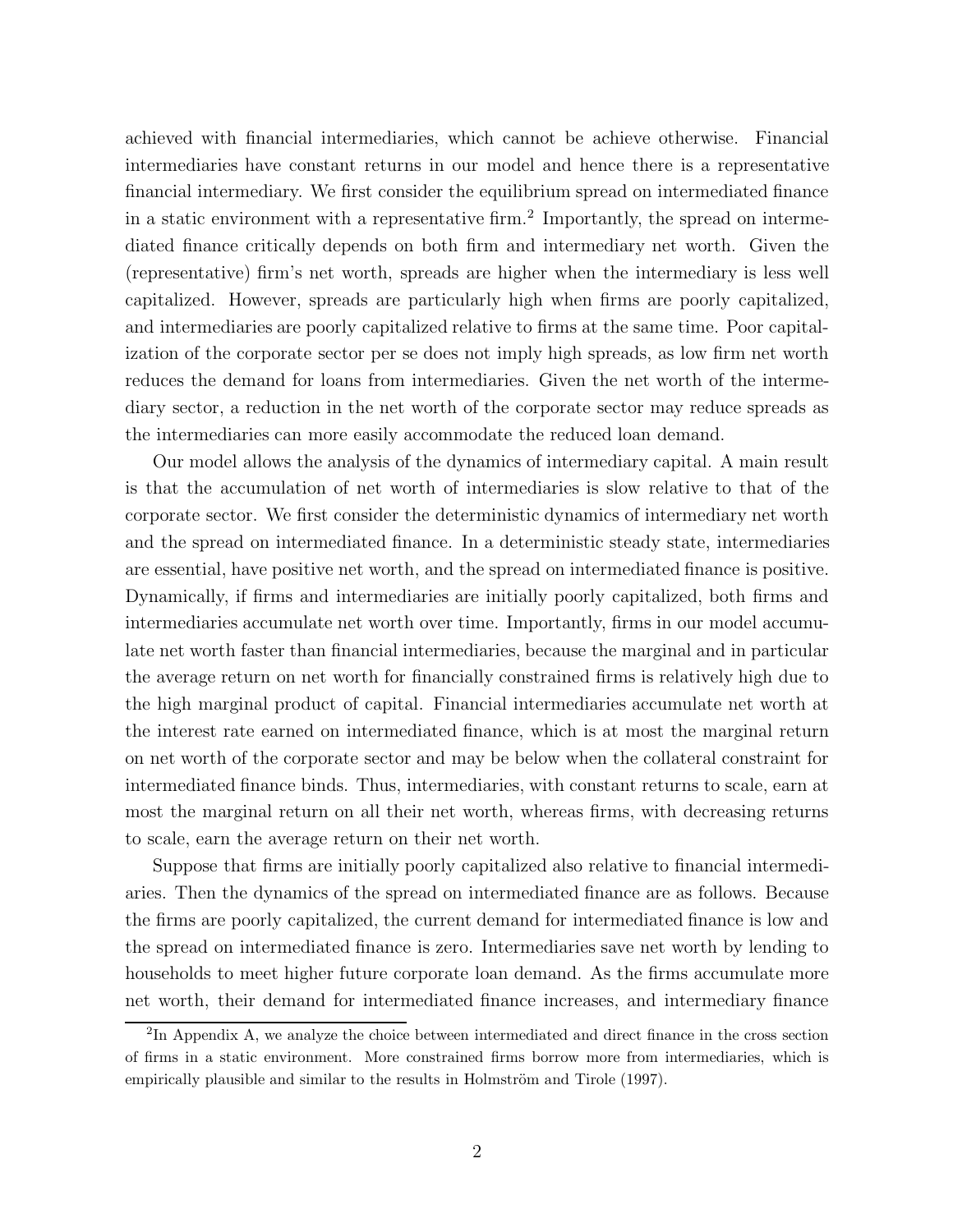achieved with financial intermediaries, which cannot be achieve otherwise. Financial intermediaries have constant returns in our model and hence there is a representative financial intermediary. We first consider the equilibrium spread on intermediated finance in a static environment with a representative firm.[2] Importantly, the spread on intermediated finance critically depends on both firm and intermediary net worth. Given the (representative) firm's net worth, spreads are higher when the intermediary is less well capitalized. However, spreads are particularly high when firms are poorly capitalized, and intermediaries are poorly capitalized relative to firms at the same time. Poor capitalization of the corporate sector per se does not imply high spreads, as low firm net worth reduces the demand for loans from intermediaries. Given the net worth of the intermediary sector, a reduction in the net worth of the corporate sector may reduce spreads as the intermediaries can more easily accommodate the reduced loan demand.

Our model allows the analysis of the dynamics of intermediary capital. A main result is that the accumulation of net worth of intermediaries is slow relative to that of the corporate sector. We first consider the deterministic dynamics of intermediary net worth and the spread on intermediated finance. In a deterministic steady state, intermediaries are essential, have positive net worth, and the spread on intermediated finance is positive. Dynamically, if firms and intermediaries are initially poorly capitalized, both firms and intermediaries accumulate net worth over time. Importantly, firms in our model accumulate net worth faster than financial intermediaries, because the marginal and in particular the average return on net worth for financially constrained firms is relatively high due to the high marginal product of capital. Financial intermediaries accumulate net worth at the interest rate earned on intermediated finance, which is at most the marginal return on net worth of the corporate sector and may be below when the collateral constraint for intermediated finance binds. Thus, intermediaries, with constant returns to scale, earn at most the marginal return on all their net worth, whereas firms, with decreasing returns to scale, earn the average return on their net worth.

Suppose that firms are initially poorly capitalized also relative to financial intermediaries. Then the dynamics of the spread on intermediated finance are as follows. Because the firms are poorly capitalized, the current demand for intermediated finance is low and the spread on intermediated finance is zero. Intermediaries save net worth by lending to households to meet higher future corporate loan demand. As the firms accumulate more net worth, their demand for intermediated finance increases, and intermediary finance

[2] In Appendix A, we analyze the choice between intermediated and direct finance in the cross section of firms in a static environment. More constrained firms borrow more from intermediaries, which is empirically plausible and similar to the results in Holmström and Tirole (1997).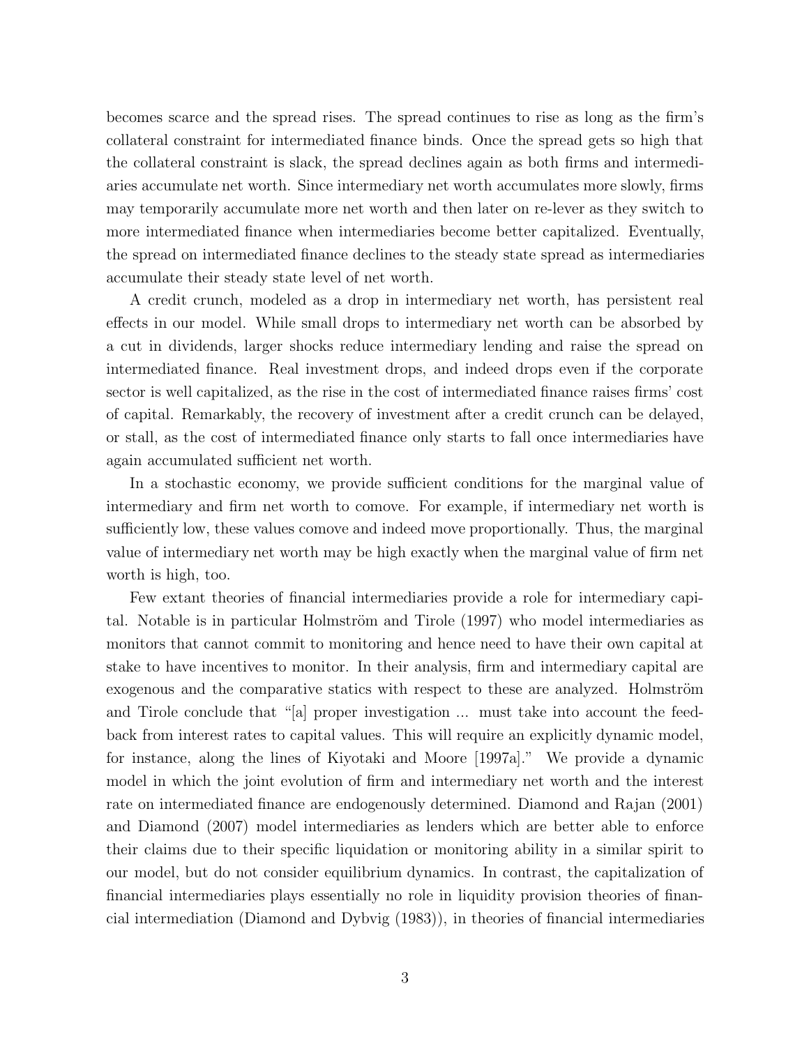becomes scarce and the spread rises. The spread continues to rise as long as the firm's collateral constraint for intermediated finance binds. Once the spread gets so high that the collateral constraint is slack, the spread declines again as both firms and intermediaries accumulate net worth. Since intermediary net worth accumulates more slowly, firms may temporarily accumulate more net worth and then later on re-lever as they switch to more intermediated finance when intermediaries become better capitalized. Eventually, the spread on intermediated finance declines to the steady state spread as intermediaries accumulate their steady state level of net worth.

A credit crunch, modeled as a drop in intermediary net worth, has persistent real effects in our model. While small drops to intermediary net worth can be absorbed by a cut in dividends, larger shocks reduce intermediary lending and raise the spread on intermediated finance. Real investment drops, and indeed drops even if the corporate sector is well capitalized, as the rise in the cost of intermediated finance raises firms' cost of capital. Remarkably, the recovery of investment after a credit crunch can be delayed, or stall, as the cost of intermediated finance only starts to fall once intermediaries have again accumulated sufficient net worth.

In a stochastic economy, we provide sufficient conditions for the marginal value of intermediary and firm net worth to comove. For example, if intermediary net worth is sufficiently low, these values comove and indeed move proportionally. Thus, the marginal value of intermediary net worth may be high exactly when the marginal value of firm net worth is high, too.

Few extant theories of financial intermediaries provide a role for intermediary capital. Notable is in particular Holmström and Tirole (1997) who model intermediaries as monitors that cannot commit to monitoring and hence need to have their own capital at stake to have incentives to monitor. In their analysis, firm and intermediary capital are exogenous and the comparative statics with respect to these are analyzed. Holmström and Tirole conclude that "[a] proper investigation ... must take into account the feedback from interest rates to capital values. This will require an explicitly dynamic model, for instance, along the lines of Kiyotaki and Moore [1997a]." We provide a dynamic model in which the joint evolution of firm and intermediary net worth and the interest rate on intermediated finance are endogenously determined. Diamond and Rajan (2001) and Diamond (2007) model intermediaries as lenders which are better able to enforce their claims due to their specific liquidation or monitoring ability in a similar spirit to our model, but do not consider equilibrium dynamics. In contrast, the capitalization of financial intermediaries plays essentially no role in liquidity provision theories of financial intermediation (Diamond and Dybvig (1983)), in theories of financial intermediaries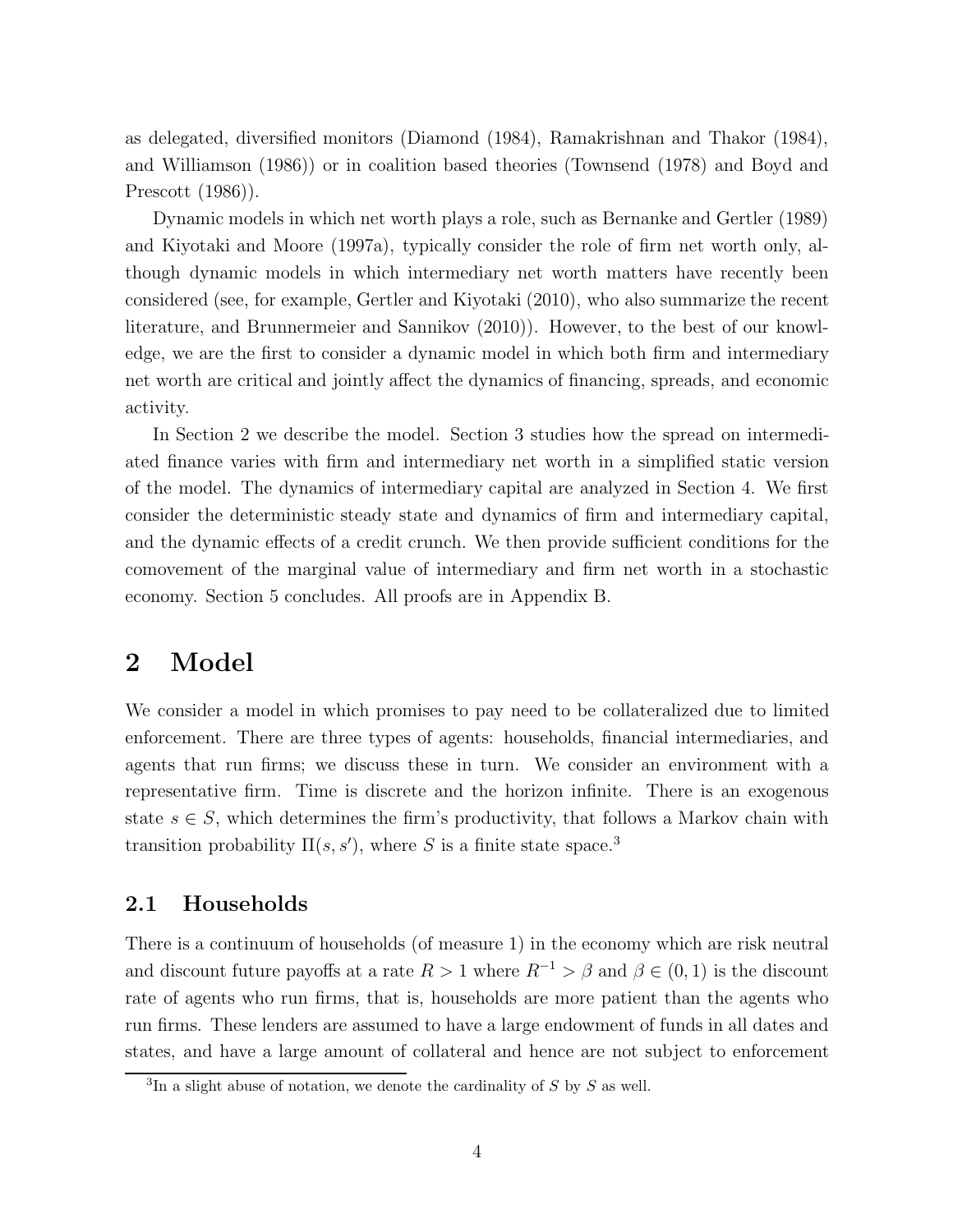as delegated, diversified monitors (Diamond (1984), Ramakrishnan and Thakor (1984), and Williamson (1986)) or in coalition based theories (Townsend (1978) and Boyd and Prescott (1986)).

Dynamic models in which net worth plays a role, such as Bernanke and Gertler (1989) and Kiyotaki and Moore (1997a), typically consider the role of firm net worth only, although dynamic models in which intermediary net worth matters have recently been considered (see, for example, Gertler and Kiyotaki (2010), who also summarize the recent literature, and Brunnermeier and Sannikov (2010)). However, to the best of our knowledge, we are the first to consider a dynamic model in which both firm and intermediary net worth are critical and jointly affect the dynamics of financing, spreads, and economic activity.

In Section 2 we describe the model. Section 3 studies how the spread on intermediated finance varies with firm and intermediary net worth in a simplified static version of the model. The dynamics of intermediary capital are analyzed in Section 4. We first consider the deterministic steady state and dynamics of firm and intermediary capital, and the dynamic effects of a credit crunch. We then provide sufficient conditions for the comovement of the marginal value of intermediary and firm net worth in a stochastic economy. Section 5 concludes. All proofs are in Appendix B.

# 2 Model

We consider a model in which promises to pay need to be collateralized due to limited enforcement. There are three types of agents: households, financial intermediaries, and agents that run firms; we discuss these in turn. We consider an environment with a representative firm. Time is discrete and the horizon infinite. There is an exogenous state $s \in S$, which determines the firm's productivity, that follows a Markov chain with transition probability $\Pi(s, s')$, where $S$ is a finite state space.[3]

## 2.1 Households

There is a continuum of households (of measure 1) in the economy which are risk neutral and discount future payoffs at a rate $R > 1$ where $R^{-1} > \beta$ and $\beta \in (0, 1)$ is the discount rate of agents who run firms, that is, households are more patient than the agents who run firms. These lenders are assumed to have a large endowment of funds in all dates and states, and have a large amount of collateral and hence are not subject to enforcement

[3] In a slight abuse of notation, we denote the cardinality of $S$ by $S$ as well.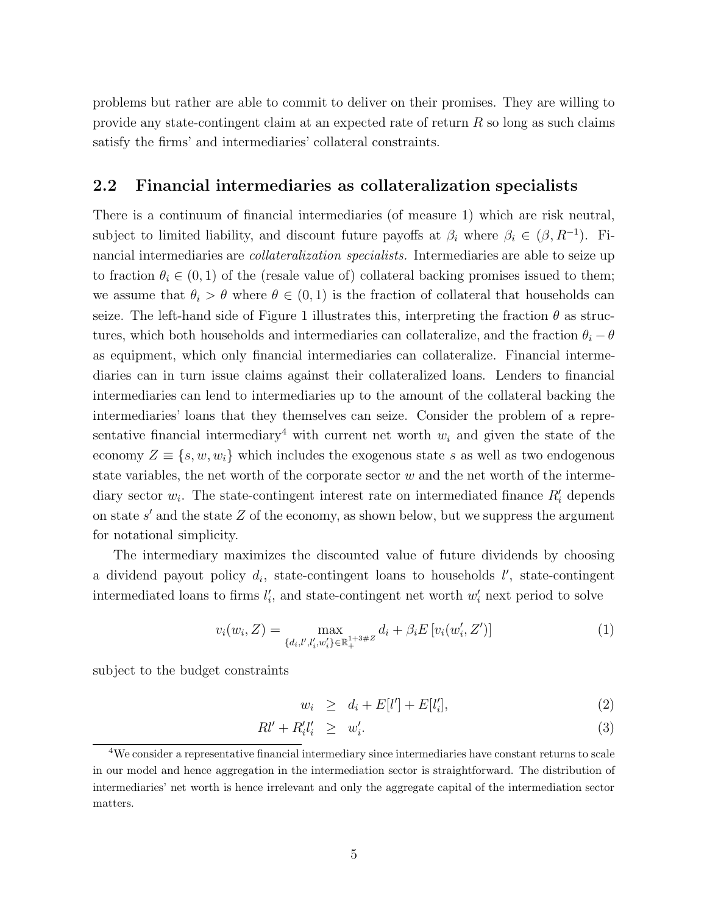problems but rather are able to commit to deliver on their promises. They are willing to provide any state-contingent claim at an expected rate of return $R$ so long as such claims satisfy the firms' and intermediaries' collateral constraints.

## 2.2 Financial intermediaries as collateralization specialists

There is a continuum of financial intermediaries (of measure 1) which are risk neutral, subject to limited liability, and discount future payoffs at $\beta_i$ where $\beta_i \in (\beta, R^{-1})$. Financial intermediaries are *collateralization specialists.* Intermediaries are able to seize up to fraction $\theta_i \in (0, 1)$ of the (resale value of) collateral backing promises issued to them; we assume that $\theta_i > \theta$ where $\theta \in (0, 1)$ is the fraction of collateral that households can seize. The left-hand side of Figure 1 illustrates this, interpreting the fraction $\theta$ as structures, which both households and intermediaries can collateralize, and the fraction $\theta_i - \theta$ as equipment, which only financial intermediaries can collateralize. Financial intermediaries can in turn issue claims against their collateralized loans. Lenders to financial intermediaries can lend to intermediaries up to the amount of the collateral backing the intermediaries' loans that they themselves can seize. Consider the problem of a representative financial intermediary[4] with current net worth $w_i$ and given the state of the economy $Z \equiv \{s, w, w_i\}$ which includes the exogenous state $s$ as well as two endogenous state variables, the net worth of the corporate sector $w$ and the net worth of the intermediary sector $w_i$. The state-contingent interest rate on intermediated finance $R'_i$ depends on state $s'$ and the state $Z$ of the economy, as shown below, but we suppress the argument for notational simplicity.

The intermediary maximizes the discounted value of future dividends by choosing a dividend payout policy $d_i$, state-contingent loans to households $l'$, state-contingent intermediated loans to firms $l'_i$, and state-contingent net worth $w'_i$ next period to solve

$$v_i(w_i, Z) = \max_{\{d_i, l', l'_i, w'_i\} \in \mathbb{R}_+^{1+3\#Z}} d_i + \beta_i E\left[v_i(w'_i, Z')\right] \tag{1}$$

subject to the budget constraints

$$w_i \geq d_i + E[l'] + E[l'_i], \tag{2}$$

$$Rl' + R'_i l'_i \geq w'_i. \tag{3}$$

[4] We consider a representative financial intermediary since intermediaries have constant returns to scale in our model and hence aggregation in the intermediation sector is straightforward. The distribution of intermediaries' net worth is hence irrelevant and only the aggregate capital of the intermediation sector matters.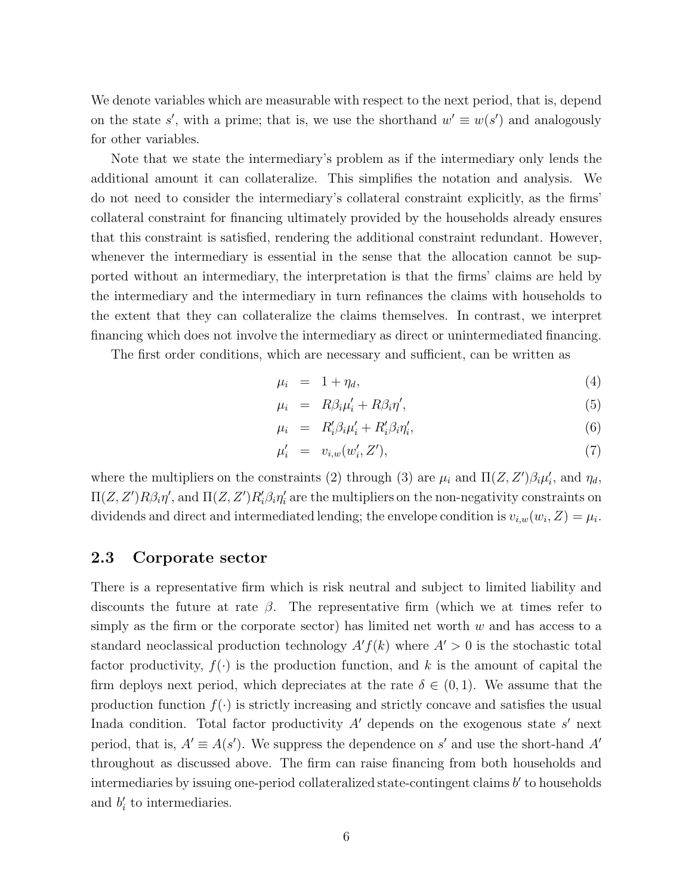We denote variables which are measurable with respect to the next period, that is, depend on the state $s'$, with a prime; that is, we use the shorthand $w' \equiv w(s')$ and analogously for other variables.

Note that we state the intermediary's problem as if the intermediary only lends the additional amount it can collateralize. This simplifies the notation and analysis. We do not need to consider the intermediary's collateral constraint explicitly, as the firms' collateral constraint for financing ultimately provided by the households already ensures that this constraint is satisfied, rendering the additional constraint redundant. However, whenever the intermediary is essential in the sense that the allocation cannot be supported without an intermediary, the interpretation is that the firms' claims are held by the intermediary and the intermediary in turn refinances the claims with households to the extent that they can collateralize the claims themselves. In contrast, we interpret financing which does not involve the intermediary as direct or unintermediated financing.

The first order conditions, which are necessary and sufficient, can be written as

$$\mu_i = 1 + \eta_d, \tag{4}$$

$$\mu_i = R\beta_i\mu_i' + R\beta_i\eta', \tag{5}$$

$$\mu_i = R_i'\beta_i\mu_i' + R_i'\beta_i\eta_i', \tag{6}$$

$$\mu_i' = v_{i,w}(w_i', Z'), \tag{7}$$

where the multipliers on the constraints (2) through (3) are $\mu_i$ and $\Pi(Z, Z')\beta_i\mu_i'$, and $\eta_d$, $\Pi(Z, Z')R\beta_i\eta'$, and $\Pi(Z, Z')R_i'\beta_i\eta_i'$ are the multipliers on the non-negativity constraints on dividends and direct and intermediated lending; the envelope condition is $v_{i,w}(w_i, Z) = \mu_i$.

## 2.3 Corporate sector

There is a representative firm which is risk neutral and subject to limited liability and discounts the future at rate $\beta$. The representative firm (which we at times refer to simply as the firm or the corporate sector) has limited net worth $w$ and has access to a standard neoclassical production technology $A'f(k)$ where $A' > 0$ is the stochastic total factor productivity, $f(\cdot)$ is the production function, and $k$ is the amount of capital the firm deploys next period, which depreciates at the rate $\delta \in (0, 1)$. We assume that the production function $f(\cdot)$ is strictly increasing and strictly concave and satisfies the usual Inada condition. Total factor productivity $A'$ depends on the exogenous state $s'$ next period, that is, $A' \equiv A(s')$. We suppress the dependence on $s'$ and use the short-hand $A'$ throughout as discussed above. The firm can raise financing from both households and intermediaries by issuing one-period collateralized state-contingent claims $b'$ to households and $b_i'$ to intermediaries.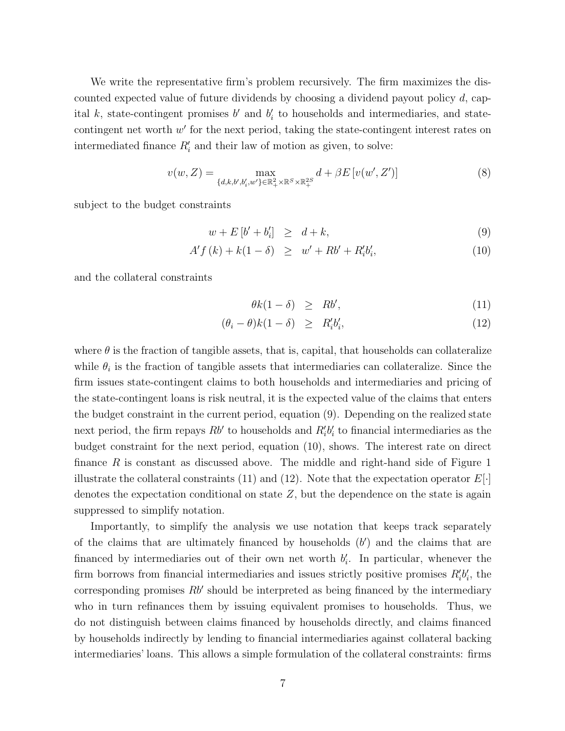We write the representative firm's problem recursively. The firm maximizes the discounted expected value of future dividends by choosing a dividend payout policy $d$, capital $k$, state-contingent promises $b'$ and $b_i'$ to households and intermediaries, and state-contingent net worth $w'$ for the next period, taking the state-contingent interest rates on intermediated finance $R_i'$ and their law of motion as given, to solve:

$$v(w, Z) = \max_{\{d,k,b',b_i',w'\} \in \mathbb{R}_+^2 \times \mathbb{R}^S \times \mathbb{R}_+^{2S}} d + \beta E\left[v(w', Z')\right] \tag{8}$$

subject to the budget constraints

$$w + E\left[b' + b_i'\right] \geq d + k, \tag{9}$$

$$A' f(k) + k(1-\delta) \geq w' + Rb' + R_i' b_i', \tag{10}$$

and the collateral constraints

$$\theta k(1-\delta) \geq Rb', \tag{11}$$

$$(\theta_i - \theta) k(1-\delta) \geq R_i' b_i', \tag{12}$$

where $\theta$ is the fraction of tangible assets, that is, capital, that households can collateralize while $\theta_i$ is the fraction of tangible assets that intermediaries can collateralize. Since the firm issues state-contingent claims to both households and intermediaries and pricing of the state-contingent loans is risk neutral, it is the expected value of the claims that enters the budget constraint in the current period, equation (9). Depending on the realized state next period, the firm repays $Rb'$ to households and $R_i'b_i'$ to financial intermediaries as the budget constraint for the next period, equation (10), shows. The interest rate on direct finance $R$ is constant as discussed above. The middle and right-hand side of Figure 1 illustrate the collateral constraints (11) and (12). Note that the expectation operator $E[\cdot]$ denotes the expectation conditional on state $Z$, but the dependence on the state is again suppressed to simplify notation.

Importantly, to simplify the analysis we use notation that keeps track separately of the claims that are ultimately financed by households ($b'$) and the claims that are financed by intermediaries out of their own net worth $b_i'$. In particular, whenever the firm borrows from financial intermediaries and issues strictly positive promises $R_i'b_i'$, the corresponding promises $Rb'$ should be interpreted as being financed by the intermediary who in turn refinances them by issuing equivalent promises to households. Thus, we do not distinguish between claims financed by households directly, and claims financed by households indirectly by lending to financial intermediaries against collateral backing intermediaries' loans. This allows a simple formulation of the collateral constraints: firms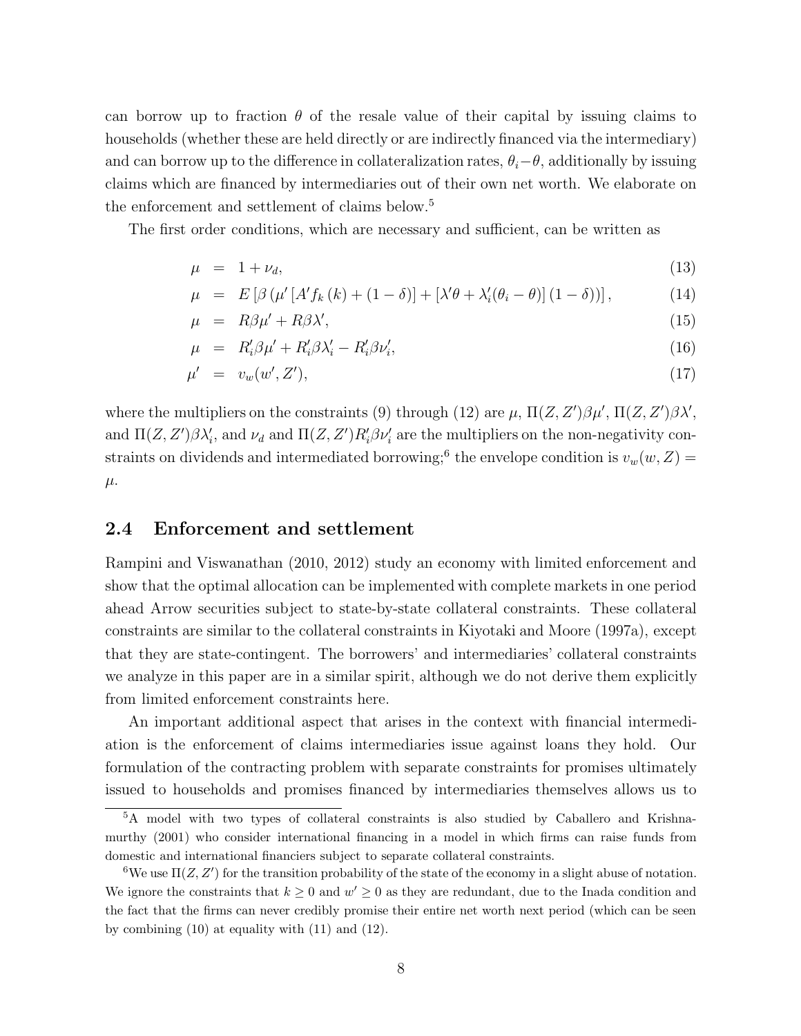can borrow up to fraction $\theta$ of the resale value of their capital by issuing claims to households (whether these are held directly or are indirectly financed via the intermediary) and can borrow up to the difference in collateralization rates, $\theta_i - \theta$, additionally by issuing claims which are financed by intermediaries out of their own net worth. We elaborate on the enforcement and settlement of claims below.[5]

The first order conditions, which are necessary and sufficient, can be written as

$$\mu = 1 + \nu_d, \tag{13}$$

$$\mu = E\left[\beta\left(\mu'\left[A' f_k(k) + (1-\delta)\right] + \left[\lambda'\theta + \lambda_i'(\theta_i - \theta)\right](1-\delta)\right)\right], \tag{14}$$

$$\mu = R\beta\mu' + R\beta\lambda', \tag{15}$$

$$\mu = R_i'\beta\mu' + R_i'\beta\lambda_i' - R_i'\beta\nu_i', \tag{16}$$

$$\mu' = v_w(w', Z'), \tag{17}$$

where the multipliers on the constraints (9) through (12) are $\mu$, $\Pi(Z, Z')\beta\mu'$, $\Pi(Z, Z')\beta\lambda'$, and $\Pi(Z, Z')\beta\lambda_i'$, and $\nu_d$ and $\Pi(Z, Z')R_i'\beta\nu_i'$ are the multipliers on the non-negativity constraints on dividends and intermediated borrowing;[6] the envelope condition is $v_w(w, Z) = \mu$.

## 2.4 Enforcement and settlement

Rampini and Viswanathan (2010, 2012) study an economy with limited enforcement and show that the optimal allocation can be implemented with complete markets in one period ahead Arrow securities subject to state-by-state collateral constraints. These collateral constraints are similar to the collateral constraints in Kiyotaki and Moore (1997a), except that they are state-contingent. The borrowers' and intermediaries' collateral constraints we analyze in this paper are in a similar spirit, although we do not derive them explicitly from limited enforcement constraints here.

An important additional aspect that arises in the context with financial intermediation is the enforcement of claims intermediaries issue against loans they hold. Our formulation of the contracting problem with separate constraints for promises ultimately issued to households and promises financed by intermediaries themselves allows us to

[5] A model with two types of collateral constraints is also studied by Caballero and Krishnamurthy (2001) who consider international financing in a model in which firms can raise funds from domestic and international financiers subject to separate collateral constraints.

[6] We use $\Pi(Z, Z')$ for the transition probability of the state of the economy in a slight abuse of notation. We ignore the constraints that $k \geq 0$ and $w' \geq 0$ as they are redundant, due to the Inada condition and the fact that the firms can never credibly promise their entire net worth next period (which can be seen by combining (10) at equality with (11) and (12).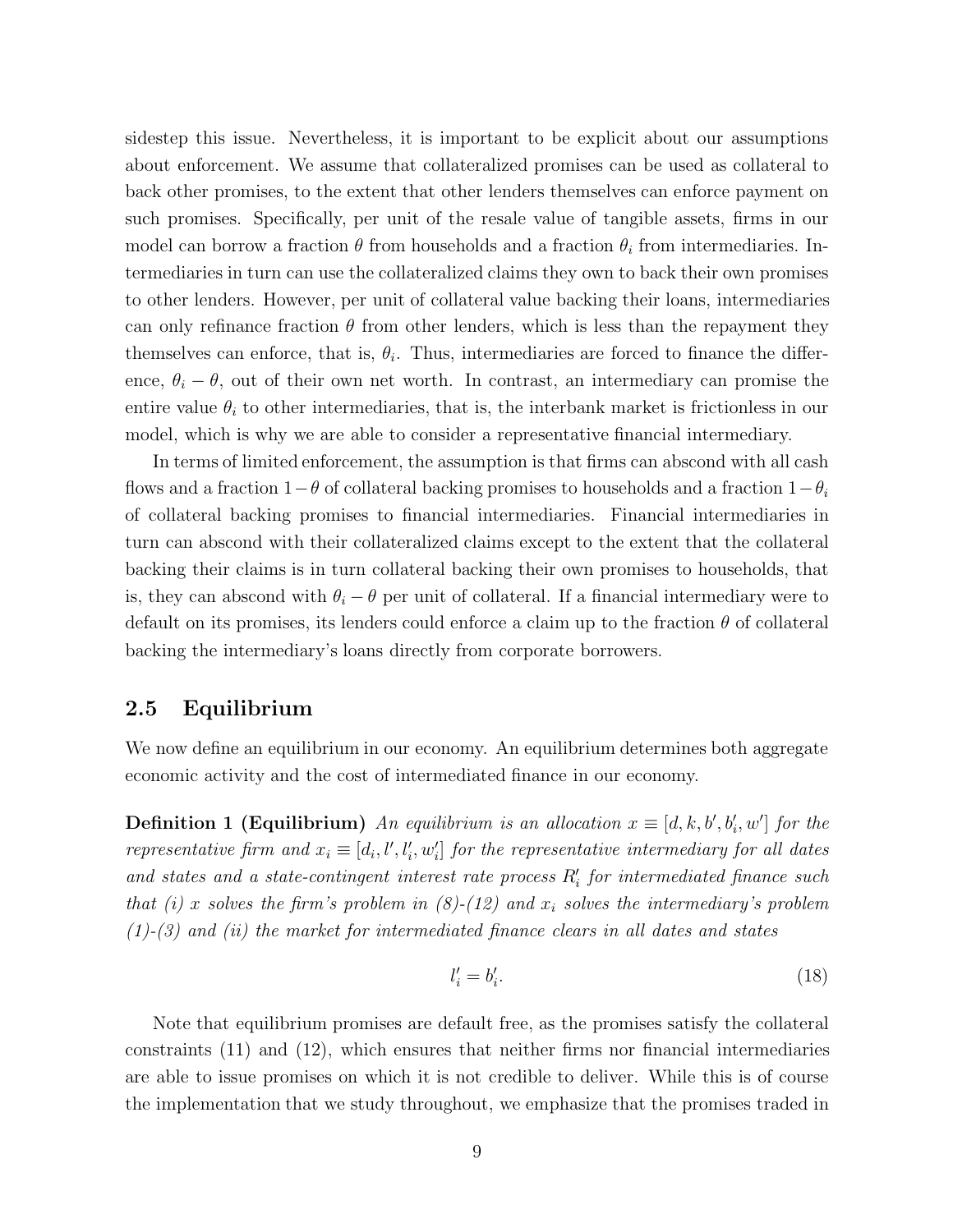sidestep this issue. Nevertheless, it is important to be explicit about our assumptions about enforcement. We assume that collateralized promises can be used as collateral to back other promises, to the extent that other lenders themselves can enforce payment on such promises. Specifically, per unit of the resale value of tangible assets, firms in our model can borrow a fraction $\theta$ from households and a fraction $\theta_i$ from intermediaries. Intermediaries in turn can use the collateralized claims they own to back their own promises to other lenders. However, per unit of collateral value backing their loans, intermediaries can only refinance fraction $\theta$ from other lenders, which is less than the repayment they themselves can enforce, that is, $\theta_i$. Thus, intermediaries are forced to finance the difference, $\theta_i - \theta$, out of their own net worth. In contrast, an intermediary can promise the entire value $\theta_i$ to other intermediaries, that is, the interbank market is frictionless in our model, which is why we are able to consider a representative financial intermediary.

In terms of limited enforcement, the assumption is that firms can abscond with all cash flows and a fraction $1-\theta$ of collateral backing promises to households and a fraction $1-\theta_i$ of collateral backing promises to financial intermediaries. Financial intermediaries in turn can abscond with their collateralized claims except to the extent that the collateral backing their claims is in turn collateral backing their own promises to households, that is, they can abscond with $\theta_i - \theta$ per unit of collateral. If a financial intermediary were to default on its promises, its lenders could enforce a claim up to the fraction $\theta$ of collateral backing the intermediary's loans directly from corporate borrowers.

## 2.5 Equilibrium

We now define an equilibrium in our economy. An equilibrium determines both aggregate economic activity and the cost of intermediated finance in our economy.

**Definition 1 (Equilibrium)** *An equilibrium is an allocation $x \equiv [d, k, b', b_i', w']$ for the representative firm and $x_i \equiv [d_i, l', l_i', w_i']$ for the representative intermediary for all dates and states and a state-contingent interest rate process $R_i'$ for intermediated finance such that (i) $x$ solves the firm's problem in (8)-(12) and $x_i$ solves the intermediary's problem (1)-(3) and (ii) the market for intermediated finance clears in all dates and states*

$$l_i' = b_i'. \tag{18}$$

Note that equilibrium promises are default free, as the promises satisfy the collateral constraints (11) and (12), which ensures that neither firms nor financial intermediaries are able to issue promises on which it is not credible to deliver. While this is of course the implementation that we study throughout, we emphasize that the promises traded in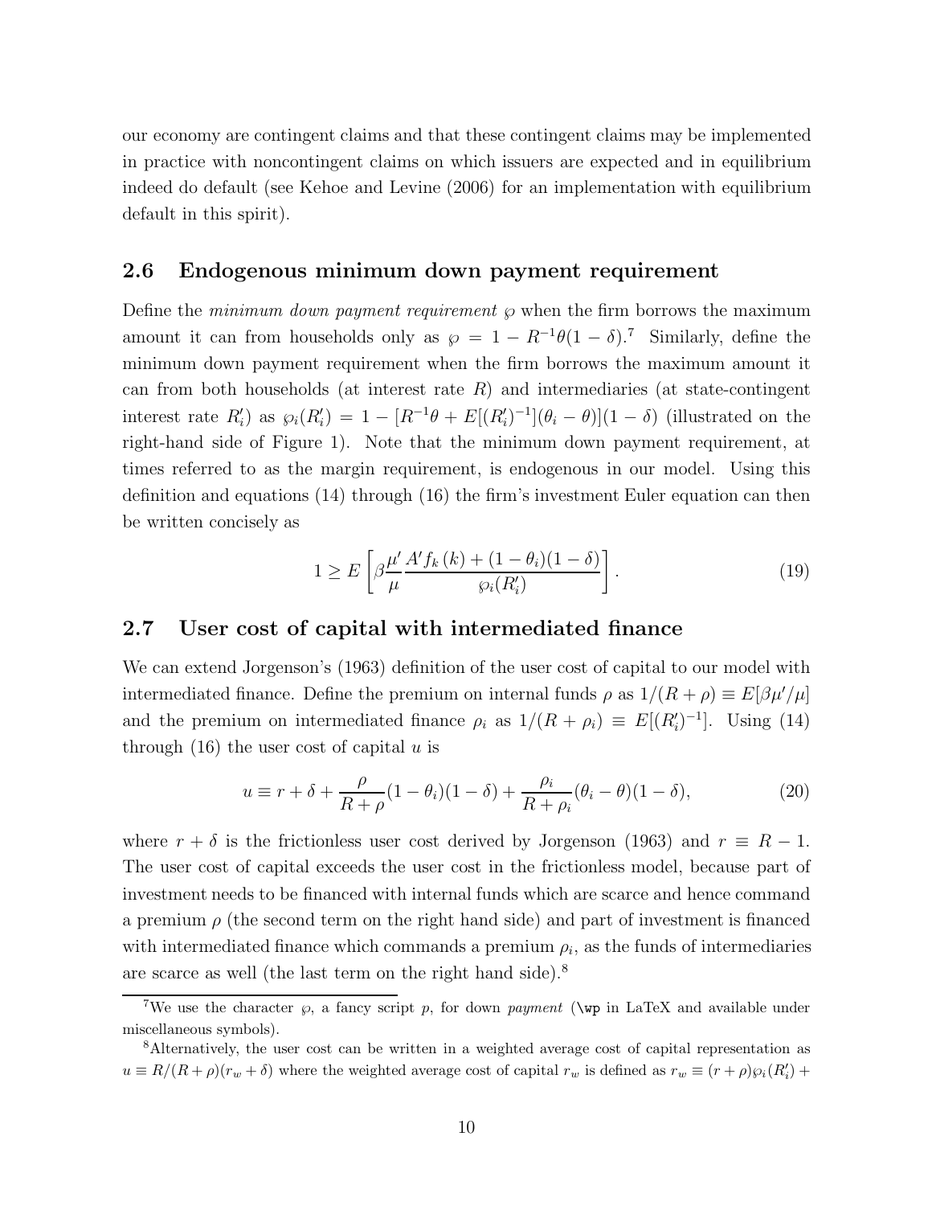our economy are contingent claims and that these contingent claims may be implemented in practice with noncontingent claims on which issuers are expected and in equilibrium indeed do default (see Kehoe and Levine (2006) for an implementation with equilibrium default in this spirit).

## 2.6 Endogenous minimum down payment requirement

Define the *minimum down payment requirement* $\wp$ when the firm borrows the maximum amount it can from households only as $\wp = 1 - R^{-1}\theta(1-\delta)$.[7] Similarly, define the minimum down payment requirement when the firm borrows the maximum amount it can from both households (at interest rate $R$) and intermediaries (at state-contingent interest rate $R_i'$) as $\wp_i(R_i') = 1 - [R^{-1}\theta + E[(R_i')^{-1}](\theta_i - \theta)](1-\delta)$ (illustrated on the right-hand side of Figure 1). Note that the minimum down payment requirement, at times referred to as the margin requirement, is endogenous in our model. Using this definition and equations (14) through (16) the firm's investment Euler equation can then be written concisely as

$$1 \geq E\left[\beta \frac{\mu'}{\mu} \frac{A' f_k(k) + (1-\theta_i)(1-\delta)}{\wp_i(R_i')}\right]. \tag{19}$$

## 2.7 User cost of capital with intermediated finance

We can extend Jorgenson's (1963) definition of the user cost of capital to our model with intermediated finance. Define the premium on internal funds $\rho$ as $1/(R+\rho) \equiv E[\beta\mu'/\mu]$ and the premium on intermediated finance $\rho_i$ as $1/(R+\rho_i) \equiv E[(R_i')^{-1}]$. Using (14) through (16) the user cost of capital $u$ is

$$u \equiv r + \delta + \frac{\rho}{R+\rho}(1-\theta_i)(1-\delta) + \frac{\rho_i}{R+\rho_i}(\theta_i - \theta)(1-\delta), \tag{20}$$

where $r + \delta$ is the frictionless user cost derived by Jorgenson (1963) and $r \equiv R - 1$. The user cost of capital exceeds the user cost in the frictionless model, because part of investment needs to be financed with internal funds which are scarce and hence command a premium $\rho$ (the second term on the right hand side) and part of investment is financed with intermediated finance which commands a premium $\rho_i$, as the funds of intermediaries are scarce as well (the last term on the right hand side).[8]

[7] We use the character $\wp$, a fancy script $p$, for down *payment* (`\wp` in LaTeX and available under miscellaneous symbols).

[8] Alternatively, the user cost can be written in a weighted average cost of capital representation as $u \equiv R/(R+\rho)(r_w + \delta)$ where the weighted average cost of capital $r_w$ is defined as $r_w \equiv (r+\rho)\wp_i(R_i') +$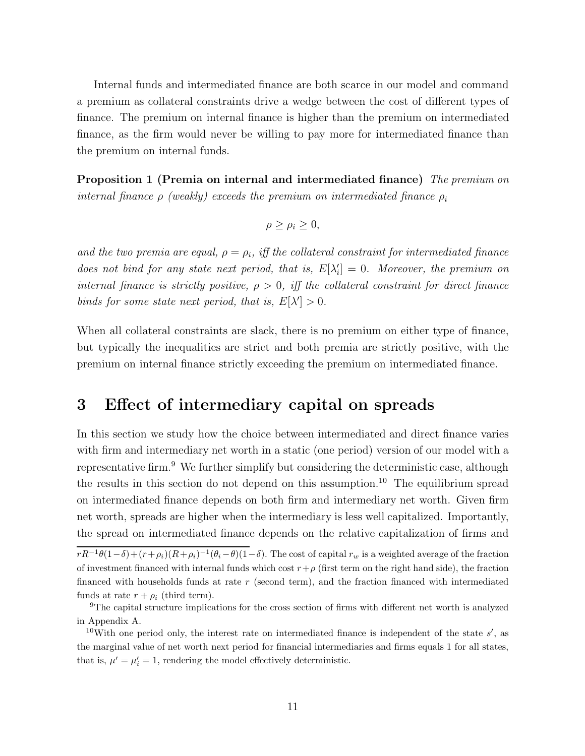Internal funds and intermediated finance are both scarce in our model and command a premium as collateral constraints drive a wedge between the cost of different types of finance. The premium on internal finance is higher than the premium on intermediated finance, as the firm would never be willing to pay more for intermediated finance than the premium on internal funds.

**Proposition 1 (Premia on internal and intermediated finance)** *The premium on internal finance $\rho$ (weakly) exceeds the premium on intermediated finance $\rho_i$*

$$\rho \geq \rho_i \geq 0,$$

*and the two premia are equal, $\rho = \rho_i$, iff the collateral constraint for intermediated finance does not bind for any state next period, that is, $E[\lambda_i'] = 0$. Moreover, the premium on internal finance is strictly positive, $\rho > 0$, iff the collateral constraint for direct finance binds for some state next period, that is, $E[\lambda'] > 0$.*

When all collateral constraints are slack, there is no premium on either type of finance, but typically the inequalities are strict and both premia are strictly positive, with the premium on internal finance strictly exceeding the premium on intermediated finance.

# 3 Effect of intermediary capital on spreads

In this section we study how the choice between intermediated and direct finance varies with firm and intermediary net worth in a static (one period) version of our model with a representative firm.[9] We further simplify but considering the deterministic case, although the results in this section do not depend on this assumption.[10] The equilibrium spread on intermediated finance depends on both firm and intermediary net worth. Given firm net worth, spreads are higher when the intermediary is less well capitalized. Importantly, the spread on intermediated finance depends on the relative capitalization of firms and

$rR^{-1}\theta(1-\delta)+(r+\rho_i)(R+\rho_i)^{-1}(\theta_i-\theta)(1-\delta)$. The cost of capital $r_w$ is a weighted average of the fraction of investment financed with internal funds which cost $r+\rho$ (first term on the right hand side), the fraction financed with households funds at rate $r$ (second term), and the fraction financed with intermediated funds at rate $r+\rho_i$ (third term).

[9] The capital structure implications for the cross section of firms with different net worth is analyzed in Appendix A.

[10] With one period only, the interest rate on intermediated finance is independent of the state $s'$, as the marginal value of net worth next period for financial intermediaries and firms equals 1 for all states, that is, $\mu' = \mu_i' = 1$, rendering the model effectively deterministic.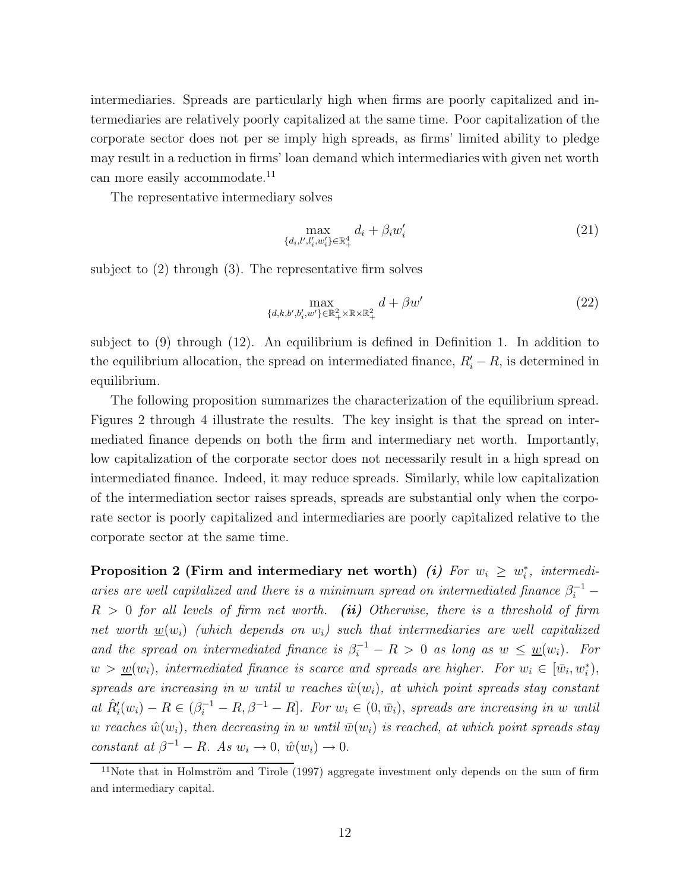intermediaries. Spreads are particularly high when firms are poorly capitalized and intermediaries are relatively poorly capitalized at the same time. Poor capitalization of the corporate sector does not per se imply high spreads, as firms' limited ability to pledge may result in a reduction in firms' loan demand which intermediaries with given net worth can more easily accommodate.[11]

The representative intermediary solves

$$\max_{\{d_i, l', l'_i, w'_i\} \in \mathbb{R}^4_+} d_i + \beta_i w'_i \tag{21}$$

subject to (2) through (3). The representative firm solves

$$\max_{\{d, k, b', b'_i, w'\} \in \mathbb{R}^2_+ \times \mathbb{R} \times \mathbb{R}^2_+} d + \beta w' \tag{22}$$

subject to (9) through (12). An equilibrium is defined in Definition 1. In addition to the equilibrium allocation, the spread on intermediated finance, $R'_i - R$, is determined in equilibrium.

The following proposition summarizes the characterization of the equilibrium spread. Figures 2 through 4 illustrate the results. The key insight is that the spread on intermediated finance depends on both the firm and intermediary net worth. Importantly, low capitalization of the corporate sector does not necessarily result in a high spread on intermediated finance. Indeed, it may reduce spreads. Similarly, while low capitalization of the intermediation sector raises spreads, spreads are substantial only when the corporate sector is poorly capitalized and intermediaries are poorly capitalized relative to the corporate sector at the same time.

**Proposition 2 (Firm and intermediary net worth)** ***(i)*** *For $w_i \geq w_i^*$, intermediaries are well capitalized and there is a minimum spread on intermediated finance $\beta_i^{-1} - R > 0$ for all levels of firm net worth.* ***(ii)*** *Otherwise, there is a threshold of firm net worth $\underline{w}(w_i)$ (which depends on $w_i$) such that intermediaries are well capitalized and the spread on intermediated finance is $\beta_i^{-1} - R > 0$ as long as $w \leq \underline{w}(w_i)$. For $w > \underline{w}(w_i)$, intermediated finance is scarce and spreads are higher. For $w_i \in [\bar{w}_i, w_i^*)$, spreads are increasing in $w$ until $w$ reaches $\hat{w}(w_i)$, at which point spreads stay constant at $\hat{R}'_i(w_i) - R \in (\beta_i^{-1} - R, \beta^{-1} - R]$. For $w_i \in (0, \bar{w}_i)$, spreads are increasing in $w$ until $w$ reaches $\hat{w}(w_i)$, then decreasing in $w$ until $\bar{w}(w_i)$ is reached, at which point spreads stay constant at $\beta^{-1} - R$. As $w_i \to 0$, $\hat{w}(w_i) \to 0$.*

[11] Note that in Holmström and Tirole (1997) aggregate investment only depends on the sum of firm and intermediary capital.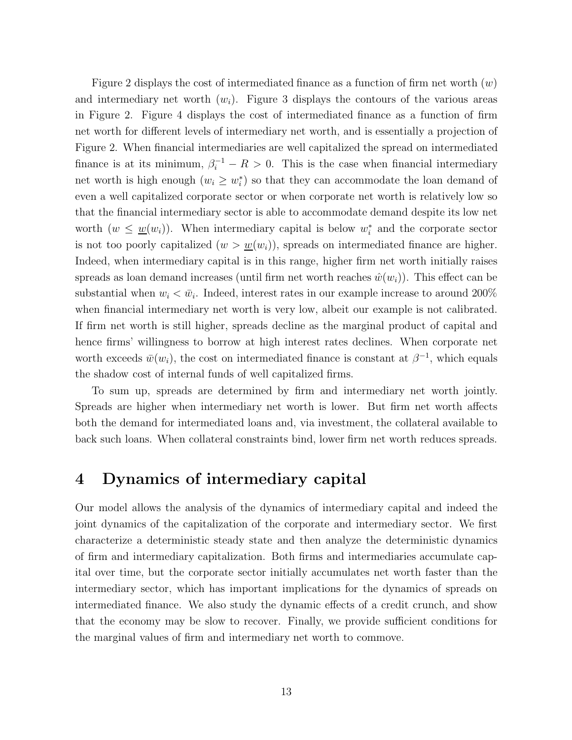Figure 2 displays the cost of intermediated finance as a function of firm net worth ($w$) and intermediary net worth ($w_i$). Figure 3 displays the contours of the various areas in Figure 2. Figure 4 displays the cost of intermediated finance as a function of firm net worth for different levels of intermediary net worth, and is essentially a projection of Figure 2. When financial intermediaries are well capitalized the spread on intermediated finance is at its minimum, $\beta_i^{-1} - R > 0$. This is the case when financial intermediary net worth is high enough ($w_i \geq w_i^*$) so that they can accommodate the loan demand of even a well capitalized corporate sector or when corporate net worth is relatively low so that the financial intermediary sector is able to accommodate demand despite its low net worth ($w \leq \underline{w}(w_i)$). When intermediary capital is below $w_i^*$ and the corporate sector is not too poorly capitalized ($w > \underline{w}(w_i)$), spreads on intermediated finance are higher. Indeed, when intermediary capital is in this range, higher firm net worth initially raises spreads as loan demand increases (until firm net worth reaches $\hat{w}(w_i)$). This effect can be substantial when $w_i < \bar{w}_i$. Indeed, interest rates in our example increase to around 200% when financial intermediary net worth is very low, albeit our example is not calibrated. If firm net worth is still higher, spreads decline as the marginal product of capital and hence firms' willingness to borrow at high interest rates declines. When corporate net worth exceeds $\bar{w}(w_i)$, the cost on intermediated finance is constant at $\beta^{-1}$, which equals the shadow cost of internal funds of well capitalized firms.

To sum up, spreads are determined by firm and intermediary net worth jointly. Spreads are higher when intermediary net worth is lower. But firm net worth affects both the demand for intermediated loans and, via investment, the collateral available to back such loans. When collateral constraints bind, lower firm net worth reduces spreads.

# 4 Dynamics of intermediary capital

Our model allows the analysis of the dynamics of intermediary capital and indeed the joint dynamics of the capitalization of the corporate and intermediary sector. We first characterize a deterministic steady state and then analyze the deterministic dynamics of firm and intermediary capitalization. Both firms and intermediaries accumulate capital over time, but the corporate sector initially accumulates net worth faster than the intermediary sector, which has important implications for the dynamics of spreads on intermediated finance. We also study the dynamic effects of a credit crunch, and show that the economy may be slow to recover. Finally, we provide sufficient conditions for the marginal values of firm and intermediary net worth to commove.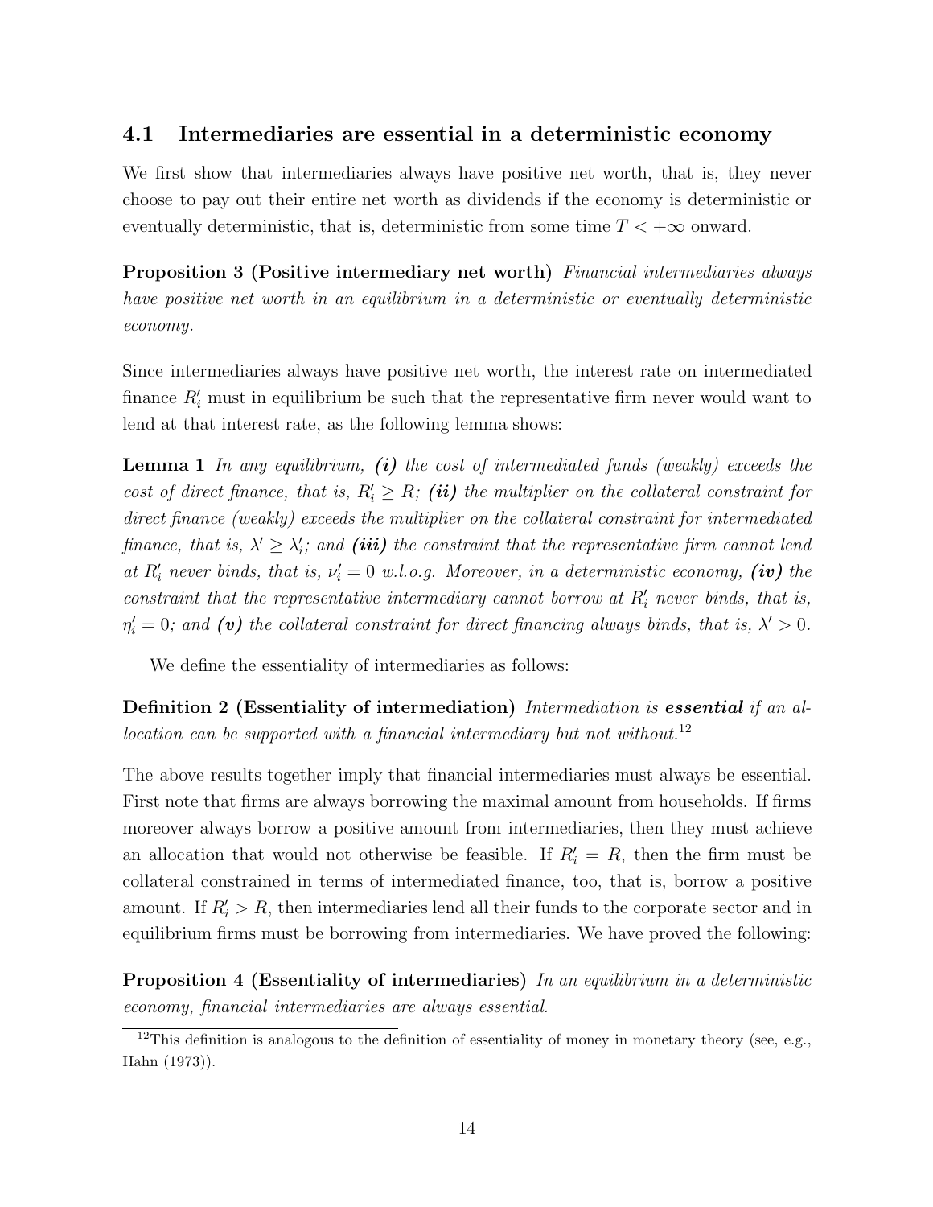### 4.1 Intermediaries are essential in a deterministic economy

We first show that intermediaries always have positive net worth, that is, they never choose to pay out their entire net worth as dividends if the economy is deterministic or eventually deterministic, that is, deterministic from some time $T < +\infty$ onward.

**Proposition 3 (Positive intermediary net worth)** *Financial intermediaries always have positive net worth in an equilibrium in a deterministic or eventually deterministic economy.*

Since intermediaries always have positive net worth, the interest rate on intermediated finance $R_i'$ must in equilibrium be such that the representative firm never would want to lend at that interest rate, as the following lemma shows:

**Lemma 1** *In any equilibrium,* ***(i)*** *the cost of intermediated funds (weakly) exceeds the cost of direct finance, that is,* $R_i' \geq R$*;* ***(ii)*** *the multiplier on the collateral constraint for direct finance (weakly) exceeds the multiplier on the collateral constraint for intermediated finance, that is,* $\lambda' \geq \lambda_i'$*; and* ***(iii)*** *the constraint that the representative firm cannot lend at* $R_i'$ *never binds, that is,* $\nu_i' = 0$ *w.l.o.g. Moreover, in a deterministic economy,* ***(iv)*** *the constraint that the representative intermediary cannot borrow at* $R_i'$ *never binds, that is,* $\eta_i' = 0$*; and* ***(v)*** *the collateral constraint for direct financing always binds, that is,* $\lambda' > 0$*.*

We define the essentiality of intermediaries as follows:

**Definition 2 (Essentiality of intermediation)** *Intermediation is* ***essential*** *if an allocation can be supported with a financial intermediary but not without.*[12]

The above results together imply that financial intermediaries must always be essential. First note that firms are always borrowing the maximal amount from households. If firms moreover always borrow a positive amount from intermediaries, then they must achieve an allocation that would not otherwise be feasible. If $R_i' = R$, then the firm must be collateral constrained in terms of intermediated finance, too, that is, borrow a positive amount. If $R_i' > R$, then intermediaries lend all their funds to the corporate sector and in equilibrium firms must be borrowing from intermediaries. We have proved the following:

**Proposition 4 (Essentiality of intermediaries)** *In an equilibrium in a deterministic economy, financial intermediaries are always essential.*

---

[12] This definition is analogous to the definition of essentiality of money in monetary theory (see, e.g., Hahn (1973)).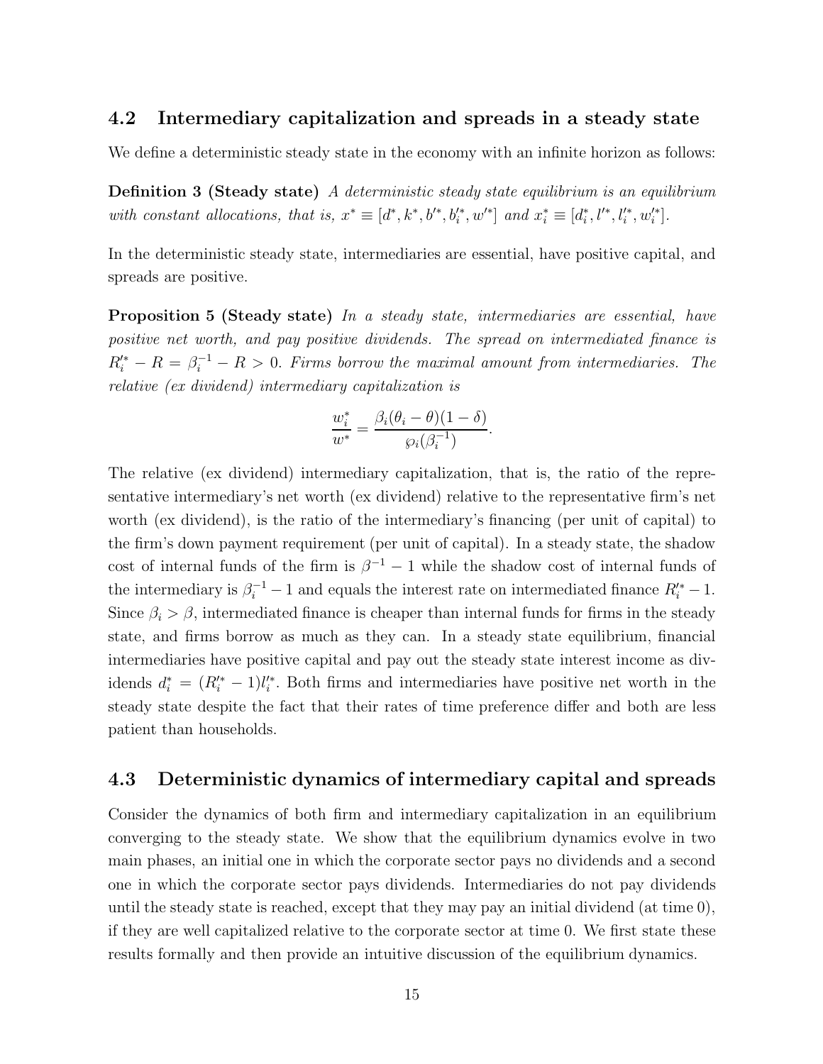## 4.2 Intermediary capitalization and spreads in a steady state

We define a deterministic steady state in the economy with an infinite horizon as follows:

**Definition 3 (Steady state)** *A deterministic steady state equilibrium is an equilibrium with constant allocations, that is,* $x^* \equiv [d^*, k^*, b'^*, b_i'^*, w'^*]$ *and* $x_i^* \equiv [d_i^*, l'^*, l_i'^*, w_i'^*]$.

In the deterministic steady state, intermediaries are essential, have positive capital, and spreads are positive.

**Proposition 5 (Steady state)** *In a steady state, intermediaries are essential, have positive net worth, and pay positive dividends. The spread on intermediated finance is* $R_i'^* - R = \beta_i^{-1} - R > 0$. *Firms borrow the maximal amount from intermediaries. The relative (ex dividend) intermediary capitalization is*

$$\frac{w_i^*}{w^*} = \frac{\beta_i(\theta_i - \theta)(1-\delta)}{\wp_i(\beta_i^{-1})}.$$

The relative (ex dividend) intermediary capitalization, that is, the ratio of the representative intermediary's net worth (ex dividend) relative to the representative firm's net worth (ex dividend), is the ratio of the intermediary's financing (per unit of capital) to the firm's down payment requirement (per unit of capital). In a steady state, the shadow cost of internal funds of the firm is $\beta^{-1} - 1$ while the shadow cost of internal funds of the intermediary is $\beta_i^{-1} - 1$ and equals the interest rate on intermediated finance $R_i'^* - 1$. Since $\beta_i > \beta$, intermediated finance is cheaper than internal funds for firms in the steady state, and firms borrow as much as they can. In a steady state equilibrium, financial intermediaries have positive capital and pay out the steady state interest income as dividends $d_i^* = (R_i'^* - 1)l_i'^*$. Both firms and intermediaries have positive net worth in the steady state despite the fact that their rates of time preference differ and both are less patient than households.

## 4.3 Deterministic dynamics of intermediary capital and spreads

Consider the dynamics of both firm and intermediary capitalization in an equilibrium converging to the steady state. We show that the equilibrium dynamics evolve in two main phases, an initial one in which the corporate sector pays no dividends and a second one in which the corporate sector pays dividends. Intermediaries do not pay dividends until the steady state is reached, except that they may pay an initial dividend (at time 0), if they are well capitalized relative to the corporate sector at time 0. We first state these results formally and then provide an intuitive discussion of the equilibrium dynamics.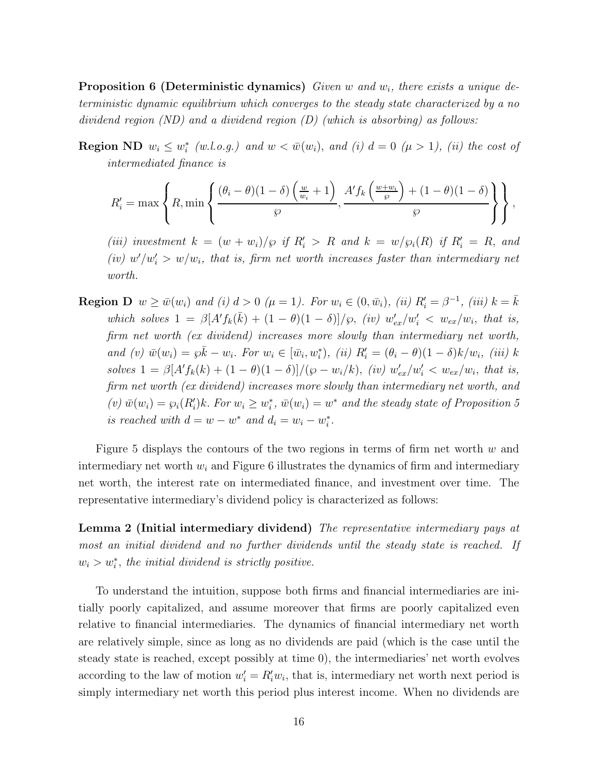**Proposition 6 (Deterministic dynamics)** *Given $w$ and $w_i$, there exists a unique deterministic dynamic equilibrium which converges to the steady state characterized by a no dividend region (ND) and a dividend region (D) (which is absorbing) as follows:*

**Region ND** *$w_i \leq w_i^*$ (w.l.o.g.) and $w < \bar{w}(w_i)$, and (i) $d = 0$ ($\mu > 1$), (ii) the cost of intermediated finance is*

$$R_i' = \max\left\{R, \min\left\{\frac{(\theta_i - \theta)(1-\delta)\left(\frac{w}{w_i} + 1\right)}{\wp}, \frac{A' f_k\left(\frac{w+w_i}{\wp}\right) + (1-\theta)(1-\delta)}{\wp}\right\}\right\},$$

*(iii) investment $k = (w + w_i)/\wp$ if $R_i' > R$ and $k = w/\wp_i(R)$ if $R_i' = R$, and (iv) $w'/w_i' > w/w_i$, that is, firm net worth increases faster than intermediary net worth.*

**Region D** *$w \geq \bar{w}(w_i)$ and (i) $d > 0$ ($\mu = 1$). For $w_i \in (0, \bar{w}_i)$, (ii) $R_i' = \beta^{-1}$, (iii) $k = \bar{k}$ which solves $1 = \beta[A' f_k(\bar{k}) + (1-\theta)(1-\delta)]/\wp$, (iv) $w_{ex}'/w_i' < w_{ex}/w_i$, that is, firm net worth (ex dividend) increases more slowly than intermediary net worth, and (v) $\bar{w}(w_i) = \wp\bar{k} - w_i$. For $w_i \in [\bar{w}_i, w_i^*)$, (ii) $R_i' = (\theta_i - \theta)(1-\delta)k/w_i$, (iii) $k$ solves $1 = \beta[A' f_k(k) + (1-\theta)(1-\delta)]/(\wp - w_i/k)$, (iv) $w_{ex}'/w_i' < w_{ex}/w_i$, that is, firm net worth (ex dividend) increases more slowly than intermediary net worth, and (v) $\bar{w}(w_i) = \wp_i(R_i')k$. For $w_i \geq w_i^*$, $\bar{w}(w_i) = w^*$ and the steady state of Proposition 5 is reached with $d = w - w^*$ and $d_i = w_i - w_i^*$.*

Figure 5 displays the contours of the two regions in terms of firm net worth $w$ and intermediary net worth $w_i$ and Figure 6 illustrates the dynamics of firm and intermediary net worth, the interest rate on intermediated finance, and investment over time. The representative intermediary's dividend policy is characterized as follows:

**Lemma 2 (Initial intermediary dividend)** *The representative intermediary pays at most an initial dividend and no further dividends until the steady state is reached. If $w_i > w_i^*$, the initial dividend is strictly positive.*

To understand the intuition, suppose both firms and financial intermediaries are initially poorly capitalized, and assume moreover that firms are poorly capitalized even relative to financial intermediaries. The dynamics of financial intermediary net worth are relatively simple, since as long as no dividends are paid (which is the case until the steady state is reached, except possibly at time 0), the intermediaries' net worth evolves according to the law of motion $w_i' = R_i' w_i$, that is, intermediary net worth next period is simply intermediary net worth this period plus interest income. When no dividends are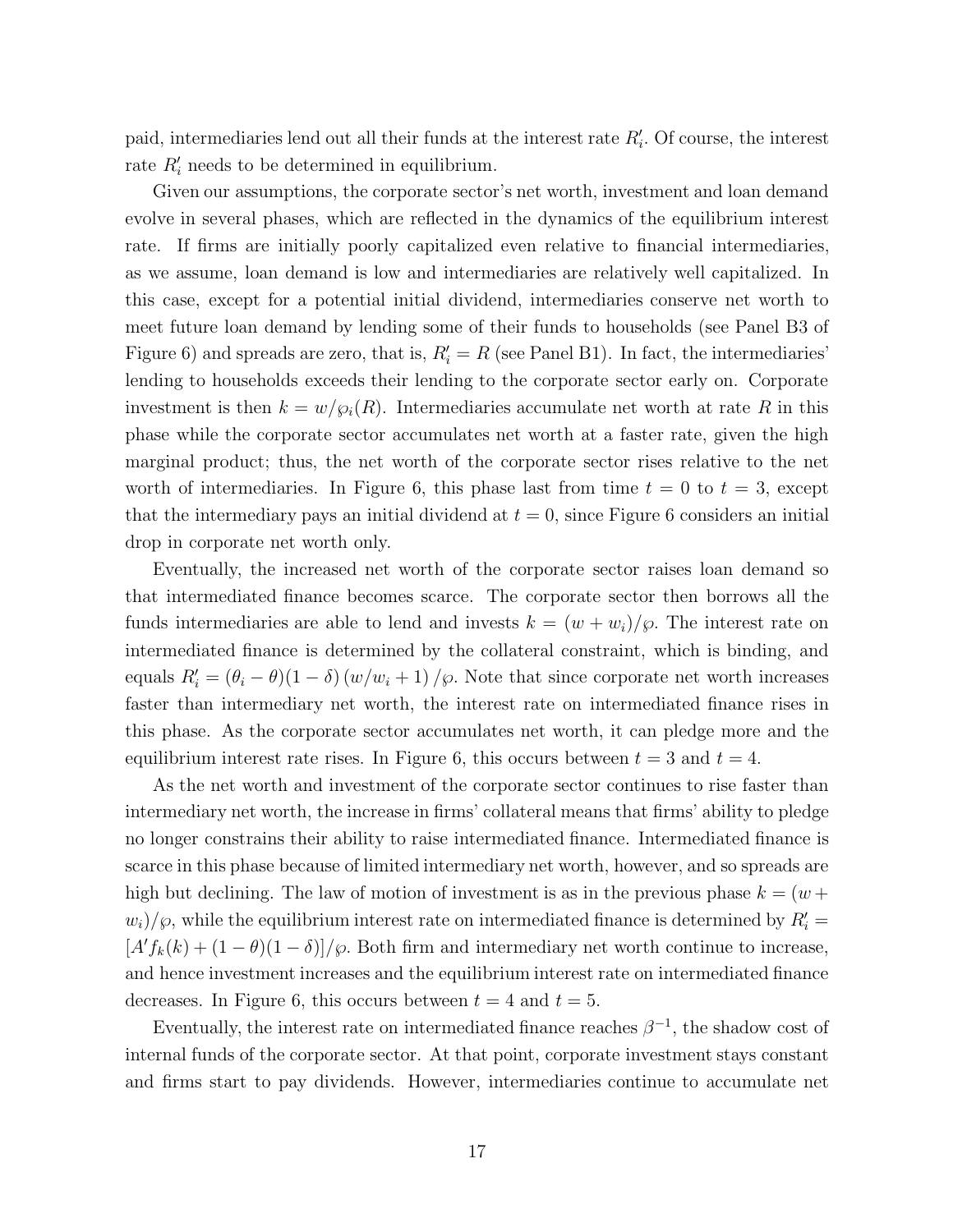paid, intermediaries lend out all their funds at the interest rate $R'_i$. Of course, the interest rate $R'_i$ needs to be determined in equilibrium.

Given our assumptions, the corporate sector's net worth, investment and loan demand evolve in several phases, which are reflected in the dynamics of the equilibrium interest rate. If firms are initially poorly capitalized even relative to financial intermediaries, as we assume, loan demand is low and intermediaries are relatively well capitalized. In this case, except for a potential initial dividend, intermediaries conserve net worth to meet future loan demand by lending some of their funds to households (see Panel B3 of Figure 6) and spreads are zero, that is, $R'_i = R$ (see Panel B1). In fact, the intermediaries' lending to households exceeds their lending to the corporate sector early on. Corporate investment is then $k = w/\wp_i(R)$. Intermediaries accumulate net worth at rate $R$ in this phase while the corporate sector accumulates net worth at a faster rate, given the high marginal product; thus, the net worth of the corporate sector rises relative to the net worth of intermediaries. In Figure 6, this phase last from time $t = 0$ to $t = 3$, except that the intermediary pays an initial dividend at $t = 0$, since Figure 6 considers an initial drop in corporate net worth only.

Eventually, the increased net worth of the corporate sector raises loan demand so that intermediated finance becomes scarce. The corporate sector then borrows all the funds intermediaries are able to lend and invests $k = (w + w_i)/\wp$. The interest rate on intermediated finance is determined by the collateral constraint, which is binding, and equals $R'_i = (\theta_i - \theta)(1 - \delta)(w/w_i + 1)/\wp$. Note that since corporate net worth increases faster than intermediary net worth, the interest rate on intermediated finance rises in this phase. As the corporate sector accumulates net worth, it can pledge more and the equilibrium interest rate rises. In Figure 6, this occurs between $t = 3$ and $t = 4$.

As the net worth and investment of the corporate sector continues to rise faster than intermediary net worth, the increase in firms' collateral means that firms' ability to pledge no longer constrains their ability to raise intermediated finance. Intermediated finance is scarce in this phase because of limited intermediary net worth, however, and so spreads are high but declining. The law of motion of investment is as in the previous phase $k = (w + w_i)/\wp$, while the equilibrium interest rate on intermediated finance is determined by $R'_i = [A' f_k(k) + (1 - \theta)(1 - \delta)]/\wp$. Both firm and intermediary net worth continue to increase, and hence investment increases and the equilibrium interest rate on intermediated finance decreases. In Figure 6, this occurs between $t = 4$ and $t = 5$.

Eventually, the interest rate on intermediated finance reaches $\beta^{-1}$, the shadow cost of internal funds of the corporate sector. At that point, corporate investment stays constant and firms start to pay dividends. However, intermediaries continue to accumulate net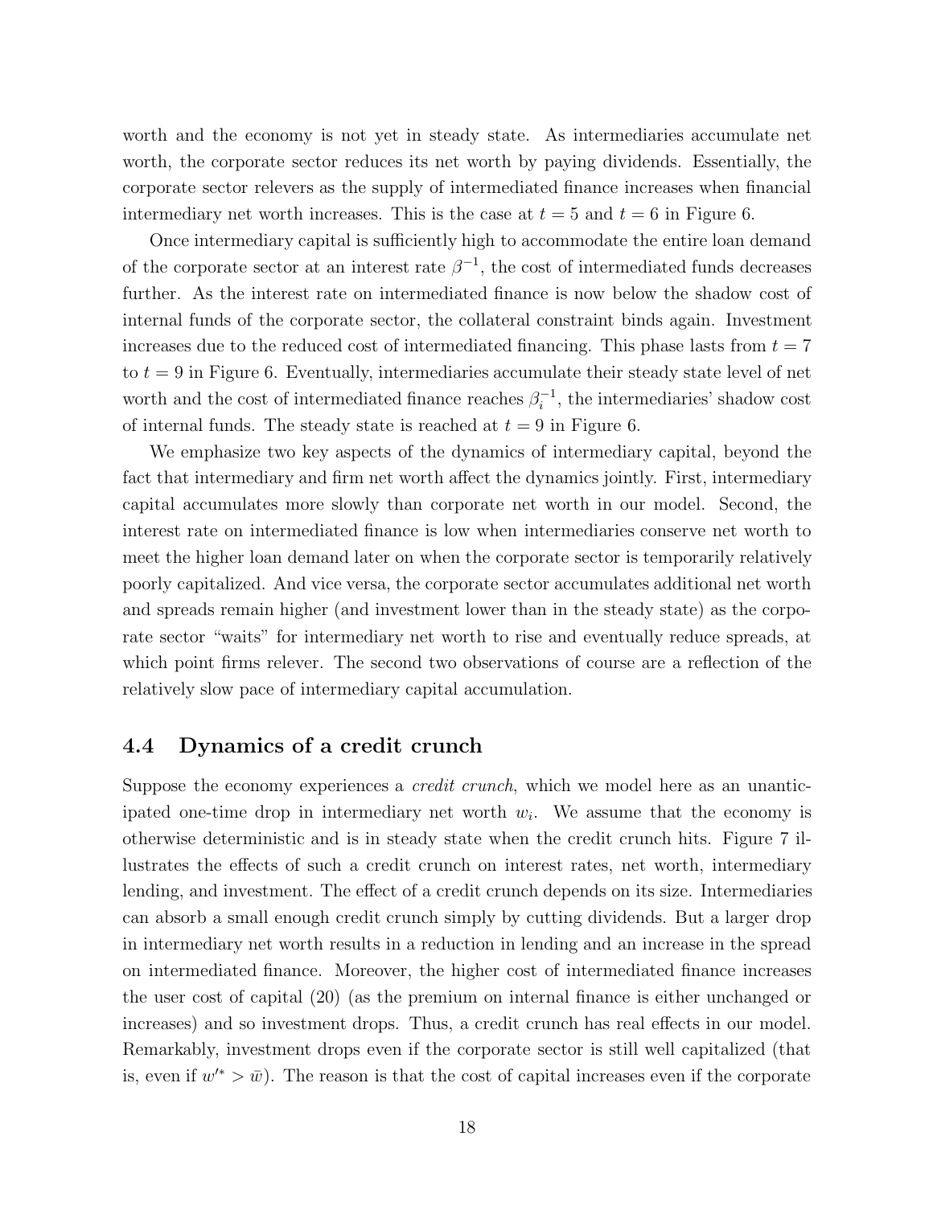worth and the economy is not yet in steady state. As intermediaries accumulate net worth, the corporate sector reduces its net worth by paying dividends. Essentially, the corporate sector relevers as the supply of intermediated finance increases when financial intermediary net worth increases. This is the case at $t = 5$ and $t = 6$ in Figure 6.

Once intermediary capital is sufficiently high to accommodate the entire loan demand of the corporate sector at an interest rate $\beta^{-1}$, the cost of intermediated funds decreases further. As the interest rate on intermediated finance is now below the shadow cost of internal funds of the corporate sector, the collateral constraint binds again. Investment increases due to the reduced cost of intermediated financing. This phase lasts from $t = 7$ to $t = 9$ in Figure 6. Eventually, intermediaries accumulate their steady state level of net worth and the cost of intermediated finance reaches $\beta_i^{-1}$, the intermediaries' shadow cost of internal funds. The steady state is reached at $t = 9$ in Figure 6.

We emphasize two key aspects of the dynamics of intermediary capital, beyond the fact that intermediary and firm net worth affect the dynamics jointly. First, intermediary capital accumulates more slowly than corporate net worth in our model. Second, the interest rate on intermediated finance is low when intermediaries conserve net worth to meet the higher loan demand later on when the corporate sector is temporarily relatively poorly capitalized. And vice versa, the corporate sector accumulates additional net worth and spreads remain higher (and investment lower than in the steady state) as the corporate sector "waits" for intermediary net worth to rise and eventually reduce spreads, at which point firms relever. The second two observations of course are a reflection of the relatively slow pace of intermediary capital accumulation.

## 4.4 Dynamics of a credit crunch

Suppose the economy experiences a *credit crunch*, which we model here as an unanticipated one-time drop in intermediary net worth $w_i$. We assume that the economy is otherwise deterministic and is in steady state when the credit crunch hits. Figure 7 illustrates the effects of such a credit crunch on interest rates, net worth, intermediary lending, and investment. The effect of a credit crunch depends on its size. Intermediaries can absorb a small enough credit crunch simply by cutting dividends. But a larger drop in intermediary net worth results in a reduction in lending and an increase in the spread on intermediated finance. Moreover, the higher cost of intermediated finance increases the user cost of capital (20) (as the premium on internal finance is either unchanged or increases) and so investment drops. Thus, a credit crunch has real effects in our model. Remarkably, investment drops even if the corporate sector is still well capitalized (that is, even if $w'^{*} > \bar{w}$). The reason is that the cost of capital increases even if the corporate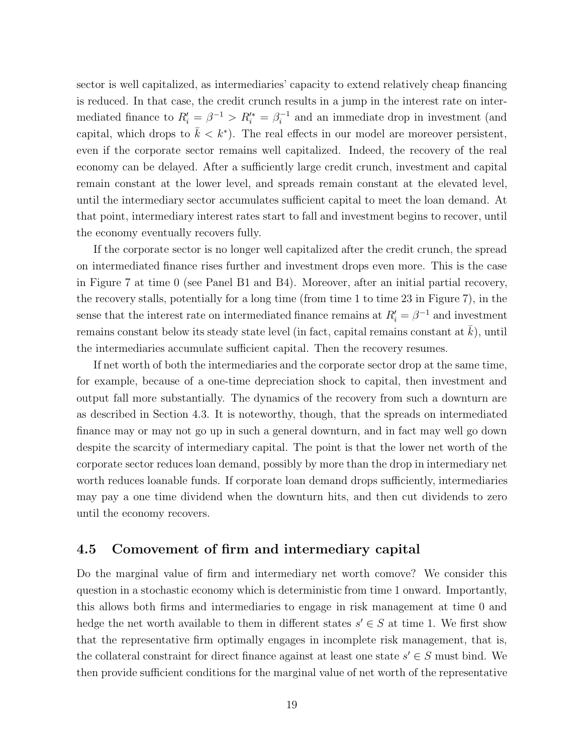sector is well capitalized, as intermediaries' capacity to extend relatively cheap financing is reduced. In that case, the credit crunch results in a jump in the interest rate on intermediated finance to $R_i' = \beta^{-1} > R_i'^* = \beta_i^{-1}$ and an immediate drop in investment (and capital, which drops to $\bar{k} < k^*$). The real effects in our model are moreover persistent, even if the corporate sector remains well capitalized. Indeed, the recovery of the real economy can be delayed. After a sufficiently large credit crunch, investment and capital remain constant at the lower level, and spreads remain constant at the elevated level, until the intermediary sector accumulates sufficient capital to meet the loan demand. At that point, intermediary interest rates start to fall and investment begins to recover, until the economy eventually recovers fully.

If the corporate sector is no longer well capitalized after the credit crunch, the spread on intermediated finance rises further and investment drops even more. This is the case in Figure 7 at time 0 (see Panel B1 and B4). Moreover, after an initial partial recovery, the recovery stalls, potentially for a long time (from time 1 to time 23 in Figure 7), in the sense that the interest rate on intermediated finance remains at $R_i' = \beta^{-1}$ and investment remains constant below its steady state level (in fact, capital remains constant at $\bar{k}$), until the intermediaries accumulate sufficient capital. Then the recovery resumes.

If net worth of both the intermediaries and the corporate sector drop at the same time, for example, because of a one-time depreciation shock to capital, then investment and output fall more substantially. The dynamics of the recovery from such a downturn are as described in Section 4.3. It is noteworthy, though, that the spreads on intermediated finance may or may not go up in such a general downturn, and in fact may well go down despite the scarcity of intermediary capital. The point is that the lower net worth of the corporate sector reduces loan demand, possibly by more than the drop in intermediary net worth reduces loanable funds. If corporate loan demand drops sufficiently, intermediaries may pay a one time dividend when the downturn hits, and then cut dividends to zero until the economy recovers.

## 4.5 Comovement of firm and intermediary capital

Do the marginal value of firm and intermediary net worth comove? We consider this question in a stochastic economy which is deterministic from time 1 onward. Importantly, this allows both firms and intermediaries to engage in risk management at time 0 and hedge the net worth available to them in different states $s' \in S$ at time 1. We first show that the representative firm optimally engages in incomplete risk management, that is, the collateral constraint for direct finance against at least one state $s' \in S$ must bind. We then provide sufficient conditions for the marginal value of net worth of the representative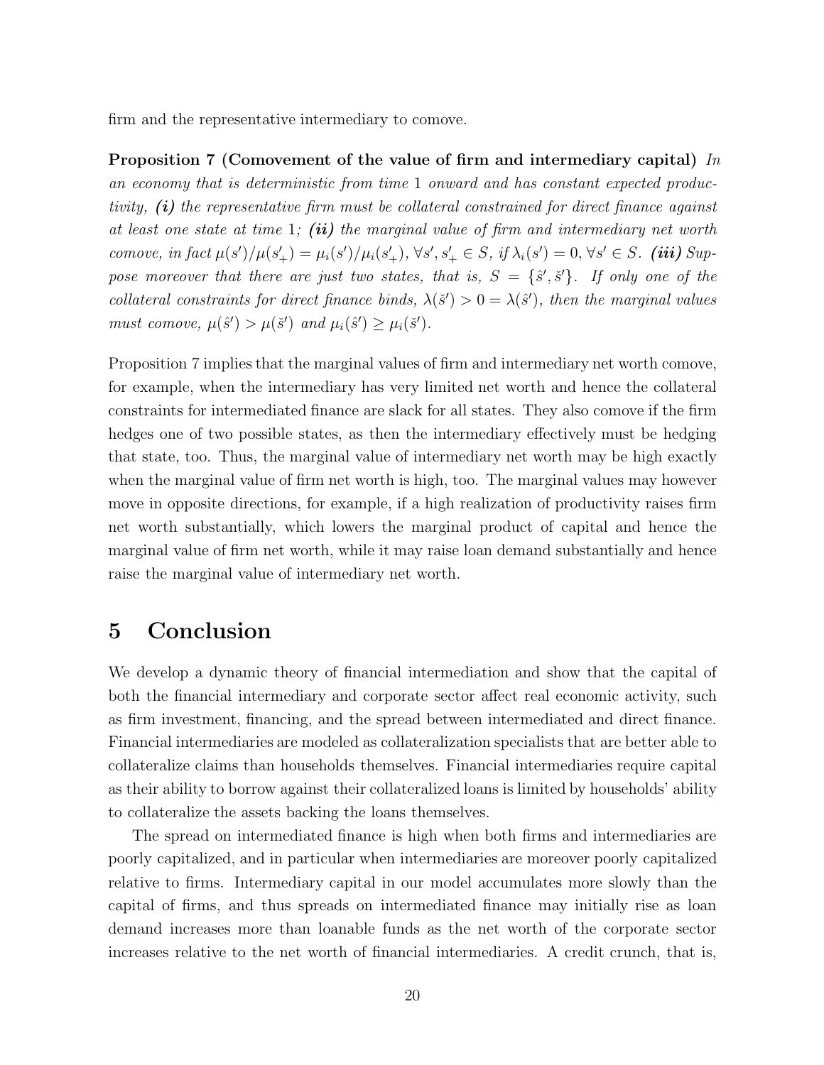firm and the representative intermediary to comove.

**Proposition 7 (Comovement of the value of firm and intermediary capital)** *In an economy that is deterministic from time* 1 *onward and has constant expected productivity,* ***(i)*** *the representative firm must be collateral constrained for direct finance against at least one state at time* 1*;* ***(ii)*** *the marginal value of firm and intermediary net worth comove, in fact* $\mu(s')/\mu(s'_+) = \mu_i(s')/\mu_i(s'_+)$, $\forall s', s'_+ \in S$, *if* $\lambda_i(s') = 0$, $\forall s' \in S$. ***(iii)*** *Suppose moreover that there are just two states, that is,* $S = \{\hat{s}', \check{s}'\}$. *If only one of the collateral constraints for direct finance binds,* $\lambda(\check{s}') > 0 = \lambda(\hat{s}')$*, then the marginal values must comove,* $\mu(\hat{s}') > \mu(\check{s}')$ *and* $\mu_i(\hat{s}') \geq \mu_i(\check{s}')$.

Proposition 7 implies that the marginal values of firm and intermediary net worth comove, for example, when the intermediary has very limited net worth and hence the collateral constraints for intermediated finance are slack for all states. They also comove if the firm hedges one of two possible states, as then the intermediary effectively must be hedging that state, too. Thus, the marginal value of intermediary net worth may be high exactly when the marginal value of firm net worth is high, too. The marginal values may however move in opposite directions, for example, if a high realization of productivity raises firm net worth substantially, which lowers the marginal product of capital and hence the marginal value of firm net worth, while it may raise loan demand substantially and hence raise the marginal value of intermediary net worth.

# 5 Conclusion

We develop a dynamic theory of financial intermediation and show that the capital of both the financial intermediary and corporate sector affect real economic activity, such as firm investment, financing, and the spread between intermediated and direct finance. Financial intermediaries are modeled as collateralization specialists that are better able to collateralize claims than households themselves. Financial intermediaries require capital as their ability to borrow against their collateralized loans is limited by households' ability to collateralize the assets backing the loans themselves.

The spread on intermediated finance is high when both firms and intermediaries are poorly capitalized, and in particular when intermediaries are moreover poorly capitalized relative to firms. Intermediary capital in our model accumulates more slowly than the capital of firms, and thus spreads on intermediated finance may initially rise as loan demand increases more than loanable funds as the net worth of the corporate sector increases relative to the net worth of financial intermediaries. A credit crunch, that is,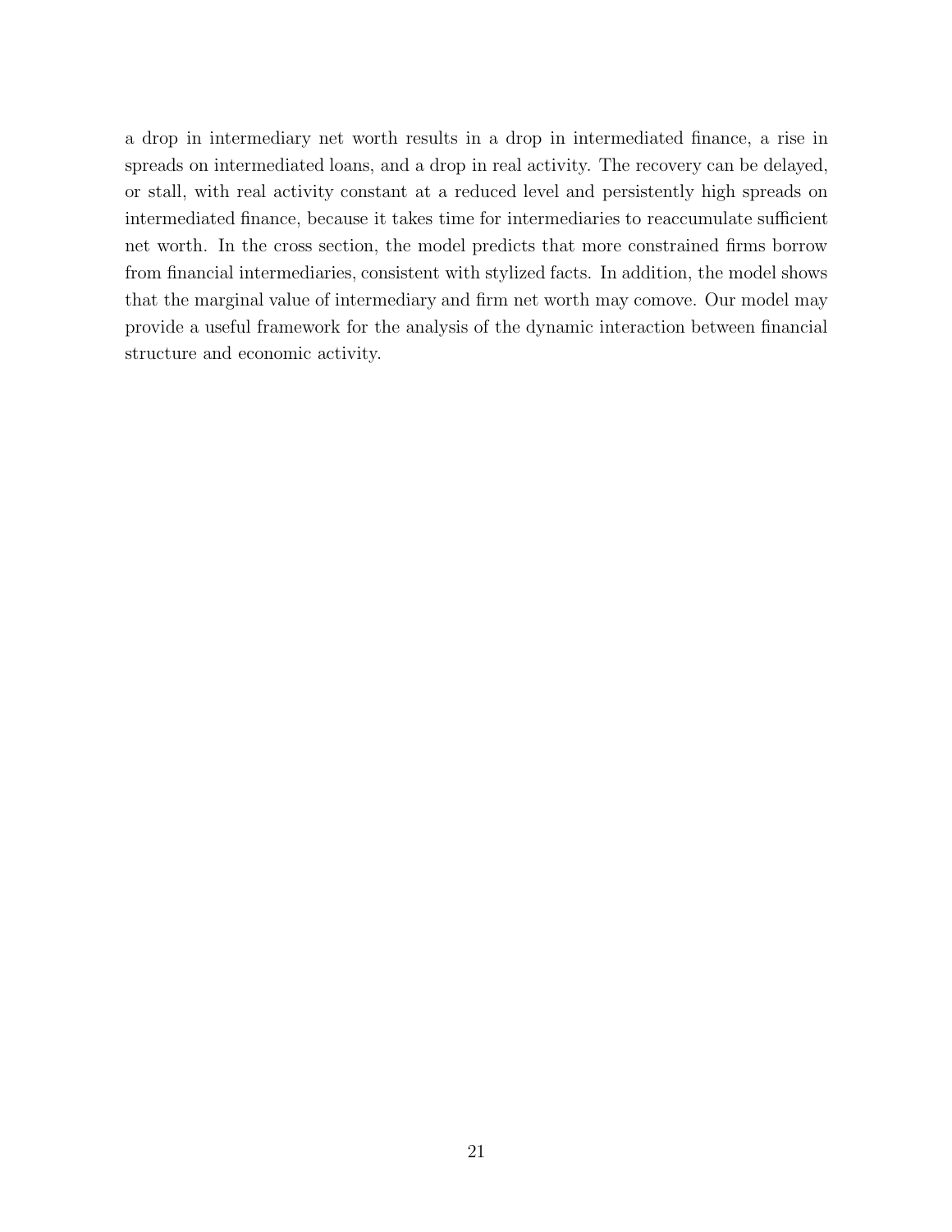a drop in intermediary net worth results in a drop in intermediated finance, a rise in spreads on intermediated loans, and a drop in real activity. The recovery can be delayed, or stall, with real activity constant at a reduced level and persistently high spreads on intermediated finance, because it takes time for intermediaries to reaccumulate sufficient net worth. In the cross section, the model predicts that more constrained firms borrow from financial intermediaries, consistent with stylized facts. In addition, the model shows that the marginal value of intermediary and firm net worth may comove. Our model may provide a useful framework for the analysis of the dynamic interaction between financial structure and economic activity.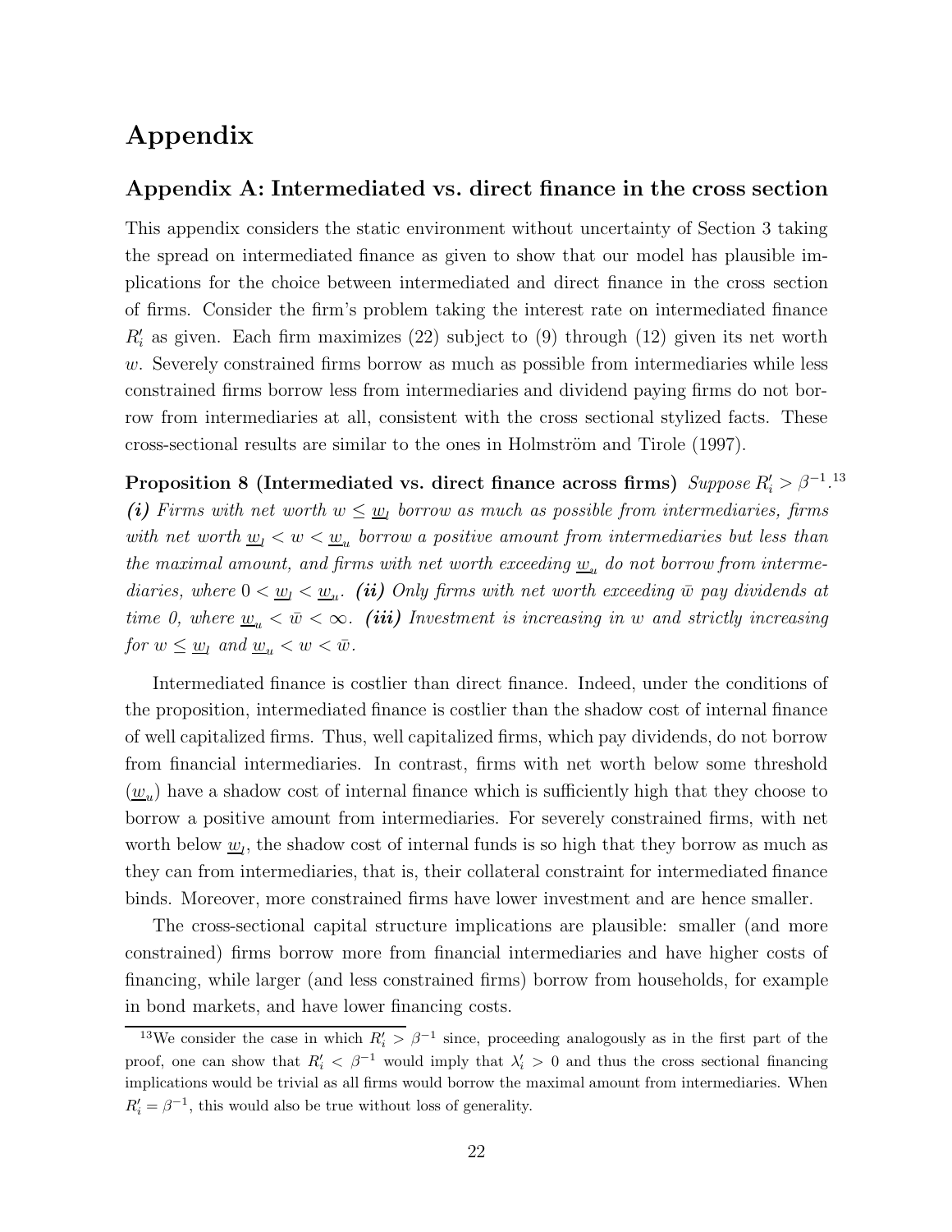# Appendix

## Appendix A: Intermediated vs. direct finance in the cross section

This appendix considers the static environment without uncertainty of Section 3 taking the spread on intermediated finance as given to show that our model has plausible implications for the choice between intermediated and direct finance in the cross section of firms. Consider the firm's problem taking the interest rate on intermediated finance $R_i'$ as given. Each firm maximizes (22) subject to (9) through (12) given its net worth $w$. Severely constrained firms borrow as much as possible from intermediaries while less constrained firms borrow less from intermediaries and dividend paying firms do not borrow from intermediaries at all, consistent with the cross sectional stylized facts. These cross-sectional results are similar to the ones in Holmström and Tirole (1997).

**Proposition 8 (Intermediated vs. direct finance across firms)** *Suppose $R_i' > \beta^{-1}$.*[13] ***(i)*** *Firms with net worth $w \leq \underline{w}_l$ borrow as much as possible from intermediaries, firms with net worth $\underline{w}_l < w < \underline{w}_u$ borrow a positive amount from intermediaries but less than the maximal amount, and firms with net worth exceeding $\underline{w}_u$ do not borrow from intermediaries, where $0 < \underline{w}_l < \underline{w}_u$.* ***(ii)*** *Only firms with net worth exceeding $\bar{w}$ pay dividends at time 0, where $\underline{w}_u < \bar{w} < \infty$.* ***(iii)*** *Investment is increasing in $w$ and strictly increasing for $w \leq \underline{w}_l$ and $\underline{w}_u < w < \bar{w}$.*

Intermediated finance is costlier than direct finance. Indeed, under the conditions of the proposition, intermediated finance is costlier than the shadow cost of internal finance of well capitalized firms. Thus, well capitalized firms, which pay dividends, do not borrow from financial intermediaries. In contrast, firms with net worth below some threshold ($\underline{w}_u$) have a shadow cost of internal finance which is sufficiently high that they choose to borrow a positive amount from intermediaries. For severely constrained firms, with net worth below $\underline{w}_l$, the shadow cost of internal funds is so high that they borrow as much as they can from intermediaries, that is, their collateral constraint for intermediated finance binds. Moreover, more constrained firms have lower investment and are hence smaller.

The cross-sectional capital structure implications are plausible: smaller (and more constrained) firms borrow more from financial intermediaries and have higher costs of financing, while larger (and less constrained firms) borrow from households, for example in bond markets, and have lower financing costs.

[13] We consider the case in which $R_i' > \beta^{-1}$ since, proceeding analogously as in the first part of the proof, one can show that $R_i' < \beta^{-1}$ would imply that $\lambda_i' > 0$ and thus the cross sectional financing implications would be trivial as all firms would borrow the maximal amount from intermediaries. When $R_i' = \beta^{-1}$, this would also be true without loss of generality.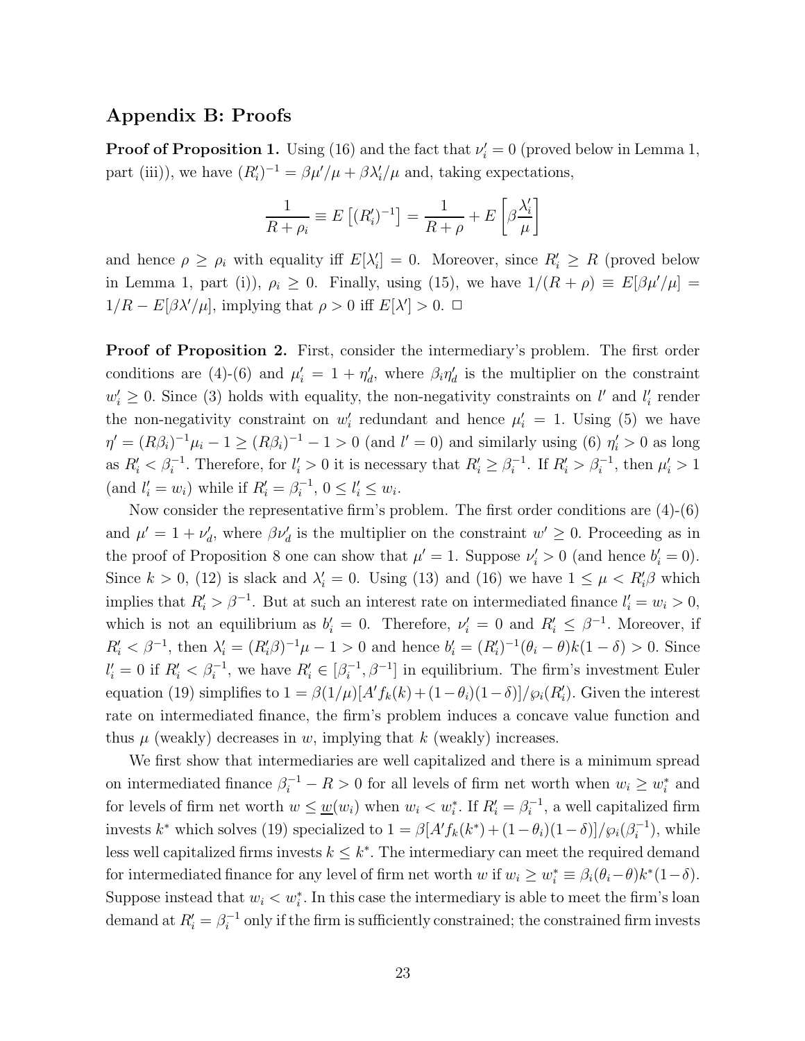## Appendix B: Proofs

**Proof of Proposition 1.** Using (16) and the fact that $\nu_i' = 0$ (proved below in Lemma 1, part (iii)), we have $(R_i')^{-1} = \beta\mu'/\mu + \beta\lambda_i'/\mu$ and, taking expectations,

$$\frac{1}{R+\rho_i} \equiv E\left[(R_i')^{-1}\right] = \frac{1}{R+\rho} + E\left[\beta\frac{\lambda_i'}{\mu}\right]$$

and hence $\rho \geq \rho_i$ with equality iff $E[\lambda_i'] = 0$. Moreover, since $R_i' \geq R$ (proved below in Lemma 1, part (i)), $\rho_i \geq 0$. Finally, using (15), we have $1/(R+\rho) \equiv E[\beta\mu'/\mu] = 1/R - E[\beta\lambda'/\mu]$, implying that $\rho > 0$ iff $E[\lambda'] > 0$. □

**Proof of Proposition 2.** First, consider the intermediary's problem. The first order conditions are (4)-(6) and $\mu_i' = 1 + \eta_d'$, where $\beta_i\eta_d'$ is the multiplier on the constraint $w_i' \geq 0$. Since (3) holds with equality, the non-negativity constraints on $l'$ and $l_i'$ render the non-negativity constraint on $w_i'$ redundant and hence $\mu_i' = 1$. Using (5) we have $\eta' = (R\beta_i)^{-1}\mu_i - 1 \geq (R\beta_i)^{-1} - 1 > 0$ (and $l' = 0$) and similarly using (6) $\eta_i' > 0$ as long as $R_i' < \beta_i^{-1}$. Therefore, for $l_i' > 0$ it is necessary that $R_i' \geq \beta_i^{-1}$. If $R_i' > \beta_i^{-1}$, then $\mu_i' > 1$ (and $l_i' = w_i$) while if $R_i' = \beta_i^{-1}$, $0 \leq l_i' \leq w_i$.

Now consider the representative firm's problem. The first order conditions are (4)-(6) and $\mu' = 1 + \nu_d'$, where $\beta\nu_d'$ is the multiplier on the constraint $w' \geq 0$. Proceeding as in the proof of Proposition 8 one can show that $\mu' = 1$. Suppose $\nu_i' > 0$ (and hence $b_i' = 0$). Since $k > 0$, (12) is slack and $\lambda_i' = 0$. Using (13) and (16) we have $1 \leq \mu < R_i'\beta$ which implies that $R_i' > \beta^{-1}$. But at such an interest rate on intermediated finance $l_i' = w_i > 0$, which is not an equilibrium as $b_i' = 0$. Therefore, $\nu_i' = 0$ and $R_i' \leq \beta^{-1}$. Moreover, if $R_i' < \beta^{-1}$, then $\lambda_i' = (R_i'\beta)^{-1}\mu - 1 > 0$ and hence $b_i' = (R_i')^{-1}(\theta_i - \theta)k(1-\delta) > 0$. Since $l_i' = 0$ if $R_i' < \beta_i^{-1}$, we have $R_i' \in [\beta_i^{-1}, \beta^{-1}]$ in equilibrium. The firm's investment Euler equation (19) simplifies to $1 = \beta(1/\mu)[A'f_k(k) + (1-\theta_i)(1-\delta)]/\wp_i(R_i')$. Given the interest rate on intermediated finance, the firm's problem induces a concave value function and thus $\mu$ (weakly) decreases in $w$, implying that $k$ (weakly) increases.

We first show that intermediaries are well capitalized and there is a minimum spread on intermediated finance $\beta_i^{-1} - R > 0$ for all levels of firm net worth when $w_i \geq w_i^*$ and for levels of firm net worth $w \leq \underline{w}(w_i)$ when $w_i < w_i^*$. If $R_i' = \beta_i^{-1}$, a well capitalized firm invests $k^*$ which solves (19) specialized to $1 = \beta[A'f_k(k^*) + (1-\theta_i)(1-\delta)]/\wp_i(\beta_i^{-1})$, while less well capitalized firms invests $k \leq k^*$. The intermediary can meet the required demand for intermediated finance for any level of firm net worth $w$ if $w_i \geq w_i^* \equiv \beta_i(\theta_i - \theta)k^*(1-\delta)$. Suppose instead that $w_i < w_i^*$. In this case the intermediary is able to meet the firm's loan demand at $R_i' = \beta_i^{-1}$ only if the firm is sufficiently constrained; the constrained firm invests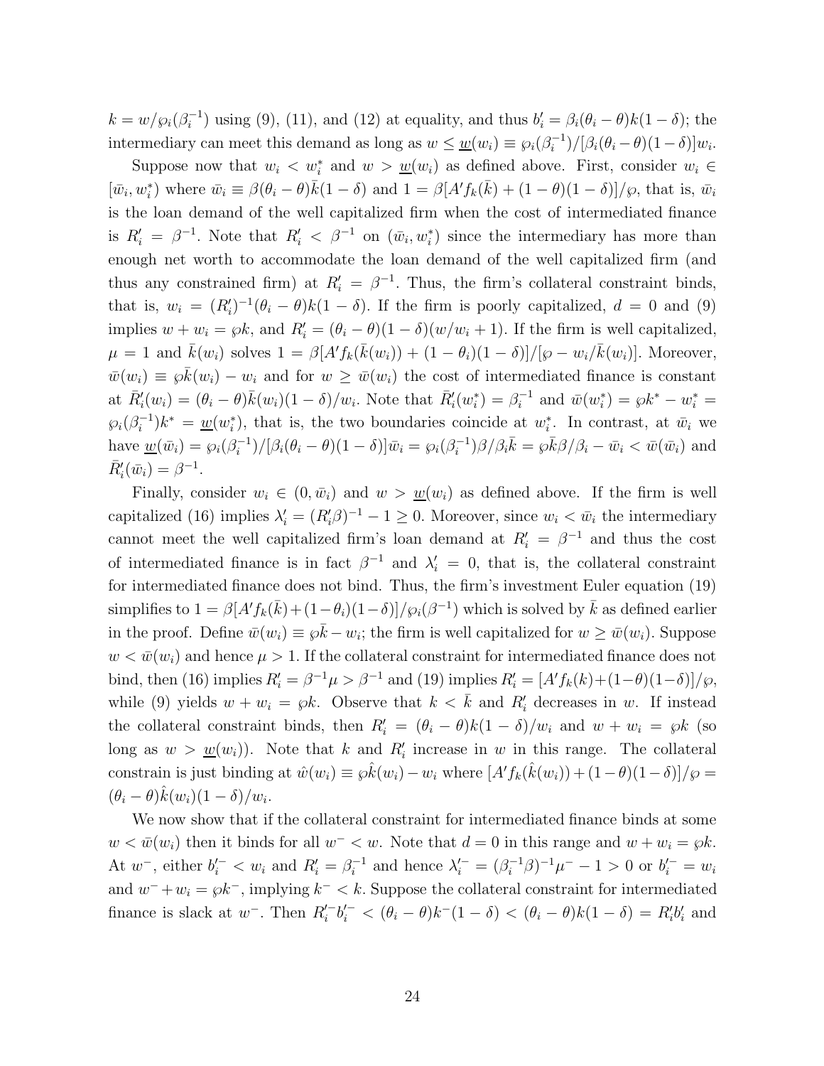$k = w/\wp_i(\beta_i^{-1})$ using (9), (11), and (12) at equality, and thus $b_i' = \beta_i(\theta_i - \theta)k(1-\delta)$; the intermediary can meet this demand as long as $w \leq \underline{w}(w_i) \equiv \wp_i(\beta_i^{-1})/[\beta_i(\theta_i - \theta)(1-\delta)]w_i$.

Suppose now that $w_i < w_i^*$ and $w > \underline{w}(w_i)$ as defined above. First, consider $w_i \in [\bar{w}_i, w_i^*)$ where $\bar{w}_i \equiv \beta(\theta_i - \theta)\bar{k}(1-\delta)$ and $1 = \beta[A'f_k(\bar{k}) + (1-\theta)(1-\delta)]/\wp$, that is, $\bar{w}_i$ is the loan demand of the well capitalized firm when the cost of intermediated finance is $R_i' = \beta^{-1}$. Note that $R_i' < \beta^{-1}$ on $(\bar{w}_i, w_i^*)$ since the intermediary has more than enough net worth to accommodate the loan demand of the well capitalized firm (and thus any constrained firm) at $R_i' = \beta^{-1}$. Thus, the firm's collateral constraint binds, that is, $w_i = (R_i')^{-1}(\theta_i - \theta)k(1-\delta)$. If the firm is poorly capitalized, $d = 0$ and (9) implies $w + w_i = \wp k$, and $R_i' = (\theta_i - \theta)(1-\delta)(w/w_i + 1)$. If the firm is well capitalized, $\mu = 1$ and $\bar{k}(w_i)$ solves $1 = \beta[A'f_k(\bar{k}(w_i)) + (1-\theta_i)(1-\delta)]/[\wp - w_i/\bar{k}(w_i)]$. Moreover, $\bar{w}(w_i) \equiv \wp\bar{k}(w_i) - w_i$ and for $w \geq \bar{w}(w_i)$ the cost of intermediated finance is constant at $\bar{R}_i'(w_i) = (\theta_i - \theta)\bar{k}(w_i)(1-\delta)/w_i$. Note that $\bar{R}_i'(w_i^*) = \beta_i^{-1}$ and $\bar{w}(w_i^*) = \wp k^* - w_i^* = \wp_i(\beta_i^{-1})k^* = \underline{w}(w_i^*)$, that is, the two boundaries coincide at $w_i^*$. In contrast, at $\bar{w}_i$ we have $\underline{w}(\bar{w}_i) = \wp_i(\beta_i^{-1})/[\beta_i(\theta_i - \theta)(1-\delta)]\bar{w}_i = \wp_i(\beta_i^{-1})\beta/\beta_i\bar{k} = \wp\bar{k}\beta/\beta_i - \bar{w}_i < \bar{w}(\bar{w}_i)$ and $\bar{R}_i'(\bar{w}_i) = \beta^{-1}$.

Finally, consider $w_i \in (0, \bar{w}_i)$ and $w > \underline{w}(w_i)$ as defined above. If the firm is well capitalized (16) implies $\lambda_i' = (R_i'\beta)^{-1} - 1 \geq 0$. Moreover, since $w_i < \bar{w}_i$ the intermediary cannot meet the well capitalized firm's loan demand at $R_i' = \beta^{-1}$ and thus the cost of intermediated finance is in fact $\beta^{-1}$ and $\lambda_i' = 0$, that is, the collateral constraint for intermediated finance does not bind. Thus, the firm's investment Euler equation (19) simplifies to $1 = \beta[A'f_k(\bar{k}) + (1-\theta_i)(1-\delta)]/\wp_i(\beta^{-1})$ which is solved by $\bar{k}$ as defined earlier in the proof. Define $\bar{w}(w_i) \equiv \wp\bar{k} - w_i$; the firm is well capitalized for $w \geq \bar{w}(w_i)$. Suppose $w < \bar{w}(w_i)$ and hence $\mu > 1$. If the collateral constraint for intermediated finance does not bind, then (16) implies $R_i' = \beta^{-1}\mu > \beta^{-1}$ and (19) implies $R_i' = [A'f_k(k) + (1-\theta)(1-\delta)]/\wp$, while (9) yields $w + w_i = \wp k$. Observe that $k < \bar{k}$ and $R_i'$ decreases in $w$. If instead the collateral constraint binds, then $R_i' = (\theta_i - \theta)k(1-\delta)/w_i$ and $w + w_i = \wp k$ (so long as $w > \underline{w}(w_i)$). Note that $k$ and $R_i'$ increase in $w$ in this range. The collateral constrain is just binding at $\hat{w}(w_i) \equiv \wp\hat{k}(w_i) - w_i$ where $[A'f_k(\hat{k}(w_i)) + (1-\theta)(1-\delta)]/\wp = (\theta_i - \theta)\hat{k}(w_i)(1-\delta)/w_i$.

We now show that if the collateral constraint for intermediated finance binds at some $w < \bar{w}(w_i)$ then it binds for all $w^- < w$. Note that $d = 0$ in this range and $w + w_i = \wp k$. At $w^-$, either $b_i'^- < w_i$ and $R_i' = \beta_i^{-1}$ and hence $\lambda_i'^- = (\beta_i^{-1}\beta)^{-1}\mu^- - 1 > 0$ or $b_i'^- = w_i$ and $w^- + w_i = \wp k^-$, implying $k^- < k$. Suppose the collateral constraint for intermediated finance is slack at $w^-$. Then $R_i'^- b_i'^- < (\theta_i - \theta)k^-(1-\delta) < (\theta_i - \theta)k(1-\delta) = R_i'b_i'$ and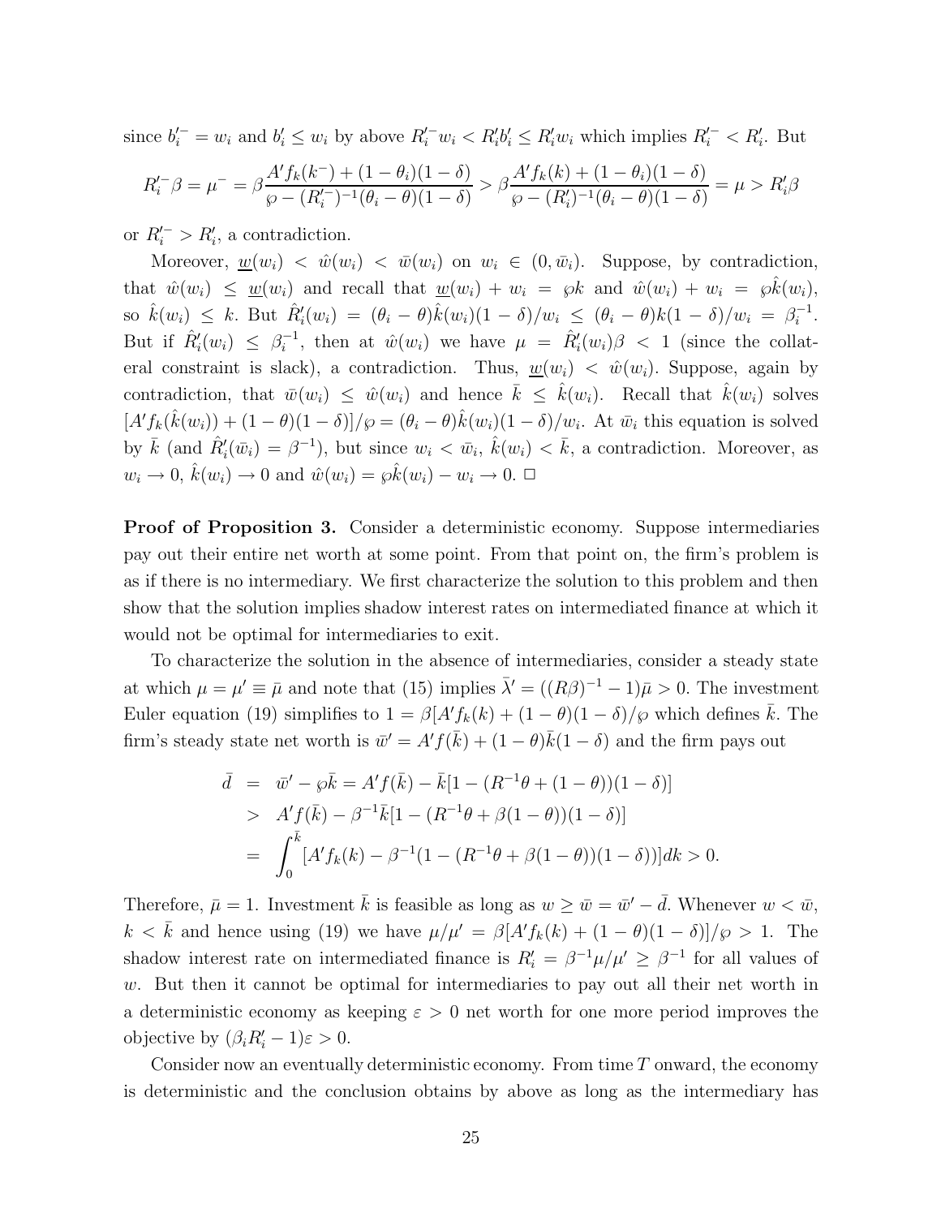since $b_i'^- = w_i$ and $b_i' \leq w_i$ by above $R_i'^- w_i < R_i' b_i' \leq R_i' w_i$ which implies $R_i'^- < R_i'$. But

$$R_i'^- \beta = \mu^- = \beta \frac{A' f_k(k^-) + (1-\theta_i)(1-\delta)}{\wp - (R_i'^-)^{-1}(\theta_i - \theta)(1-\delta)} > \beta \frac{A' f_k(k) + (1-\theta_i)(1-\delta)}{\wp - (R_i')^{-1}(\theta_i - \theta)(1-\delta)} = \mu > R_i' \beta$$

or $R_i'^- > R_i'$, a contradiction.

Moreover, $\underline{w}(w_i) < \hat{w}(w_i) < \bar{w}(w_i)$ on $w_i \in (0, \bar{w}_i)$. Suppose, by contradiction, that $\hat{w}(w_i) \leq \underline{w}(w_i)$ and recall that $\underline{w}(w_i) + w_i = \wp k$ and $\hat{w}(w_i) + w_i = \wp \hat{k}(w_i)$, so $\hat{k}(w_i) \leq k$. But $\hat{R}_i'(w_i) = (\theta_i - \theta)\hat{k}(w_i)(1-\delta)/w_i \leq (\theta_i - \theta)k(1-\delta)/w_i = \beta_i^{-1}$. But if $\hat{R}_i'(w_i) \leq \beta_i^{-1}$, then at $\hat{w}(w_i)$ we have $\mu = \hat{R}_i'(w_i)\beta < 1$ (since the collateral constraint is slack), a contradiction. Thus, $\underline{w}(w_i) < \hat{w}(w_i)$. Suppose, again by contradiction, that $\bar{w}(w_i) \leq \hat{w}(w_i)$ and hence $\bar{k} \leq \hat{k}(w_i)$. Recall that $\hat{k}(w_i)$ solves $[A' f_k(\hat{k}(w_i)) + (1-\theta)(1-\delta)]/\wp = (\theta_i - \theta)\hat{k}(w_i)(1-\delta)/w_i$. At $\bar{w}_i$ this equation is solved by $\bar{k}$ (and $\hat{R}_i'(\bar{w}_i) = \beta^{-1}$), but since $w_i < \bar{w}_i$, $\hat{k}(w_i) < \bar{k}$, a contradiction. Moreover, as $w_i \to 0$, $\hat{k}(w_i) \to 0$ and $\hat{w}(w_i) = \wp \hat{k}(w_i) - w_i \to 0$. $\Box$

**Proof of Proposition 3.** Consider a deterministic economy. Suppose intermediaries pay out their entire net worth at some point. From that point on, the firm's problem is as if there is no intermediary. We first characterize the solution to this problem and then show that the solution implies shadow interest rates on intermediated finance at which it would not be optimal for intermediaries to exit.

To characterize the solution in the absence of intermediaries, consider a steady state at which $\mu = \mu' \equiv \bar{\mu}$ and note that (15) implies $\bar{\lambda}' = ((R\beta)^{-1} - 1)\bar{\mu} > 0$. The investment Euler equation (19) simplifies to $1 = \beta[A' f_k(k) + (1-\theta)(1-\delta)/\wp$ which defines $\bar{k}$. The firm's steady state net worth is $\bar{w}' = A' f(\bar{k}) + (1-\theta)\bar{k}(1-\delta)$ and the firm pays out

$$\begin{aligned}
\bar{d} &= \bar{w}' - \wp \bar{k} = A' f(\bar{k}) - \bar{k}[1 - (R^{-1}\theta + (1-\theta))(1-\delta)] \\
&> A' f(\bar{k}) - \beta^{-1}\bar{k}[1 - (R^{-1}\theta + \beta(1-\theta))(1-\delta)] \\
&= \int_0^{\bar{k}} [A' f_k(k) - \beta^{-1}(1 - (R^{-1}\theta + \beta(1-\theta))(1-\delta))] dk > 0.
\end{aligned}$$

Therefore, $\bar{\mu} = 1$. Investment $\bar{k}$ is feasible as long as $w \geq \bar{w} = \bar{w}' - \bar{d}$. Whenever $w < \bar{w}$, $k < \bar{k}$ and hence using (19) we have $\mu/\mu' = \beta[A' f_k(k) + (1-\theta)(1-\delta)]/\wp > 1$. The shadow interest rate on intermediated finance is $R_i' = \beta^{-1}\mu/\mu' \geq \beta^{-1}$ for all values of $w$. But then it cannot be optimal for intermediaries to pay out all their net worth in a deterministic economy as keeping $\varepsilon > 0$ net worth for one more period improves the objective by $(\beta_i R_i' - 1)\varepsilon > 0$.

Consider now an eventually deterministic economy. From time $T$ onward, the economy is deterministic and the conclusion obtains by above as long as the intermediary has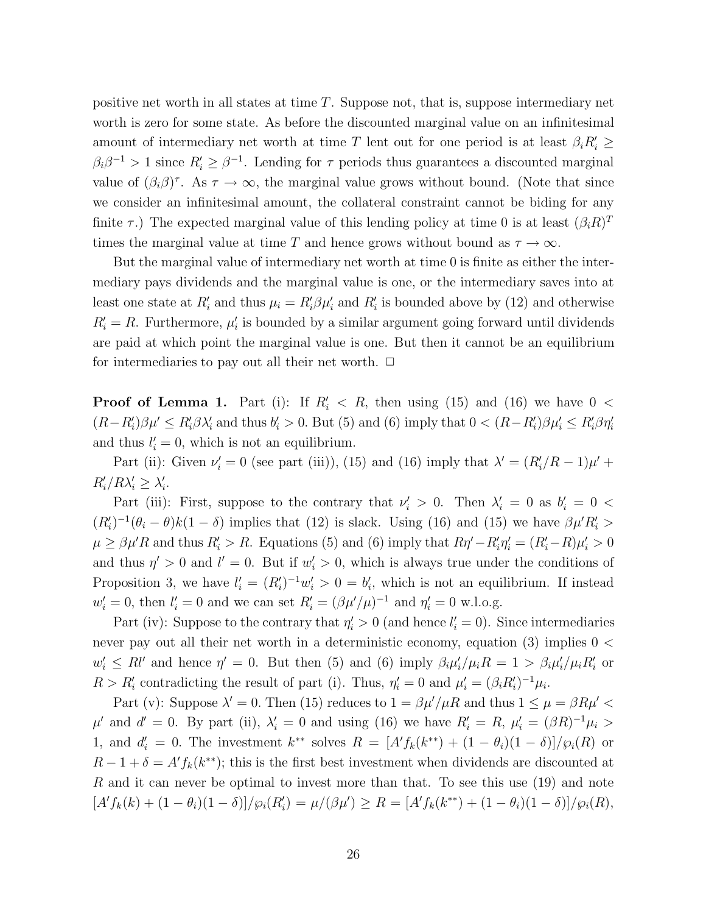positive net worth in all states at time $T$. Suppose not, that is, suppose intermediary net worth is zero for some state. As before the discounted marginal value on an infinitesimal amount of intermediary net worth at time $T$ lent out for one period is at least $\beta_i R_i' \geq \beta_i \beta^{-1} > 1$ since $R_i' \geq \beta^{-1}$. Lending for $\tau$ periods thus guarantees a discounted marginal value of $(\beta_i \beta)^{\tau}$. As $\tau \to \infty$, the marginal value grows without bound. (Note that since we consider an infinitesimal amount, the collateral constraint cannot be biding for any finite $\tau$.) The expected marginal value of this lending policy at time 0 is at least $(\beta_i R)^T$ times the marginal value at time $T$ and hence grows without bound as $\tau \to \infty$.

But the marginal value of intermediary net worth at time 0 is finite as either the intermediary pays dividends and the marginal value is one, or the intermediary saves into at least one state at $R_i'$ and thus $\mu_i = R_i' \beta \mu_i'$ and $R_i'$ is bounded above by (12) and otherwise $R_i' = R$. Furthermore, $\mu_i'$ is bounded by a similar argument going forward until dividends are paid at which point the marginal value is one. But then it cannot be an equilibrium for intermediaries to pay out all their net worth. $\Box$

**Proof of Lemma 1.** Part (i): If $R_i' < R$, then using (15) and (16) we have $0 < (R - R_i')\beta\mu' \leq R_i' \beta \lambda_i'$ and thus $b_i' > 0$. But (5) and (6) imply that $0 < (R - R_i')\beta\mu_i' \leq R_i' \beta \eta_i'$ and thus $l_i' = 0$, which is not an equilibrium.

Part (ii): Given $\nu_i' = 0$ (see part (iii)), (15) and (16) imply that $\lambda' = (R_i'/R - 1)\mu' + R_i'/R\lambda_i' \geq \lambda_i'$.

Part (iii): First, suppose to the contrary that $\nu_i' > 0$. Then $\lambda_i' = 0$ as $b_i' = 0 < (R_i')^{-1}(\theta_i - \theta)k(1 - \delta)$ implies that (12) is slack. Using (16) and (15) we have $\beta\mu' R_i' > \mu \geq \beta\mu' R$ and thus $R_i' > R$. Equations (5) and (6) imply that $R\eta' - R_i'\eta_i' = (R_i' - R)\mu_i' > 0$ and thus $\eta' > 0$ and $l' = 0$. But if $w_i' > 0$, which is always true under the conditions of Proposition 3, we have $l_i' = (R_i')^{-1} w_i' > 0 = b_i'$, which is not an equilibrium. If instead $w_i' = 0$, then $l_i' = 0$ and we can set $R_i' = (\beta\mu'/\mu)^{-1}$ and $\eta_i' = 0$ w.l.o.g.

Part (iv): Suppose to the contrary that $\eta_i' > 0$ (and hence $l_i' = 0$). Since intermediaries never pay out all their net worth in a deterministic economy, equation (3) implies $0 < w_i' \leq R l'$ and hence $\eta' = 0$. But then (5) and (6) imply $\beta_i \mu_i'/\mu_i R = 1 > \beta_i \mu_i'/\mu_i R_i'$ or $R > R_i'$ contradicting the result of part (i). Thus, $\eta_i' = 0$ and $\mu_i' = (\beta_i R_i')^{-1}\mu_i$.

Part (v): Suppose $\lambda' = 0$. Then (15) reduces to $1 = \beta\mu'/\mu R$ and thus $1 \leq \mu = \beta R \mu' < \mu'$ and $d' = 0$. By part (ii), $\lambda_i' = 0$ and using (16) we have $R_i' = R$, $\mu_i' = (\beta R)^{-1}\mu_i > 1$, and $d_i' = 0$. The investment $k^{**}$ solves $R = [A' f_k(k^{**}) + (1 - \theta_i)(1 - \delta)]/\wp_i(R)$ or $R - 1 + \delta = A' f_k(k^{**})$; this is the first best investment when dividends are discounted at $R$ and it can never be optimal to invest more than that. To see this use (19) and note $[A' f_k(k) + (1 - \theta_i)(1 - \delta)]/\wp_i(R_i') = \mu/(\beta\mu') \geq R = [A' f_k(k^{**}) + (1 - \theta_i)(1 - \delta)]/\wp_i(R)$,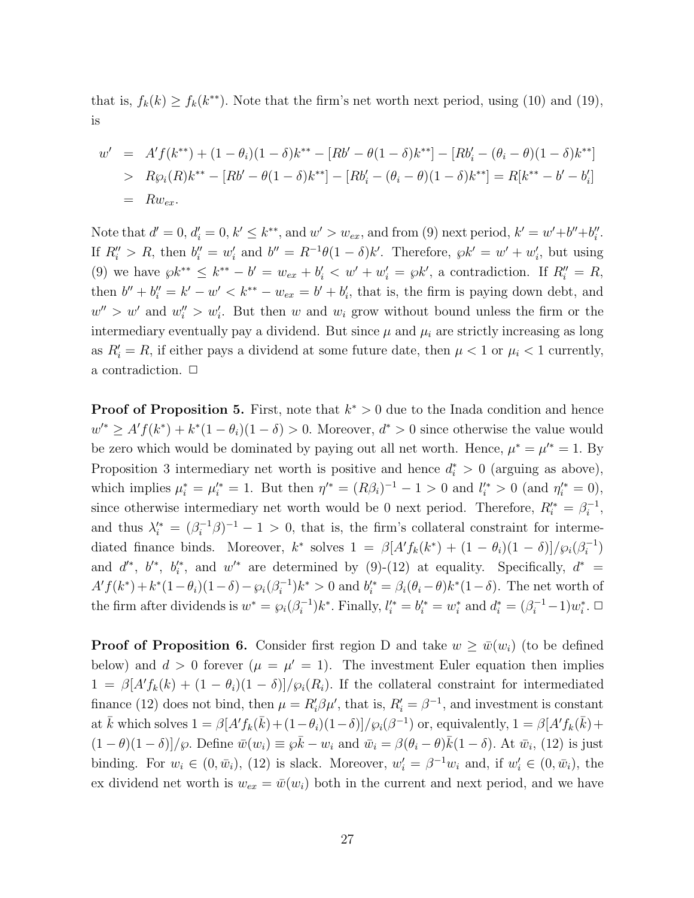that is, $f_k(k) \geq f_k(k^{**})$. Note that the firm's net worth next period, using (10) and (19), is

$$
\begin{aligned}
w' &= A'f(k^{**}) + (1-\theta_i)(1-\delta)k^{**} - [Rb' - \theta(1-\delta)k^{**}] - [Rb_i' - (\theta_i - \theta)(1-\delta)k^{**}] \\
&> R\wp_i(R)k^{**} - [Rb' - \theta(1-\delta)k^{**}] - [Rb_i' - (\theta_i - \theta)(1-\delta)k^{**}] = R[k^{**} - b' - b_i'] \\
&= Rw_{ex}.
\end{aligned}
$$

Note that $d' = 0$, $d_i' = 0$, $k' \leq k^{**}$, and $w' > w_{ex}$, and from (9) next period, $k' = w' + b'' + b_i''$. If $R_i'' > R$, then $b_i'' = w_i'$ and $b'' = R^{-1}\theta(1-\delta)k'$. Therefore, $\wp k' = w' + w_i'$, but using (9) we have $\wp k^{**} \leq k^{**} - b' = w_{ex} + b_i' < w' + w_i' = \wp k'$, a contradiction. If $R_i'' = R$, then $b'' + b_i'' = k' - w' < k^{**} - w_{ex} = b' + b_i'$, that is, the firm is paying down debt, and $w'' > w'$ and $w_i'' > w_i'$. But then $w$ and $w_i$ grow without bound unless the firm or the intermediary eventually pay a dividend. But since $\mu$ and $\mu_i$ are strictly increasing as long as $R_i' = R$, if either pays a dividend at some future date, then $\mu < 1$ or $\mu_i < 1$ currently, a contradiction. □

**Proof of Proposition 5.** First, note that $k^* > 0$ due to the Inada condition and hence $w'^* \geq A'f(k^*) + k^*(1-\theta_i)(1-\delta) > 0$. Moreover, $d^* > 0$ since otherwise the value would be zero which would be dominated by paying out all net worth. Hence, $\mu^* = \mu'^* = 1$. By Proposition 3 intermediary net worth is positive and hence $d_i^* > 0$ (arguing as above), which implies $\mu_i^* = \mu_i'^* = 1$. But then $\eta'^* = (R\beta_i)^{-1} - 1 > 0$ and $l_i'^* > 0$ (and $\eta_i'^* = 0$), since otherwise intermediary net worth would be 0 next period. Therefore, $R_i'^* = \beta_i^{-1}$, and thus $\lambda_i'^* = (\beta_i^{-1}\beta)^{-1} - 1 > 0$, that is, the firm's collateral constraint for intermediated finance binds. Moreover, $k^*$ solves $1 = \beta[A'f_k(k^*) + (1-\theta_i)(1-\delta)]/\wp_i(\beta_i^{-1})$ and $d'^*$, $b'^*$, $b_i'^*$, and $w'^*$ are determined by (9)-(12) at equality. Specifically, $d^* = A'f(k^*) + k^*(1-\theta_i)(1-\delta) - \wp_i(\beta_i^{-1})k^* > 0$ and $b_i'^* = \beta_i(\theta_i - \theta)k^*(1-\delta)$. The net worth of the firm after dividends is $w^* = \wp_i(\beta_i^{-1})k^*$. Finally, $l_i'^* = b_i'^* = w_i^*$ and $d_i^* = (\beta_i^{-1} - 1)w_i^*$. □

**Proof of Proposition 6.** Consider first region D and take $w \geq \bar{w}(w_i)$ (to be defined below) and $d > 0$ forever ($\mu = \mu' = 1$). The investment Euler equation then implies $1 = \beta[A'f_k(k) + (1-\theta_i)(1-\delta)]/\wp_i(R_i)$. If the collateral constraint for intermediated finance (12) does not bind, then $\mu = R_i'\beta\mu'$, that is, $R_i' = \beta^{-1}$, and investment is constant at $\bar{k}$ which solves $1 = \beta[A'f_k(\bar{k}) + (1-\theta_i)(1-\delta)]/\wp_i(\beta^{-1})$ or, equivalently, $1 = \beta[A'f_k(\bar{k}) + (1-\theta)(1-\delta)]/\wp$. Define $\bar{w}(w_i) \equiv \wp\bar{k} - w_i$ and $\bar{w}_i = \beta(\theta_i - \theta)\bar{k}(1-\delta)$. At $\bar{w}_i$, (12) is just binding. For $w_i \in (0, \bar{w}_i)$, (12) is slack. Moreover, $w_i' = \beta^{-1}w_i$ and, if $w_i' \in (0, \bar{w}_i)$, the ex dividend net worth is $w_{ex} = \bar{w}(w_i)$ both in the current and next period, and we have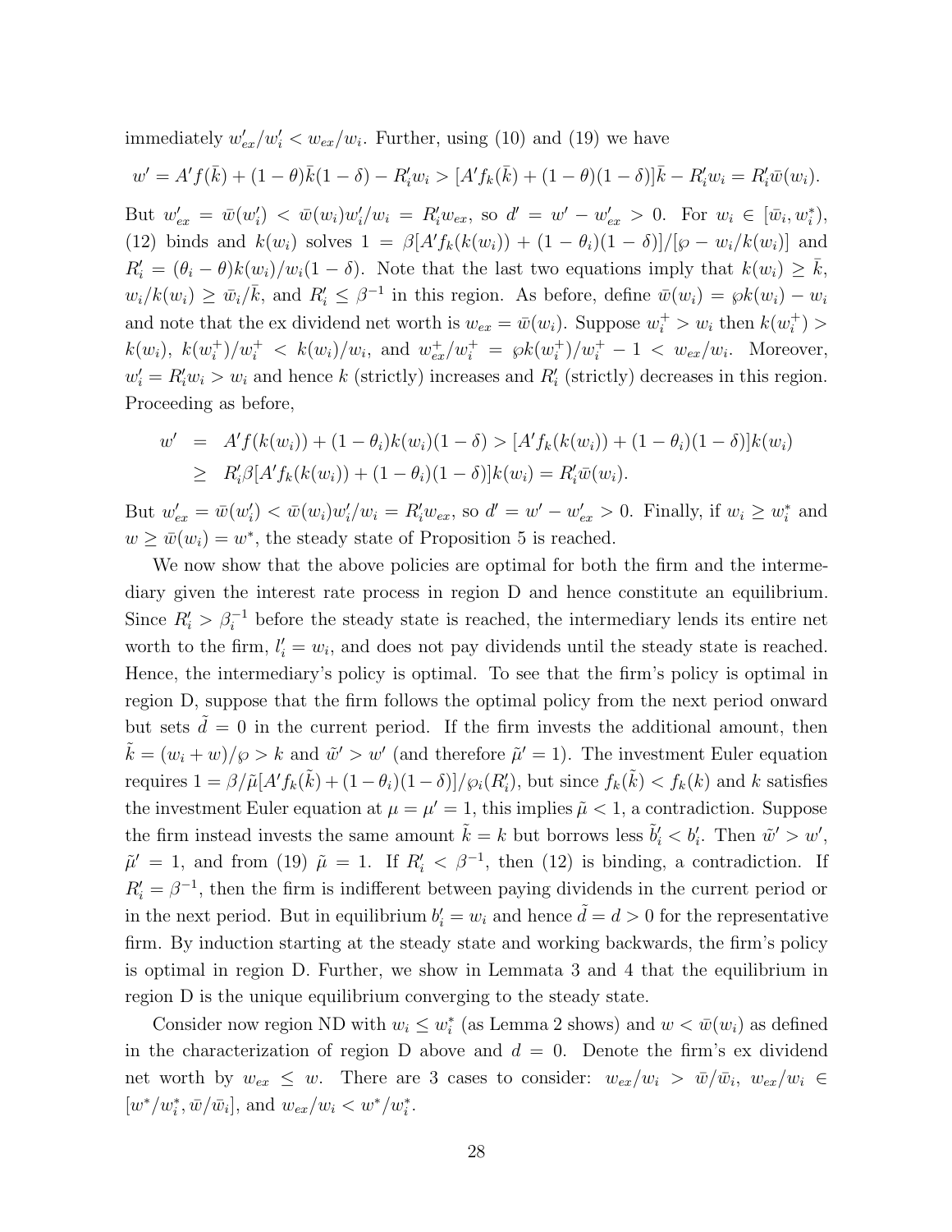immediately $w'_{ex}/w'_i < w_{ex}/w_i$. Further, using (10) and (19) we have

$$w' = A'f(\bar{k}) + (1-\theta)\bar{k}(1-\delta) - R'_i w_i > [A'f_k(\bar{k}) + (1-\theta)(1-\delta)]\bar{k} - R'_i w_i = R'_i \bar{w}(w_i).$$

But $w'_{ex} = \bar{w}(w'_i) < \bar{w}(w_i)w'_i/w_i = R'_i w_{ex}$, so $d' = w' - w'_{ex} > 0$. For $w_i \in [\bar{w}_i, w_i^*)$, (12) binds and $k(w_i)$ solves $1 = \beta[A'f_k(k(w_i)) + (1-\theta_i)(1-\delta)]/[\wp - w_i/k(w_i)]$ and $R'_i = (\theta_i - \theta)k(w_i)/w_i(1-\delta)$. Note that the last two equations imply that $k(w_i) \geq \bar{k}$, $w_i/k(w_i) \geq \bar{w}_i/\bar{k}$, and $R'_i \leq \beta^{-1}$ in this region. As before, define $\bar{w}(w_i) = \wp k(w_i) - w_i$ and note that the ex dividend net worth is $w_{ex} = \bar{w}(w_i)$. Suppose $w_i^+ > w_i$ then $k(w_i^+) > k(w_i)$, $k(w_i^+)/w_i^+ < k(w_i)/w_i$, and $w_{ex}^+/w_i^+ = \wp k(w_i^+)/w_i^+ - 1 < w_{ex}/w_i$. Moreover, $w'_i = R'_i w_i > w_i$ and hence $k$ (strictly) increases and $R'_i$ (strictly) decreases in this region. Proceeding as before,

$$\begin{aligned} w' &= A'f(k(w_i)) + (1-\theta_i)k(w_i)(1-\delta) > [A'f_k(k(w_i)) + (1-\theta_i)(1-\delta)]k(w_i) \\ &\geq R'_i\beta[A'f_k(k(w_i)) + (1-\theta_i)(1-\delta)]k(w_i) = R'_i\bar{w}(w_i). \end{aligned}$$

But $w'_{ex} = \bar{w}(w'_i) < \bar{w}(w_i)w'_i/w_i = R'_i w_{ex}$, so $d' = w' - w'_{ex} > 0$. Finally, if $w_i \geq w_i^*$ and $w \geq \bar{w}(w_i) = w^*$, the steady state of Proposition 5 is reached.

We now show that the above policies are optimal for both the firm and the intermediary given the interest rate process in region D and hence constitute an equilibrium. Since $R'_i > \beta_i^{-1}$ before the steady state is reached, the intermediary lends its entire net worth to the firm, $l'_i = w_i$, and does not pay dividends until the steady state is reached. Hence, the intermediary's policy is optimal. To see that the firm's policy is optimal in region D, suppose that the firm follows the optimal policy from the next period onward but sets $\tilde{d} = 0$ in the current period. If the firm invests the additional amount, then $\tilde{k} = (w_i + w)/\wp > k$ and $\tilde{w}' > w'$ (and therefore $\tilde{\mu}' = 1$). The investment Euler equation requires $1 = \beta/\tilde{\mu}[A'f_k(\tilde{k}) + (1-\theta_i)(1-\delta)]/\wp_i(R'_i)$, but since $f_k(\tilde{k}) < f_k(k)$ and $k$ satisfies the investment Euler equation at $\mu = \mu' = 1$, this implies $\tilde{\mu} < 1$, a contradiction. Suppose the firm instead invests the same amount $\tilde{k} = k$ but borrows less $\tilde{b}'_i < b'_i$. Then $\tilde{w}' > w'$, $\tilde{\mu}' = 1$, and from (19) $\tilde{\mu} = 1$. If $R'_i < \beta^{-1}$, then (12) is binding, a contradiction. If $R'_i = \beta^{-1}$, then the firm is indifferent between paying dividends in the current period or in the next period. But in equilibrium $b'_i = w_i$ and hence $\tilde{d} = d > 0$ for the representative firm. By induction starting at the steady state and working backwards, the firm's policy is optimal in region D. Further, we show in Lemmata 3 and 4 that the equilibrium in region D is the unique equilibrium converging to the steady state.

Consider now region ND with $w_i \leq w_i^*$ (as Lemma 2 shows) and $w < \bar{w}(w_i)$ as defined in the characterization of region D above and $d = 0$. Denote the firm's ex dividend net worth by $w_{ex} \leq w$. There are 3 cases to consider: $w_{ex}/w_i > \bar{w}/\bar{w}_i$, $w_{ex}/w_i \in [w^*/w_i^*, \bar{w}/\bar{w}_i]$, and $w_{ex}/w_i < w^*/w_i^*$.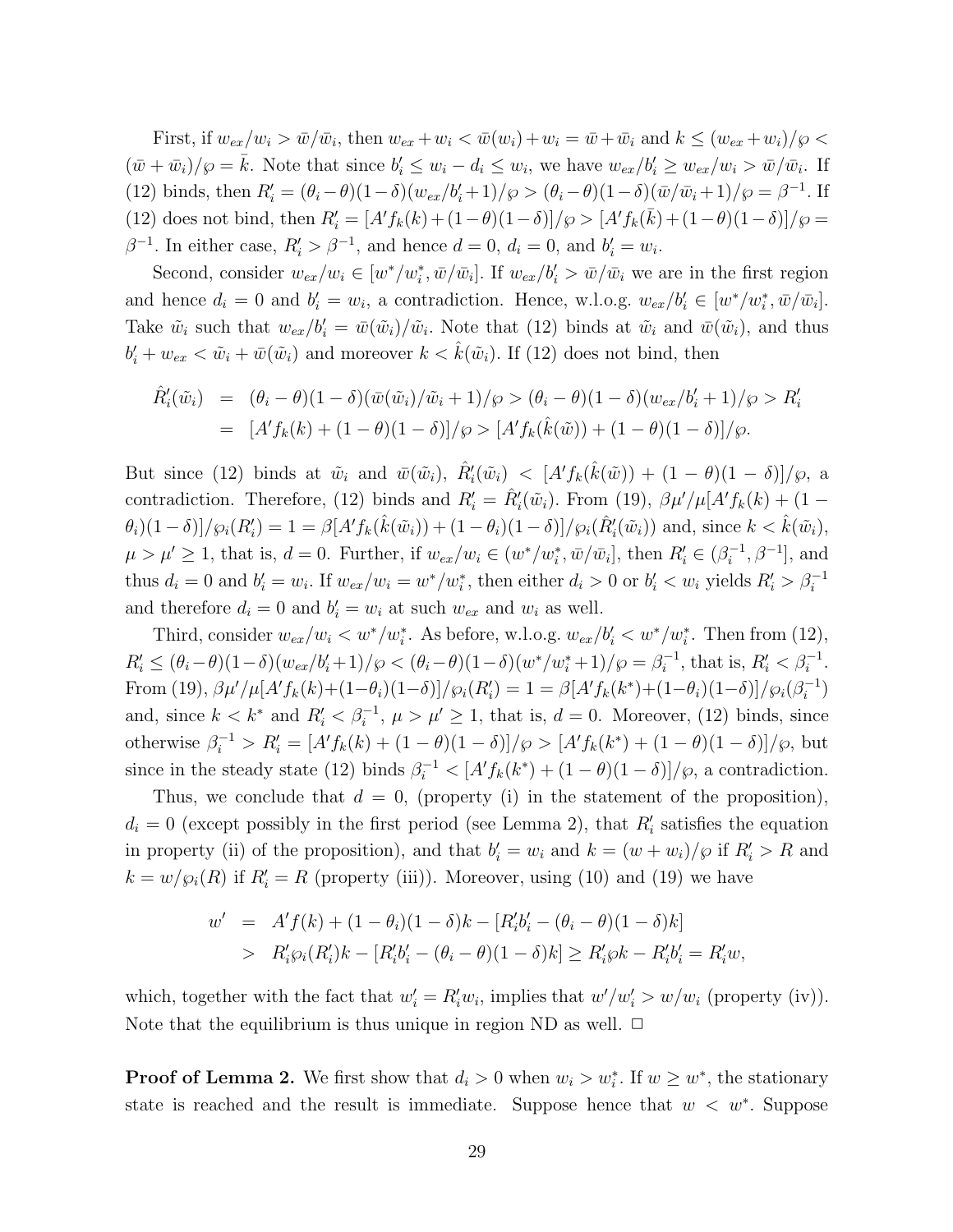First, if $w_{ex}/w_i > \bar{w}/\bar{w}_i$, then $w_{ex} + w_i < \bar{w}(w_i) + w_i = \bar{w} + \bar{w}_i$ and $k \le (w_{ex} + w_i)/\wp < (\bar{w} + \bar{w}_i)/\wp = \bar{k}$. Note that since $b_i' \le w_i - d_i \le w_i$, we have $w_{ex}/b_i' \ge w_{ex}/w_i > \bar{w}/\bar{w}_i$. If (12) binds, then $R_i' = (\theta_i - \theta)(1-\delta)(w_{ex}/b_i' + 1)/\wp > (\theta_i - \theta)(1-\delta)(\bar{w}/\bar{w}_i + 1)/\wp = \beta^{-1}$. If (12) does not bind, then $R_i' = [A' f_k(k) + (1-\theta)(1-\delta)]/\wp > [A' f_k(\bar{k}) + (1-\theta)(1-\delta)]/\wp = \beta^{-1}$. In either case, $R_i' > \beta^{-1}$, and hence $d = 0$, $d_i = 0$, and $b_i' = w_i$.

Second, consider $w_{ex}/w_i \in [w^*/w_i^*, \bar{w}/\bar{w}_i]$. If $w_{ex}/b_i' > \bar{w}/\bar{w}_i$ we are in the first region and hence $d_i = 0$ and $b_i' = w_i$, a contradiction. Hence, w.l.o.g. $w_{ex}/b_i' \in [w^*/w_i^*, \bar{w}/\bar{w}_i]$. Take $\tilde{w}_i$ such that $w_{ex}/b_i' = \bar{w}(\tilde{w}_i)/\tilde{w}_i$. Note that (12) binds at $\tilde{w}_i$ and $\bar{w}(\tilde{w}_i)$, and thus $b_i' + w_{ex} < \tilde{w}_i + \bar{w}(\tilde{w}_i)$ and moreover $k < \hat{k}(\tilde{w}_i)$. If (12) does not bind, then

$$
\begin{aligned}
\hat{R}_i'(\tilde{w}_i) &= (\theta_i - \theta)(1-\delta)(\bar{w}(\tilde{w}_i)/\tilde{w}_i + 1)/\wp > (\theta_i - \theta)(1-\delta)(w_{ex}/b_i' + 1)/\wp > R_i' \\
&= [A' f_k(k) + (1-\theta)(1-\delta)]/\wp > [A' f_k(\hat{k}(\tilde{w})) + (1-\theta)(1-\delta)]/\wp.
\end{aligned}
$$

But since (12) binds at $\tilde{w}_i$ and $\bar{w}(\tilde{w}_i)$, $\hat{R}_i'(\tilde{w}_i) < [A' f_k(\hat{k}(\tilde{w})) + (1-\theta)(1-\delta)]/\wp$, a contradiction. Therefore, (12) binds and $R_i' = \hat{R}_i'(\tilde{w}_i)$. From (19), $\beta\mu'/\mu[A' f_k(k) + (1-\theta_i)(1-\delta)]/\wp_i(R_i') = 1 = \beta[A' f_k(\hat{k}(\tilde{w}_i)) + (1-\theta_i)(1-\delta)]/\wp_i(\hat{R}_i'(\tilde{w}_i))$ and, since $k < \hat{k}(\tilde{w}_i)$, $\mu > \mu' \ge 1$, that is, $d = 0$. Further, if $w_{ex}/w_i \in (w^*/w_i^*, \bar{w}/\bar{w}_i]$, then $R_i' \in (\beta_i^{-1}, \beta^{-1}]$, and thus $d_i = 0$ and $b_i' = w_i$. If $w_{ex}/w_i = w^*/w_i^*$, then either $d_i > 0$ or $b_i' < w_i$ yields $R_i' > \beta_i^{-1}$ and therefore $d_i = 0$ and $b_i' = w_i$ at such $w_{ex}$ and $w_i$ as well.

Third, consider $w_{ex}/w_i < w^*/w_i^*$. As before, w.l.o.g. $w_{ex}/b_i' < w^*/w_i^*$. Then from (12), $R_i' \le (\theta_i - \theta)(1-\delta)(w_{ex}/b_i' + 1)/\wp < (\theta_i - \theta)(1-\delta)(w^*/w_i^* + 1)/\wp = \beta_i^{-1}$, that is, $R_i' < \beta_i^{-1}$. From (19), $\beta\mu'/\mu[A' f_k(k) + (1-\theta_i)(1-\delta)]/\wp_i(R_i') = 1 = \beta[A' f_k(k^*) + (1-\theta_i)(1-\delta)]/\wp_i(\beta_i^{-1})$ and, since $k < k^*$ and $R_i' < \beta_i^{-1}$, $\mu > \mu' \ge 1$, that is, $d = 0$. Moreover, (12) binds, since otherwise $\beta_i^{-1} > R_i' = [A' f_k(k) + (1-\theta)(1-\delta)]/\wp > [A' f_k(k^*) + (1-\theta)(1-\delta)]/\wp$, but since in the steady state (12) binds $\beta_i^{-1} < [A' f_k(k^*) + (1-\theta)(1-\delta)]/\wp$, a contradiction.

Thus, we conclude that $d = 0$, (property (i) in the statement of the proposition), $d_i = 0$ (except possibly in the first period (see Lemma 2), that $R_i'$ satisfies the equation in property (ii) of the proposition), and that $b_i' = w_i$ and $k = (w + w_i)/\wp$ if $R_i' > R$ and $k = w/\wp_i(R)$ if $R_i' = R$ (property (iii)). Moreover, using (10) and (19) we have

$$
\begin{aligned}
w' &= A' f(k) + (1-\theta_i)(1-\delta)k - [R_i' b_i' - (\theta_i - \theta)(1-\delta)k] \\
&> R_i' \wp_i(R_i')k - [R_i' b_i' - (\theta_i - \theta)(1-\delta)k] \ge R_i' \wp k - R_i' b_i' = R_i' w,
\end{aligned}
$$

which, together with the fact that $w_i' = R_i' w_i$, implies that $w'/w_i' > w/w_i$ (property (iv)). Note that the equilibrium is thus unique in region ND as well. $\Box$

**Proof of Lemma 2.** We first show that $d_i > 0$ when $w_i > w_i^*$. If $w \ge w^*$, the stationary state is reached and the result is immediate. Suppose hence that $w < w^*$. Suppose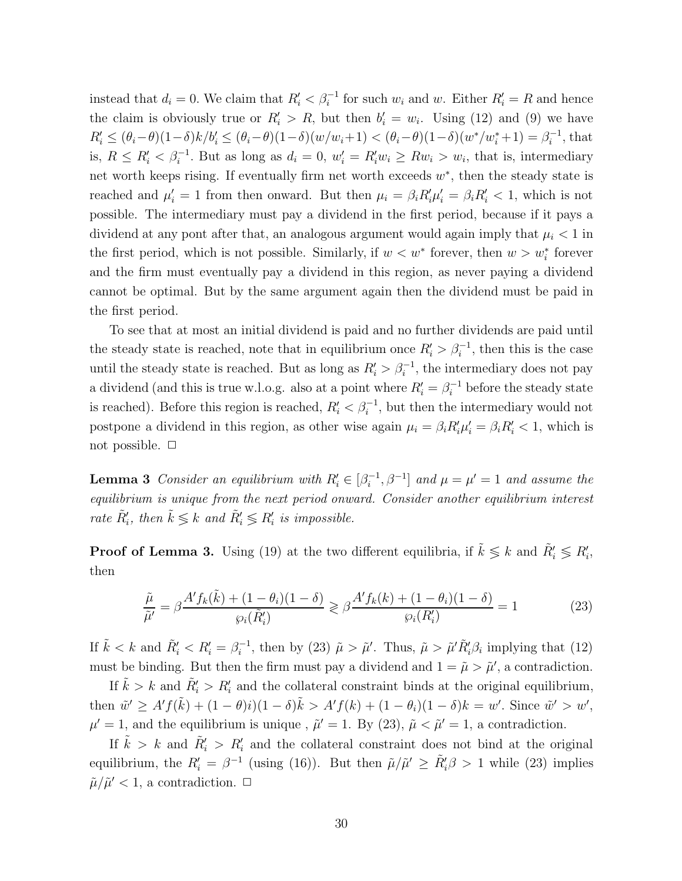instead that $d_i = 0$. We claim that $R_i' < \beta_i^{-1}$ for such $w_i$ and $w$. Either $R_i' = R$ and hence the claim is obviously true or $R_i' > R$, but then $b_i' = w_i$. Using (12) and (9) we have $R_i' \leq (\theta_i - \theta)(1-\delta)k/b_i' \leq (\theta_i - \theta)(1-\delta)(w/w_i + 1) < (\theta_i - \theta)(1-\delta)(w^*/w_i^* + 1) = \beta_i^{-1}$, that is, $R \leq R_i' < \beta_i^{-1}$. But as long as $d_i = 0$, $w_i' = R_i' w_i \geq R w_i > w_i$, that is, intermediary net worth keeps rising. If eventually firm net worth exceeds $w^*$, then the steady state is reached and $\mu_i' = 1$ from then onward. But then $\mu_i = \beta_i R_i' \mu_i' = \beta_i R_i' < 1$, which is not possible. The intermediary must pay a dividend in the first period, because if it pays a dividend at any pont after that, an analogous argument would again imply that $\mu_i < 1$ in the first period, which is not possible. Similarly, if $w < w^*$ forever, then $w > w_i^*$ forever and the firm must eventually pay a dividend in this region, as never paying a dividend cannot be optimal. But by the same argument again then the dividend must be paid in the first period.

To see that at most an initial dividend is paid and no further dividends are paid until the steady state is reached, note that in equilibrium once $R_i' > \beta_i^{-1}$, then this is the case until the steady state is reached. But as long as $R_i' > \beta_i^{-1}$, the intermediary does not pay a dividend (and this is true w.l.o.g. also at a point where $R_i' = \beta_i^{-1}$ before the steady state is reached). Before this region is reached, $R_i' < \beta_i^{-1}$, but then the intermediary would not postpone a dividend in this region, as other wise again $\mu_i = \beta_i R_i' \mu_i' = \beta_i R_i' < 1$, which is not possible. $\square$

**Lemma 3** *Consider an equilibrium with $R_i' \in [\beta_i^{-1}, \beta^{-1}]$ and $\mu = \mu' = 1$ and assume the equilibrium is unique from the next period onward. Consider another equilibrium interest rate $\tilde{R}_i'$, then $\tilde{k} \lesseqgtr k$ and $\tilde{R}_i' \lesseqgtr R_i'$ is impossible.*

**Proof of Lemma 3.** Using (19) at the two different equilibria, if $\tilde{k} \lesseqgtr k$ and $\tilde{R}_i' \lesseqgtr R_i'$, then

$$\frac{\tilde{\mu}}{\tilde{\mu}'} = \beta \frac{A' f_k(\tilde{k}) + (1-\theta_i)(1-\delta)}{\wp_i(\tilde{R}_i')} \gtreqless \beta \frac{A' f_k(k) + (1-\theta_i)(1-\delta)}{\wp_i(R_i')} = 1 \tag{23}$$

If $\tilde{k} < k$ and $\tilde{R}_i' < R_i' = \beta_i^{-1}$, then by (23) $\tilde{\mu} > \tilde{\mu}'$. Thus, $\tilde{\mu} > \tilde{\mu}' \tilde{R}_i' \beta_i$ implying that (12) must be binding. But then the firm must pay a dividend and $1 = \tilde{\mu} > \tilde{\mu}'$, a contradiction.

If $\tilde{k} > k$ and $\tilde{R}_i' > R_i'$ and the collateral constraint binds at the original equilibrium, then $\tilde{w}' \geq A' f(\tilde{k}) + (1-\theta)i)(1-\delta)\tilde{k} > A' f(k) + (1-\theta_i)(1-\delta)k = w'$. Since $\tilde{w}' > w'$, $\mu' = 1$, and the equilibrium is unique , $\tilde{\mu}' = 1$. By (23), $\tilde{\mu} < \tilde{\mu}' = 1$, a contradiction.

If $\tilde{k} > k$ and $\tilde{R}_i' > R_i'$ and the collateral constraint does not bind at the original equilibrium, the $R_i' = \beta^{-1}$ (using (16)). But then $\tilde{\mu}/\tilde{\mu}' \geq \tilde{R}_i' \beta > 1$ while (23) implies $\tilde{\mu}/\tilde{\mu}' < 1$, a contradiction. $\square$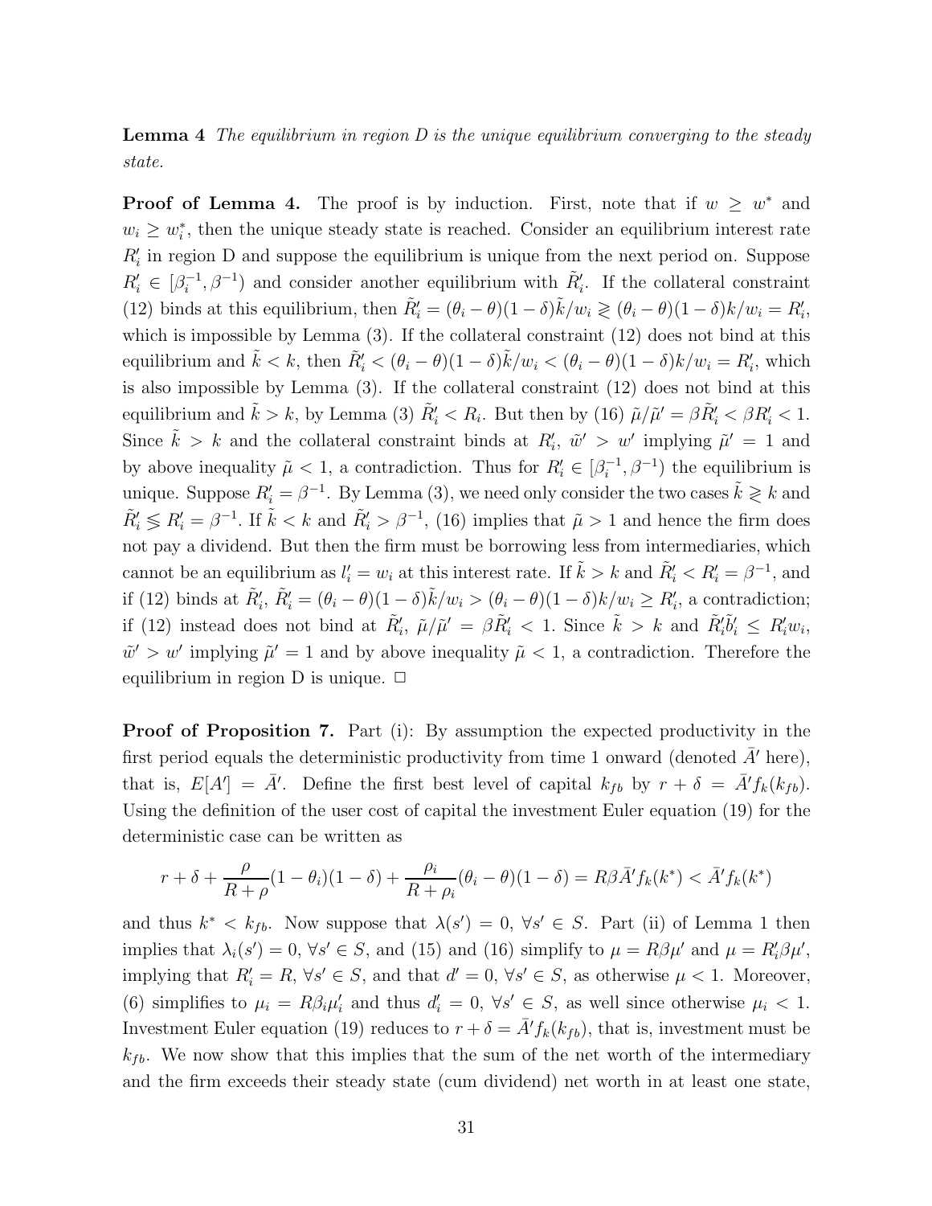**Lemma 4** *The equilibrium in region D is the unique equilibrium converging to the steady state.*

**Proof of Lemma 4.** The proof is by induction. First, note that if $w \geq w^*$ and $w_i \geq w_i^*$, then the unique steady state is reached. Consider an equilibrium interest rate $R_i'$ in region D and suppose the equilibrium is unique from the next period on. Suppose $R_i' \in [\beta_i^{-1}, \beta^{-1})$ and consider another equilibrium with $\tilde{R}_i'$. If the collateral constraint (12) binds at this equilibrium, then $\tilde{R}_i' = (\theta_i - \theta)(1-\delta)\tilde{k}/w_i \gtrless (\theta_i - \theta)(1-\delta)k/w_i = R_i'$, which is impossible by Lemma (3). If the collateral constraint (12) does not bind at this equilibrium and $\tilde{k} < k$, then $\tilde{R}_i' < (\theta_i - \theta)(1-\delta)\tilde{k}/w_i < (\theta_i - \theta)(1-\delta)k/w_i = R_i'$, which is also impossible by Lemma (3). If the collateral constraint (12) does not bind at this equilibrium and $\tilde{k} > k$, by Lemma (3) $\tilde{R}_i' < R_i$. But then by (16) $\tilde{\mu}/\tilde{\mu}' = \beta\tilde{R}_i' < \beta R_i' < 1$. Since $\tilde{k} > k$ and the collateral constraint binds at $R_i'$, $\tilde{w}' > w'$ implying $\tilde{\mu}' = 1$ and by above inequality $\tilde{\mu} < 1$, a contradiction. Thus for $R_i' \in [\beta_i^{-1}, \beta^{-1})$ the equilibrium is unique. Suppose $R_i' = \beta^{-1}$. By Lemma (3), we need only consider the two cases $\tilde{k} \gtrless k$ and $\tilde{R}_i' \lesseqgtr R_i' = \beta^{-1}$. If $\tilde{k} < k$ and $\tilde{R}_i' > \beta^{-1}$, (16) implies that $\tilde{\mu} > 1$ and hence the firm does not pay a dividend. But then the firm must be borrowing less from intermediaries, which cannot be an equilibrium as $l_i' = w_i$ at this interest rate. If $\tilde{k} > k$ and $\tilde{R}_i' < R_i' = \beta^{-1}$, and if (12) binds at $\tilde{R}_i'$, $\tilde{R}_i' = (\theta_i - \theta)(1-\delta)\tilde{k}/w_i > (\theta_i - \theta)(1-\delta)k/w_i \geq R_i'$, a contradiction; if (12) instead does not bind at $\tilde{R}_i'$, $\tilde{\mu}/\tilde{\mu}' = \beta\tilde{R}_i' < 1$. Since $\tilde{k} > k$ and $\tilde{R}_i'\tilde{b}_i' \leq R_i' w_i$, $\tilde{w}' > w'$ implying $\tilde{\mu}' = 1$ and by above inequality $\tilde{\mu} < 1$, a contradiction. Therefore the equilibrium in region D is unique. □

**Proof of Proposition 7.** Part (i): By assumption the expected productivity in the first period equals the deterministic productivity from time 1 onward (denoted $\bar{A}'$ here), that is, $E[A'] = \bar{A}'$. Define the first best level of capital $k_{fb}$ by $r + \delta = \bar{A}' f_k(k_{fb})$. Using the definition of the user cost of capital the investment Euler equation (19) for the deterministic case can be written as

$$r + \delta + \frac{\rho}{R+\rho}(1-\theta_i)(1-\delta) + \frac{\rho_i}{R+\rho_i}(\theta_i - \theta)(1-\delta) = R\beta\bar{A}' f_k(k^*) < \bar{A}' f_k(k^*)$$

and thus $k^* < k_{fb}$. Now suppose that $\lambda(s') = 0$, $\forall s' \in S$. Part (ii) of Lemma 1 then implies that $\lambda_i(s') = 0$, $\forall s' \in S$, and (15) and (16) simplify to $\mu = R\beta\mu'$ and $\mu = R_i'\beta\mu'$, implying that $R_i' = R$, $\forall s' \in S$, and that $d' = 0$, $\forall s' \in S$, as otherwise $\mu < 1$. Moreover, (6) simplifies to $\mu_i = R\beta_i\mu_i'$ and thus $d_i' = 0$, $\forall s' \in S$, as well since otherwise $\mu_i < 1$. Investment Euler equation (19) reduces to $r + \delta = \bar{A}' f_k(k_{fb})$, that is, investment must be $k_{fb}$. We now show that this implies that the sum of the net worth of the intermediary and the firm exceeds their steady state (cum dividend) net worth in at least one state,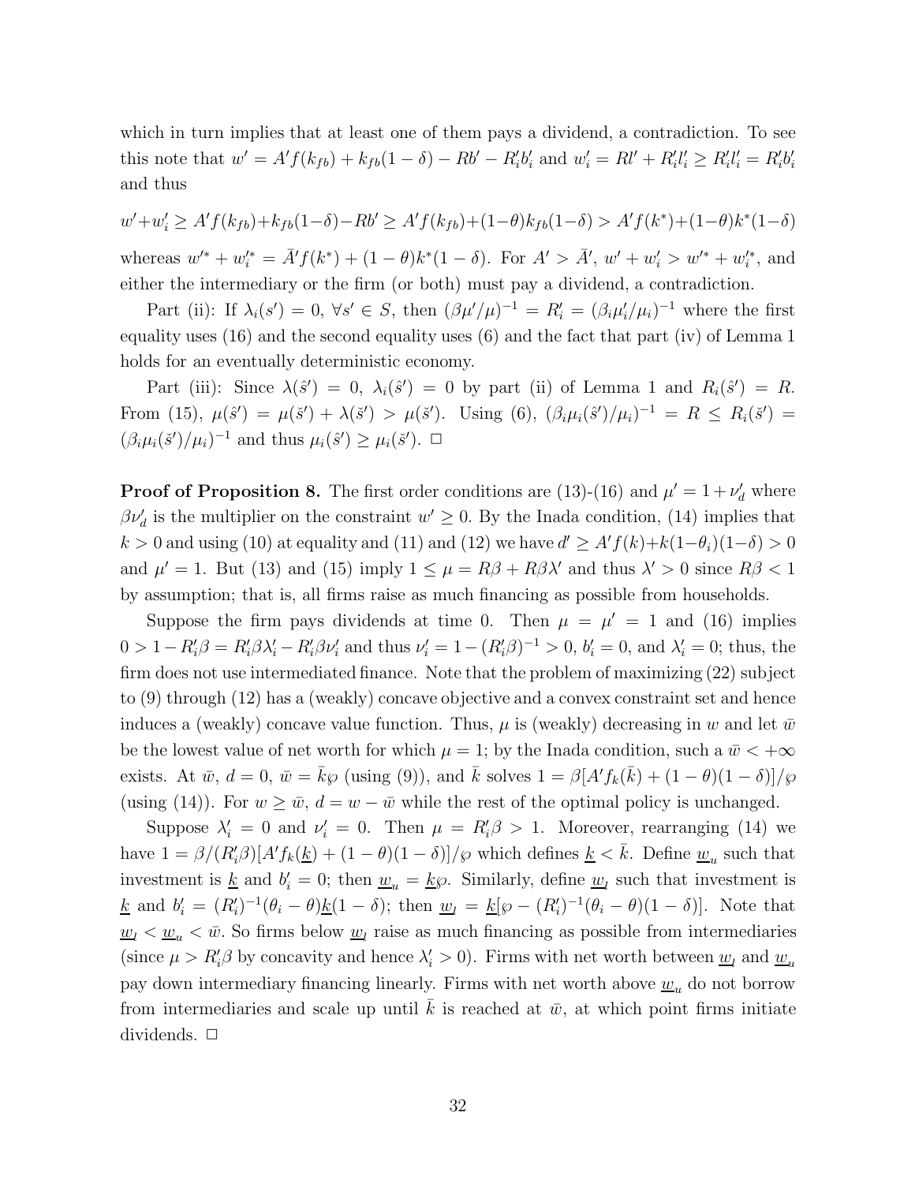which in turn implies that at least one of them pays a dividend, a contradiction. To see this note that $w' = A'f(k_{fb}) + k_{fb}(1-\delta) - Rb' - R_i'b_i'$ and $w_i' = Rl' + R_i'l_i' \geq R_i'l_i' = R_i'b_i'$ and thus

$$w' + w_i' \geq A'f(k_{fb}) + k_{fb}(1-\delta) - Rb' \geq A'f(k_{fb}) + (1-\theta)k_{fb}(1-\delta) > A'f(k^*) + (1-\theta)k^*(1-\delta)$$

whereas $w'^* + w_i'^* = \bar{A}'f(k^*) + (1-\theta)k^*(1-\delta)$. For $A' > \bar{A}'$, $w' + w_i' > w'^* + w_i'^*$, and either the intermediary or the firm (or both) must pay a dividend, a contradiction.

Part (ii): If $\lambda_i(s') = 0$, $\forall s' \in S$, then $(\beta\mu'/\mu)^{-1} = R_i' = (\beta_i\mu_i'/\mu_i)^{-1}$ where the first equality uses (16) and the second equality uses (6) and the fact that part (iv) of Lemma 1 holds for an eventually deterministic economy.

Part (iii): Since $\lambda(\hat{s}') = 0$, $\lambda_i(\hat{s}') = 0$ by part (ii) of Lemma 1 and $R_i(\hat{s}') = R$. From (15), $\mu(\hat{s}') = \mu(\check{s}') + \lambda(\check{s}') > \mu(\check{s}')$. Using (6), $(\beta_i\mu_i(\hat{s}')/\mu_i)^{-1} = R \leq R_i(\check{s}') = (\beta_i\mu_i(\check{s}')/\mu_i)^{-1}$ and thus $\mu_i(\hat{s}') \geq \mu_i(\check{s}')$. $\Box$

**Proof of Proposition 8.** The first order conditions are (13)-(16) and $\mu' = 1 + \nu_d'$ where $\beta\nu_d'$ is the multiplier on the constraint $w' \geq 0$. By the Inada condition, (14) implies that $k > 0$ and using (10) at equality and (11) and (12) we have $d' \geq A'f(k) + k(1-\theta_i)(1-\delta) > 0$ and $\mu' = 1$. But (13) and (15) imply $1 \leq \mu = R\beta + R\beta\lambda'$ and thus $\lambda' > 0$ since $R\beta < 1$ by assumption; that is, all firms raise as much financing as possible from households.

Suppose the firm pays dividends at time 0. Then $\mu = \mu' = 1$ and (16) implies $0 > 1 - R_i'\beta = R_i'\beta\lambda_i' - R_i'\beta\nu_i'$ and thus $\nu_i' = 1 - (R_i'\beta)^{-1} > 0$, $b_i' = 0$, and $\lambda_i' = 0$; thus, the firm does not use intermediated finance. Note that the problem of maximizing (22) subject to (9) through (12) has a (weakly) concave objective and a convex constraint set and hence induces a (weakly) concave value function. Thus, $\mu$ is (weakly) decreasing in $w$ and let $\bar{w}$ be the lowest value of net worth for which $\mu = 1$; by the Inada condition, such a $\bar{w} < +\infty$ exists. At $\bar{w}$, $d = 0$, $\bar{w} = \bar{k}\wp$ (using (9)), and $\bar{k}$ solves $1 = \beta[A'f_k(\bar{k}) + (1-\theta)(1-\delta)]/\wp$ (using (14)). For $w \geq \bar{w}$, $d = w - \bar{w}$ while the rest of the optimal policy is unchanged.

Suppose $\lambda_i' = 0$ and $\nu_i' = 0$. Then $\mu = R_i'\beta > 1$. Moreover, rearranging (14) we have $1 = \beta/(R_i'\beta)[A'f_k(\underline{k}) + (1-\theta)(1-\delta)]/\wp$ which defines $\underline{k} < \bar{k}$. Define $\underline{w}_u$ such that investment is $\underline{k}$ and $b_i' = 0$; then $\underline{w}_u = \underline{k}\wp$. Similarly, define $\underline{w}_l$ such that investment is $\underline{k}$ and $b_i' = (R_i')^{-1}(\theta_i - \theta)\underline{k}(1-\delta)$; then $\underline{w}_l = \underline{k}[\wp - (R_i')^{-1}(\theta_i - \theta)(1-\delta)]$. Note that $\underline{w}_l < \underline{w}_u < \bar{w}$. So firms below $\underline{w}_l$ raise as much financing as possible from intermediaries (since $\mu > R_i'\beta$ by concavity and hence $\lambda_i' > 0$). Firms with net worth between $\underline{w}_l$ and $\underline{w}_u$ pay down intermediary financing linearly. Firms with net worth above $\underline{w}_u$ do not borrow from intermediaries and scale up until $\bar{k}$ is reached at $\bar{w}$, at which point firms initiate dividends. $\Box$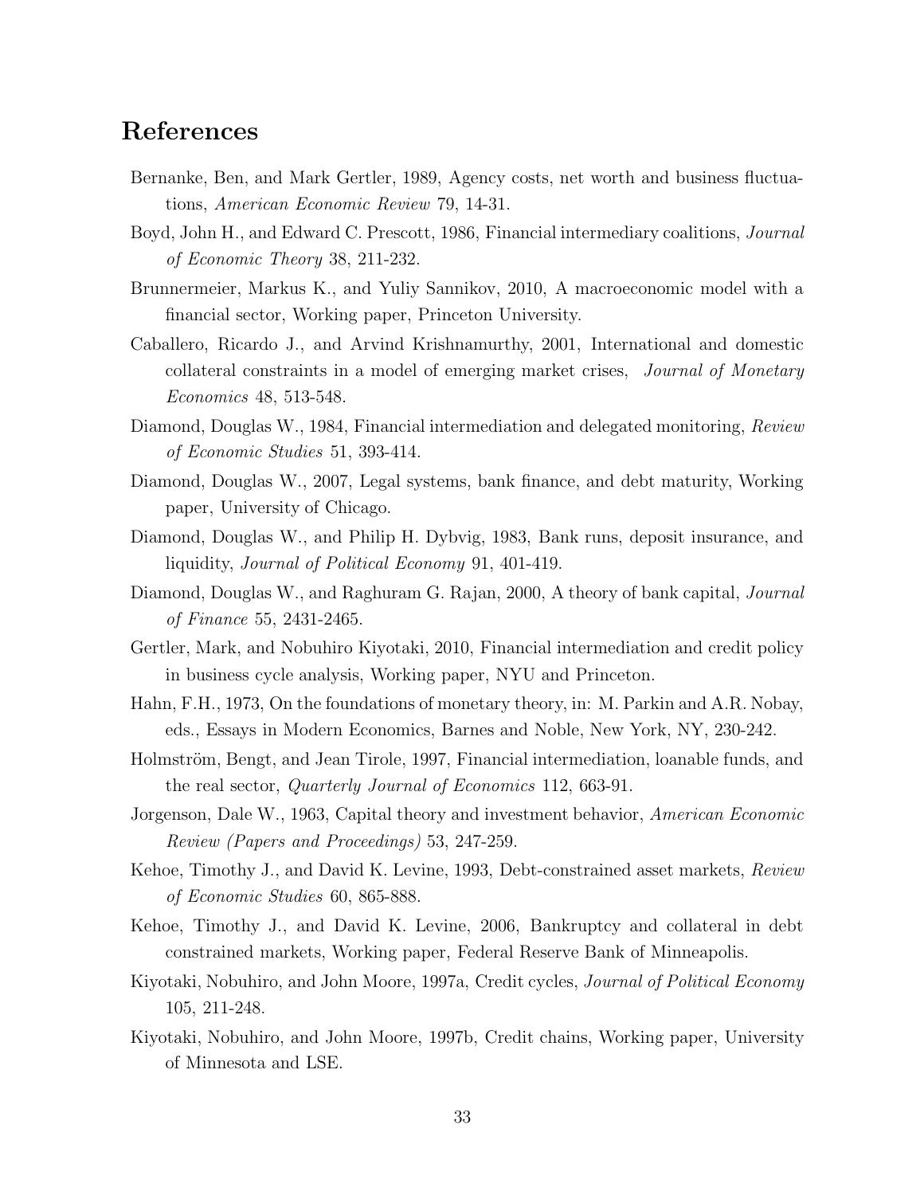# References

Bernanke, Ben, and Mark Gertler, 1989, Agency costs, net worth and business fluctuations, *American Economic Review* 79, 14-31.

Boyd, John H., and Edward C. Prescott, 1986, Financial intermediary coalitions, *Journal of Economic Theory* 38, 211-232.

Brunnermeier, Markus K., and Yuliy Sannikov, 2010, A macroeconomic model with a financial sector, Working paper, Princeton University.

Caballero, Ricardo J., and Arvind Krishnamurthy, 2001, International and domestic collateral constraints in a model of emerging market crises, *Journal of Monetary Economics* 48, 513-548.

Diamond, Douglas W., 1984, Financial intermediation and delegated monitoring, *Review of Economic Studies* 51, 393-414.

Diamond, Douglas W., 2007, Legal systems, bank finance, and debt maturity, Working paper, University of Chicago.

Diamond, Douglas W., and Philip H. Dybvig, 1983, Bank runs, deposit insurance, and liquidity, *Journal of Political Economy* 91, 401-419.

Diamond, Douglas W., and Raghuram G. Rajan, 2000, A theory of bank capital, *Journal of Finance* 55, 2431-2465.

Gertler, Mark, and Nobuhiro Kiyotaki, 2010, Financial intermediation and credit policy in business cycle analysis, Working paper, NYU and Princeton.

Hahn, F.H., 1973, On the foundations of monetary theory, in: M. Parkin and A.R. Nobay, eds., Essays in Modern Economics, Barnes and Noble, New York, NY, 230-242.

Holmström, Bengt, and Jean Tirole, 1997, Financial intermediation, loanable funds, and the real sector, *Quarterly Journal of Economics* 112, 663-91.

Jorgenson, Dale W., 1963, Capital theory and investment behavior, *American Economic Review (Papers and Proceedings)* 53, 247-259.

Kehoe, Timothy J., and David K. Levine, 1993, Debt-constrained asset markets, *Review of Economic Studies* 60, 865-888.

Kehoe, Timothy J., and David K. Levine, 2006, Bankruptcy and collateral in debt constrained markets, Working paper, Federal Reserve Bank of Minneapolis.

Kiyotaki, Nobuhiro, and John Moore, 1997a, Credit cycles, *Journal of Political Economy* 105, 211-248.

Kiyotaki, Nobuhiro, and John Moore, 1997b, Credit chains, Working paper, University of Minnesota and LSE.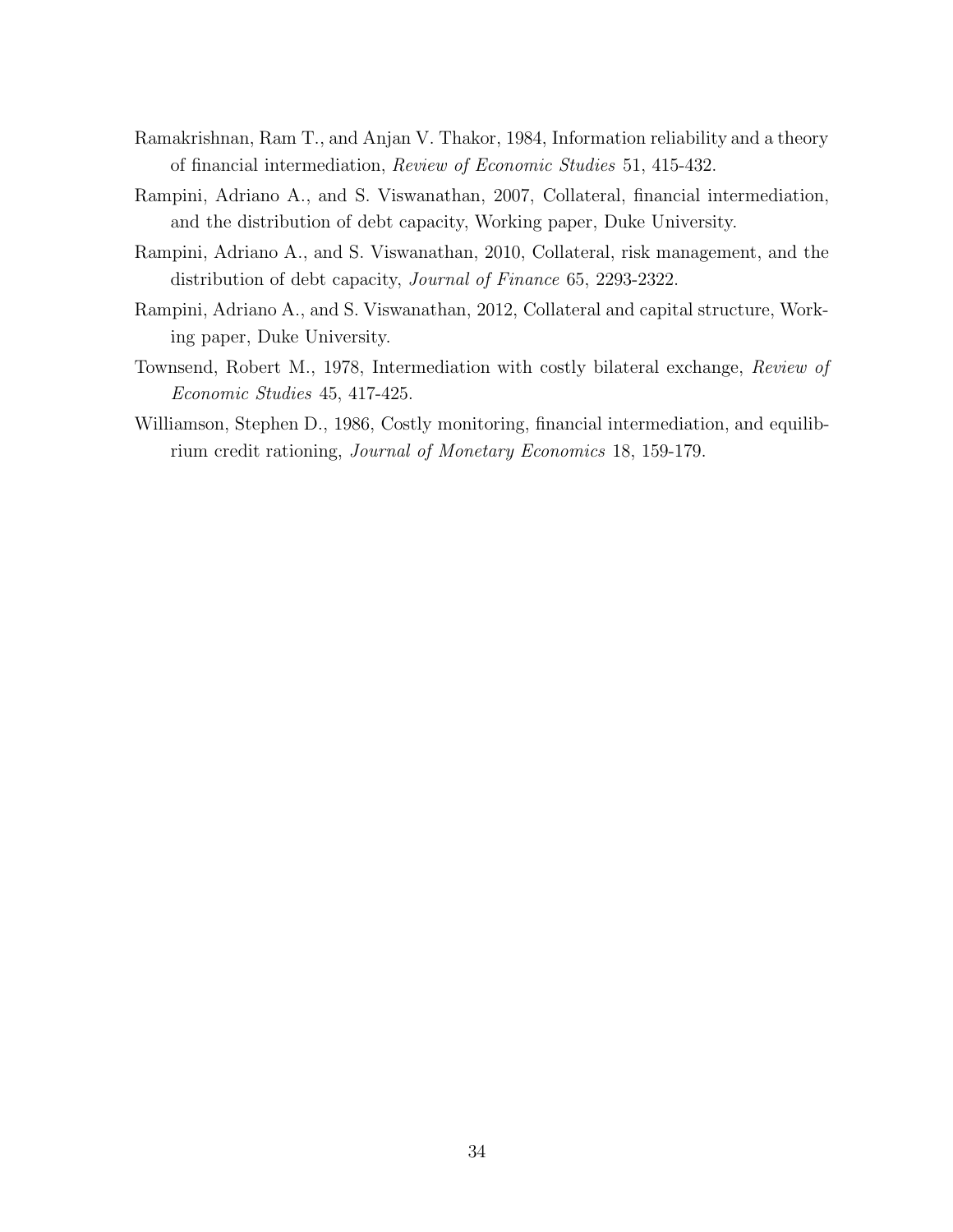Ramakrishnan, Ram T., and Anjan V. Thakor, 1984, Information reliability and a theory of financial intermediation, *Review of Economic Studies* 51, 415-432.

Rampini, Adriano A., and S. Viswanathan, 2007, Collateral, financial intermediation, and the distribution of debt capacity, Working paper, Duke University.

Rampini, Adriano A., and S. Viswanathan, 2010, Collateral, risk management, and the distribution of debt capacity, *Journal of Finance* 65, 2293-2322.

Rampini, Adriano A., and S. Viswanathan, 2012, Collateral and capital structure, Working paper, Duke University.

Townsend, Robert M., 1978, Intermediation with costly bilateral exchange, *Review of Economic Studies* 45, 417-425.

Williamson, Stephen D., 1986, Costly monitoring, financial intermediation, and equilibrium credit rationing, *Journal of Monetary Economics* 18, 159-179.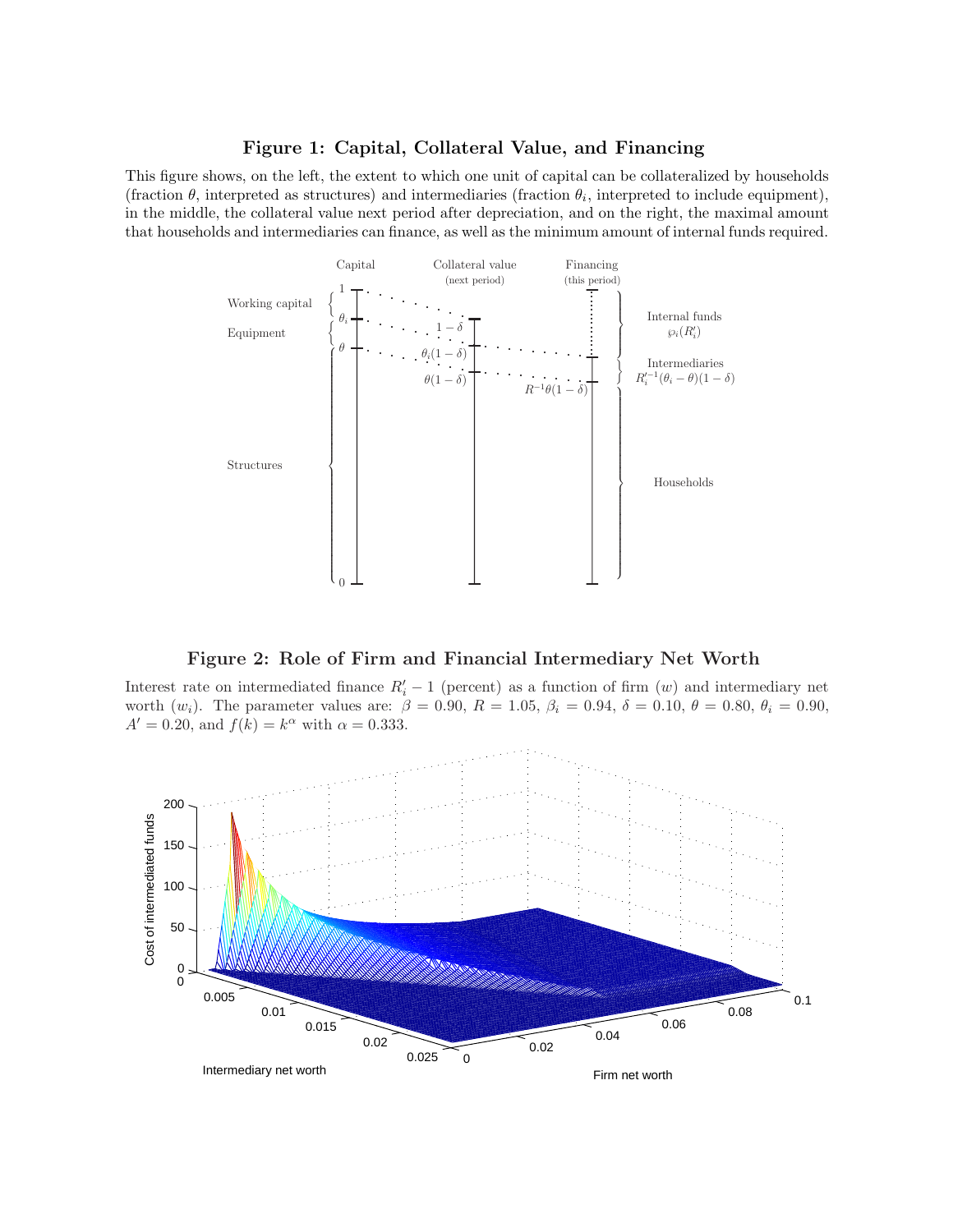## Figure 1: Capital, Collateral Value, and Financing

This figure shows, on the left, the extent to which one unit of capital can be collateralized by households (fraction $\theta$, interpreted as structures) and intermediaries (fraction $\theta_i$, interpreted to include equipment), in the middle, the collateral value next period after depreciation, and on the right, the maximal amount that households and intermediaries can finance, as well as the minimum amount of internal funds required.

Capital | Collateral value (next period) | Financing (this period)

Working capital; Equipment; Structures

$1$, $\theta_i$, $\theta$, $0$

$1-\delta$, $\theta_i(1-\delta)$, $\theta(1-\delta)$

$R^{-1}\theta(1-\delta)$

Internal funds $\wp_i(R_i')$

Intermediaries $R_i'^{-1}(\theta_i - \theta)(1-\delta)$

Households

## Figure 2: Role of Firm and Financial Intermediary Net Worth

Interest rate on intermediated finance $R_i' - 1$ (percent) as a function of firm ($w$) and intermediary net worth ($w_i$). The parameter values are: $\beta = 0.90$, $R = 1.05$, $\beta_i = 0.94$, $\delta = 0.10$, $\theta = 0.80$, $\theta_i = 0.90$, $A' = 0.20$, and $f(k) = k^\alpha$ with $\alpha = 0.333$.

Cost of intermediated funds (0, 50, 100, 150, 200)

Intermediary net worth (0, 0.005, 0.01, 0.015, 0.02, 0.025)

Firm net worth (0, 0.02, 0.04, 0.06, 0.08, 0.1)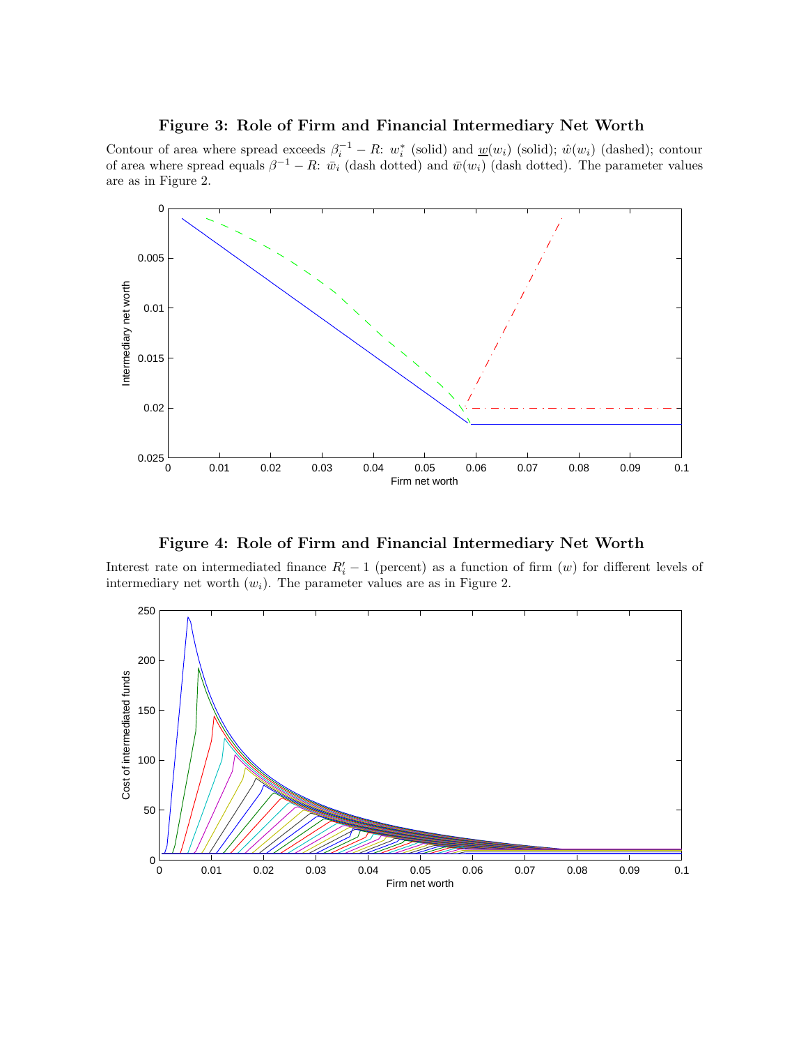**Figure 3: Role of Firm and Financial Intermediary Net Worth**

Contour of area where spread exceeds $\beta_i^{-1} - R$: $w_i^*$ (solid) and $\underline{w}(w_i)$ (solid); $\hat{w}(w_i)$ (dashed); contour of area where spread equals $\beta^{-1} - R$: $\bar{w}_i$ (dash dotted) and $\bar{w}(w_i)$ (dash dotted). The parameter values are as in Figure 2.

**Figure 4: Role of Firm and Financial Intermediary Net Worth**

Interest rate on intermediated finance $R_i' - 1$ (percent) as a function of firm ($w$) for different levels of intermediary net worth ($w_i$). The parameter values are as in Figure 2.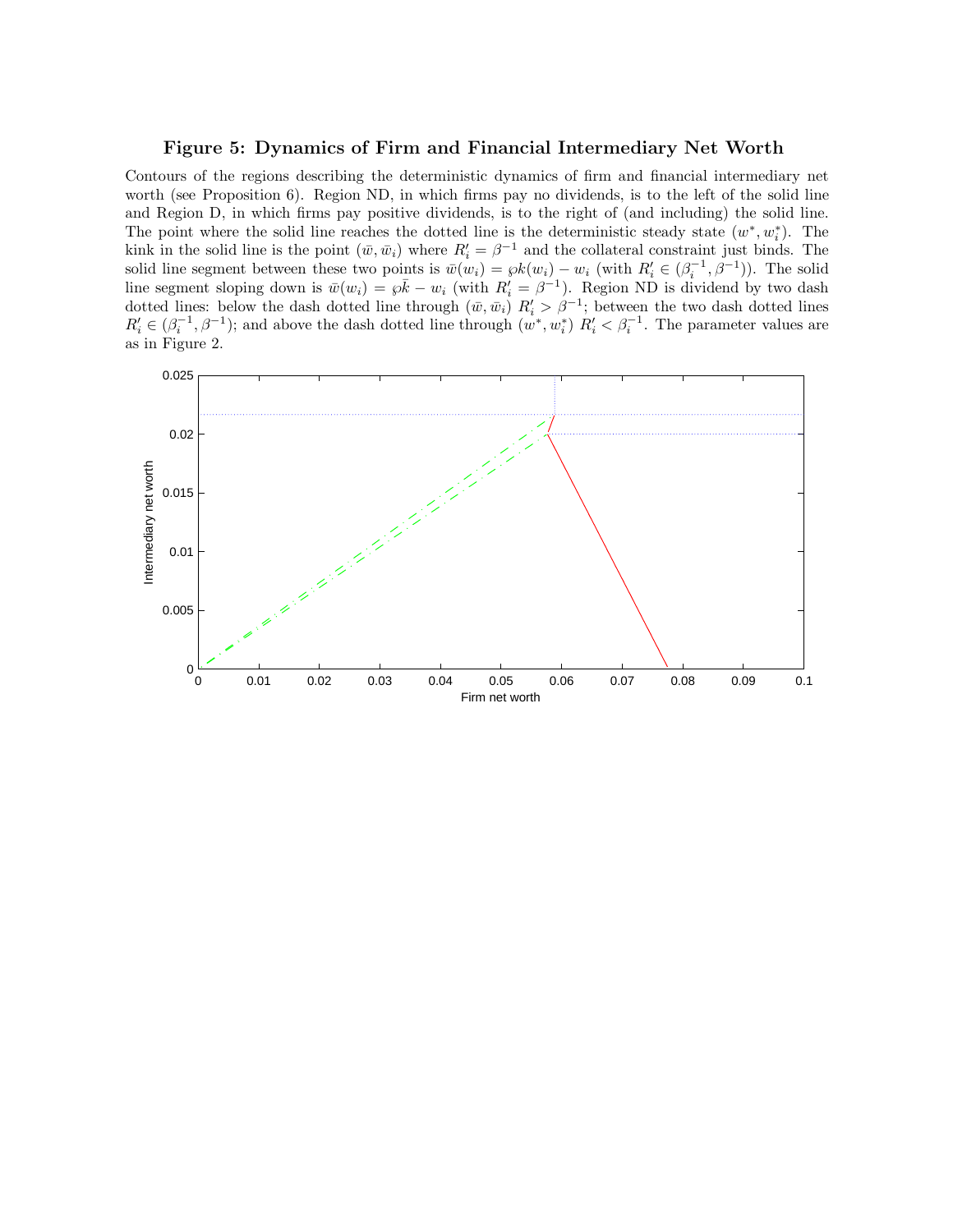## Figure 5: Dynamics of Firm and Financial Intermediary Net Worth

Contours of the regions describing the deterministic dynamics of firm and financial intermediary net worth (see Proposition 6). Region ND, in which firms pay no dividends, is to the left of the solid line and Region D, in which firms pay positive dividends, is to the right of (and including) the solid line. The point where the solid line reaches the dotted line is the deterministic steady state $(w^*, w_i^*)$. The kink in the solid line is the point $(\bar{w}, \bar{w}_i)$ where $R_i' = \beta^{-1}$ and the collateral constraint just binds. The solid line segment between these two points is $\bar{w}(w_i) = \wp k(w_i) - w_i$ (with $R_i' \in (\beta_i^{-1}, \beta^{-1})$). The solid line segment sloping down is $\bar{w}(w_i) = \wp \bar{k} - w_i$ (with $R_i' = \beta^{-1}$). Region ND is dividend by two dash dotted lines: below the dash dotted line through $(\bar{w}, \bar{w}_i)$ $R_i' > \beta^{-1}$; between the two dash dotted lines $R_i' \in (\beta_i^{-1}, \beta^{-1})$; and above the dash dotted line through $(w^*, w_i^*)$ $R_i' < \beta_i^{-1}$. The parameter values are as in Figure 2.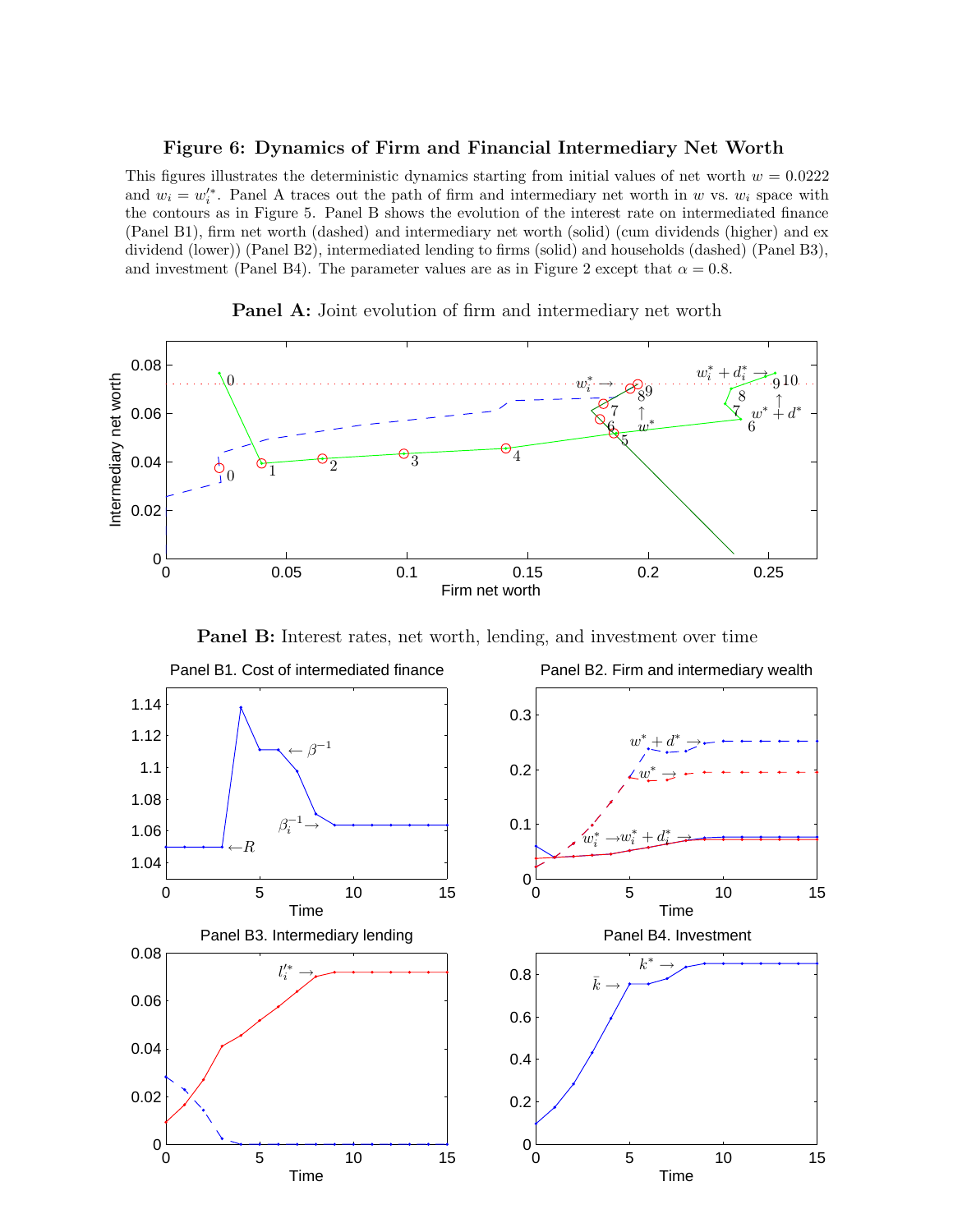**Figure 6: Dynamics of Firm and Financial Intermediary Net Worth**

This figures illustrates the deterministic dynamics starting from initial values of net worth $w = 0.0222$ and $w_i = w_i'^*$. Panel A traces out the path of firm and intermediary net worth in $w$ vs. $w_i$ space with the contours as in Figure 5. Panel B shows the evolution of the interest rate on intermediated finance (Panel B1), firm net worth (dashed) and intermediary net worth (solid) (cum dividends (higher) and ex dividend (lower)) (Panel B2), intermediated lending to firms (solid) and households (dashed) (Panel B3), and investment (Panel B4). The parameter values are as in Figure 2 except that $\alpha = 0.8$.

**Panel A:** Joint evolution of firm and intermediary net worth

**Panel B:** Interest rates, net worth, lending, and investment over time

Panel B1. Cost of intermediated finance

Panel B2. Firm and intermediary wealth

Panel B3. Intermediary lending

Panel B4. Investment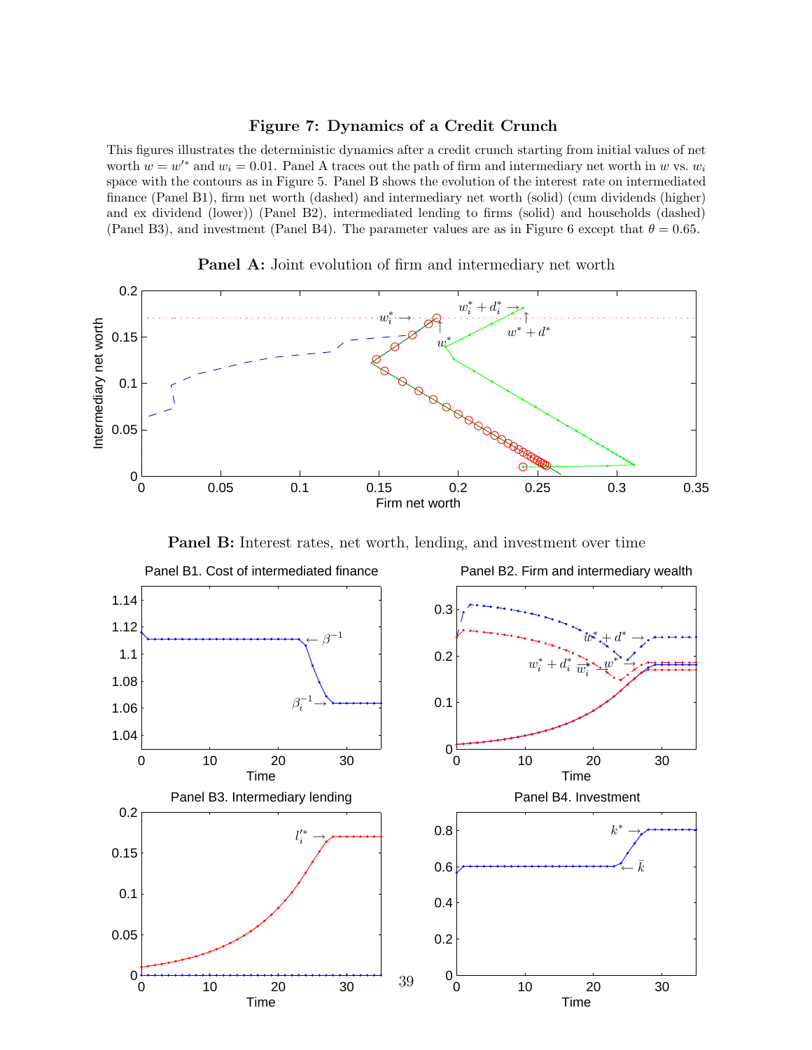**Figure 7: Dynamics of a Credit Crunch**

This figures illustrates the deterministic dynamics after a credit crunch starting from initial values of net worth $w = w'^*$ and $w_i = 0.01$. Panel A traces out the path of firm and intermediary net worth in $w$ vs. $w_i$ space with the contours as in Figure 5. Panel B shows the evolution of the interest rate on intermediated finance (Panel B1), firm net worth (dashed) and intermediary net worth (solid) (cum dividends (higher) and ex dividend (lower)) (Panel B2), intermediated lending to firms (solid) and households (dashed) (Panel B3), and investment (Panel B4). The parameter values are as in Figure 6 except that $\theta = 0.65$.

**Panel A:** Joint evolution of firm and intermediary net worth

Intermediary net worth

Firm net worth

0 0.05 0.1 0.15 0.2 0.25 0.3 0.35

0 0.05 0.1 0.15 0.2

$w_i^* \rightarrow$

$w_i^* + d_i^* \rightarrow$

$w^*$

$w^* + d^*$

**Panel B:** Interest rates, net worth, lending, and investment over time

Panel B1. Cost of intermediated finance

1.04 1.06 1.08 1.1 1.12 1.14

$\leftarrow \beta^{-1}$

$\beta_i^{-1} \rightarrow$

Time

0 10 20 30

Panel B2. Firm and intermediary wealth

0 0.1 0.2 0.3

$w^* + d^* \rightarrow$

$w_i^* + d_i^*$

$w_i^*$

$w^* \rightarrow$

Time

0 10 20 30

Panel B3. Intermediary lending

0 0.05 0.1 0.15 0.2

$l_i'^* \rightarrow$

Time

0 10 20 30

Panel B4. Investment

0 0.2 0.4 0.6 0.8

$k^* \rightarrow$

$\leftarrow \bar{k}$

Time

0 10 20 30